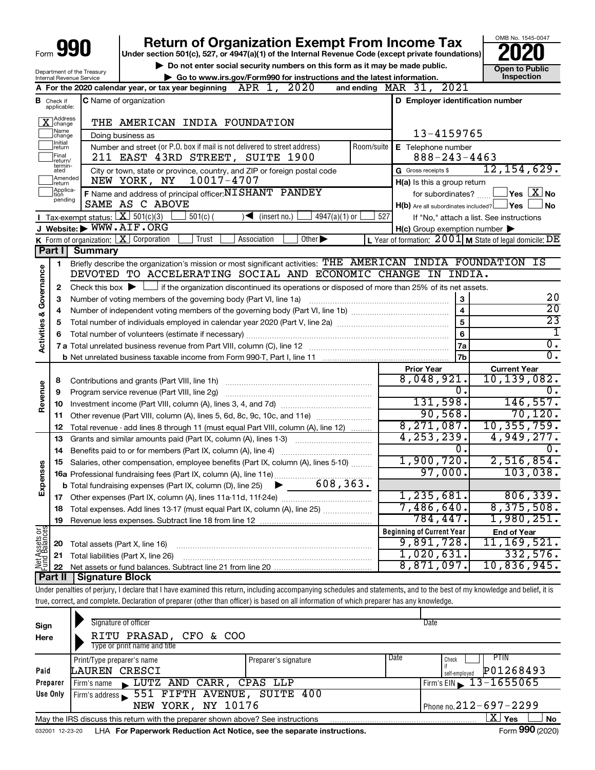Form **990**

# Return of Organization Exempt From Income Tax

**Under section 501(c), 527, or 4947(a)(1) of the Internal Revenue Code (except private foundations)**

▶ Do not enter social security numbers on this form as it may be made public.

▶ Go to www.irs.gov/Form990 for instructions and the latest information.

Department of the Treasury
Internal Revenue Service

OMB No. 1545-0047

**2020**

**Open to Public Inspection**

**A** For the 2020 calendar year, or tax year beginning APR 1, 2020 and ending MAR 31, 2021

**B** Check if applicable: [X] Address change [ ] Name change [ ] Initial return [ ] Final return/terminated [ ] Amended return [ ] Application pending

**C** Name of organization: THE AMERICAN INDIA FOUNDATION

Doing business as

Number and street (or P.O. box if mail is not delivered to street address): 211 EAST 43RD STREET, SUITE 1900 Room/suite

City or town, state or province, country, and ZIP or foreign postal code: NEW YORK, NY 10017-4707

**D** Employer identification number: 13-4159765

**E** Telephone number: 888-243-4463

**G** Gross receipts $ 12,154,629.

**F** Name and address of principal officer: NISHANT PANDEY
SAME AS C ABOVE

**H(a)** Is this a group return for subordinates? [ ] Yes [X] No

**H(b)** Are all subordinates included? [ ] Yes [ ] No
If "No," attach a list. See instructions

**H(c)** Group exemption number ▶

**I** Tax-exempt status: [X] 501(c)(3) [ ] 501(c) ( ) ◀ (insert no.) [ ] 4947(a)(1) or [ ] 527

**J** Website: ▶ WWW.AIF.ORG

**K** Form of organization: [X] Corporation [ ] Trust [ ] Association [ ] Other ▶

**L** Year of formation: 2001 **M** State of legal domicile: DE

## Part I Summary

**Activities & Governance**

1. Briefly describe the organization's mission or most significant activities: THE AMERICAN INDIA FOUNDATION IS DEVOTED TO ACCELERATING SOCIAL AND ECONOMIC CHANGE IN INDIA.
2. Check this box ▶ [ ] if the organization discontinued its operations or disposed of more than 25% of its net assets.

| Line | Description | | Value |
|---|---|---|---|
| 3 | Number of voting members of the governing body (Part VI, line 1a) | 3 | 20 |
| 4 | Number of independent voting members of the governing body (Part VI, line 1b) | 4 | 20 |
| 5 | Total number of individuals employed in calendar year 2020 (Part V, line 2a) | 5 | 23 |
| 6 | Total number of volunteers (estimate if necessary) | 6 | 1 |
| 7a | Total unrelated business revenue from Part VIII, column (C), line 12 | 7a | 0. |
| 7b | Net unrelated business taxable income from Form 990-T, Part I, line 11 | 7b | 0. |

| Line | Description | Prior Year | Current Year |
|---|---|---|---|
| **Revenue** | | | |
| 8 | Contributions and grants (Part VIII, line 1h) | 8,048,921. | 10,139,082. |
| 9 | Program service revenue (Part VIII, line 2g) | 0. | 0. |
| 10 | Investment income (Part VIII, column (A), lines 3, 4, and 7d) | 131,598. | 146,557. |
| 11 | Other revenue (Part VIII, column (A), lines 5, 6d, 8c, 9c, 10c, and 11e) | 90,568. | 70,120. |
| 12 | Total revenue - add lines 8 through 11 (must equal Part VIII, column (A), line 12) | 8,271,087. | 10,355,759. |
| **Expenses** | | | |
| 13 | Grants and similar amounts paid (Part IX, column (A), lines 1-3) | 4,253,239. | 4,949,277. |
| 14 | Benefits paid to or for members (Part IX, column (A), line 4) | 0. | 0. |
| 15 | Salaries, other compensation, employee benefits (Part IX, column (A), lines 5-10) | 1,900,720. | 2,516,854. |
| 16a | Professional fundraising fees (Part IX, column (A), line 11e) | 97,000. | 103,038. |
| b | Total fundraising expenses (Part IX, column (D), line 25) ▶ 608,363. | | |
| 17 | Other expenses (Part IX, column (A), lines 11a-11d, 11f-24e) | 1,235,681. | 806,339. |
| 18 | Total expenses. Add lines 13-17 (must equal Part IX, column (A), line 25) | 7,486,640. | 8,375,508. |
| 19 | Revenue less expenses. Subtract line 18 from line 12 | 784,447. | 1,980,251. |

| Line | Net Assets or Fund Balances | Beginning of Current Year | End of Year |
|---|---|---|---|
| 20 | Total assets (Part X, line 16) | 9,891,728. | 11,169,521. |
| 21 | Total liabilities (Part X, line 26) | 1,020,631. | 332,576. |
| 22 | Net assets or fund balances. Subtract line 21 from line 20 | 8,871,097. | 10,836,945. |

## Part II Signature Block

Under penalties of perjury, I declare that I have examined this return, including accompanying schedules and statements, and to the best of my knowledge and belief, it is true, correct, and complete. Declaration of preparer (other than officer) is based on all information of which preparer has any knowledge.

**Sign Here**

Signature of officer | Date

RITU PRASAD, CFO & COO
Type or print name and title

**Paid Preparer Use Only**

| Print/Type preparer's name | Preparer's signature | Date | Check [ ] if self-employed | PTIN |
|---|---|---|---|---|
| LAUREN CRESCI | | | | P01268493 |

Firm's name ▶ LUTZ AND CARR, CPAS LLP — Firm's EIN ▶ 13-1655065

Firm's address ▶ 551 FIFTH AVENUE, SUITE 400, NEW YORK, NY 10176 — Phone no. 212-697-2299

May the IRS discuss this return with the preparer shown above? See instructions [X] Yes [ ] No

032001 12-23-20 LHA **For Paperwork Reduction Act Notice, see the separate instructions.** Form **990** (2020)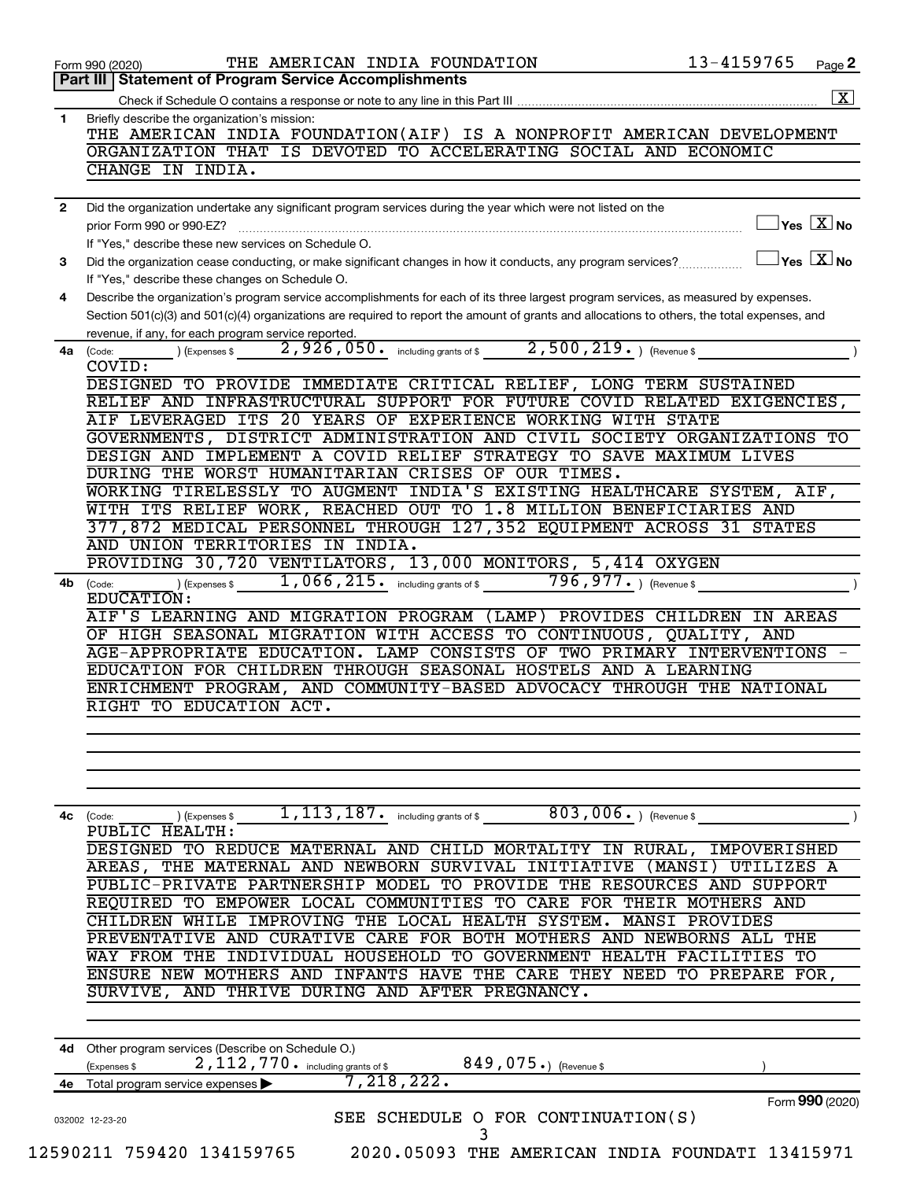Form 990 (2020) THE AMERICAN INDIA FOUNDATION 13-4159765 Page 2

**Part III | Statement of Program Service Accomplishments**

Check if Schedule O contains a response or note to any line in this Part III ..... [X]

**1** Briefly describe the organization's mission:

THE AMERICAN INDIA FOUNDATION(AIF) IS A NONPROFIT AMERICAN DEVELOPMENT ORGANIZATION THAT IS DEVOTED TO ACCELERATING SOCIAL AND ECONOMIC CHANGE IN INDIA.

**2** Did the organization undertake any significant program services during the year which were not listed on the prior Form 990 or 990-EZ? ..... [ ] Yes [X] No

If "Yes," describe these new services on Schedule O.

**3** Did the organization cease conducting, or make significant changes in how it conducts, any program services? ..... [ ] Yes [X] No

If "Yes," describe these changes on Schedule O.

**4** Describe the organization's program service accomplishments for each of its three largest program services, as measured by expenses. Section 501(c)(3) and 501(c)(4) organizations are required to report the amount of grants and allocations to others, the total expenses, and revenue, if any, for each program service reported.

**4a** (Code: ) (Expenses $ 2,926,050. including grants of $ 2,500,219. ) (Revenue $ )

COVID:
DESIGNED TO PROVIDE IMMEDIATE CRITICAL RELIEF, LONG TERM SUSTAINED RELIEF AND INFRASTRUCTURAL SUPPORT FOR FUTURE COVID RELATED EXIGENCIES, AIF LEVERAGED ITS 20 YEARS OF EXPERIENCE WORKING WITH STATE GOVERNMENTS, DISTRICT ADMINISTRATION AND CIVIL SOCIETY ORGANIZATIONS TO DESIGN AND IMPLEMENT A COVID RELIEF STRATEGY TO SAVE MAXIMUM LIVES DURING THE WORST HUMANITARIAN CRISES OF OUR TIMES.
WORKING TIRELESSLY TO AUGMENT INDIA'S EXISTING HEALTHCARE SYSTEM, AIF, WITH ITS RELIEF WORK, REACHED OUT TO 1.8 MILLION BENEFICIARIES AND 377,872 MEDICAL PERSONNEL THROUGH 127,352 EQUIPMENT ACROSS 31 STATES AND UNION TERRITORIES IN INDIA.
PROVIDING 30,720 VENTILATORS, 13,000 MONITORS, 5,414 OXYGEN

**4b** (Code: ) (Expenses $ 1,066,215. including grants of $ 796,977. ) (Revenue $ )

EDUCATION:
AIF'S LEARNING AND MIGRATION PROGRAM (LAMP) PROVIDES CHILDREN IN AREAS OF HIGH SEASONAL MIGRATION WITH ACCESS TO CONTINUOUS, QUALITY, AND AGE-APPROPRIATE EDUCATION. LAMP CONSISTS OF TWO PRIMARY INTERVENTIONS - EDUCATION FOR CHILDREN THROUGH SEASONAL HOSTELS AND A LEARNING ENRICHMENT PROGRAM, AND COMMUNITY-BASED ADVOCACY THROUGH THE NATIONAL RIGHT TO EDUCATION ACT.

**4c** (Code: ) (Expenses $ 1,113,187. including grants of $ 803,006. ) (Revenue $ )

PUBLIC HEALTH:
DESIGNED TO REDUCE MATERNAL AND CHILD MORTALITY IN RURAL, IMPOVERISHED AREAS, THE MATERNAL AND NEWBORN SURVIVAL INITIATIVE (MANSI) UTILIZES A PUBLIC-PRIVATE PARTNERSHIP MODEL TO PROVIDE THE RESOURCES AND SUPPORT REQUIRED TO EMPOWER LOCAL COMMUNITIES TO CARE FOR THEIR MOTHERS AND CHILDREN WHILE IMPROVING THE LOCAL HEALTH SYSTEM. MANSI PROVIDES PREVENTATIVE AND CURATIVE CARE FOR BOTH MOTHERS AND NEWBORNS ALL THE WAY FROM THE INDIVIDUAL HOUSEHOLD TO GOVERNMENT HEALTH FACILITIES TO ENSURE NEW MOTHERS AND INFANTS HAVE THE CARE THEY NEED TO PREPARE FOR, SURVIVE, AND THRIVE DURING AND AFTER PREGNANCY.

**4d** Other program services (Describe on Schedule O.)
(Expenses $ 2,112,770. including grants of $ 849,075.) (Revenue $ )

**4e** Total program service expenses ▶ 7,218,222.

Form **990** (2020)

032002 12-23-20

SEE SCHEDULE O FOR CONTINUATION(S)

12590211 759420 134159765 2020.05093 THE AMERICAN INDIA FOUNDATI 13415971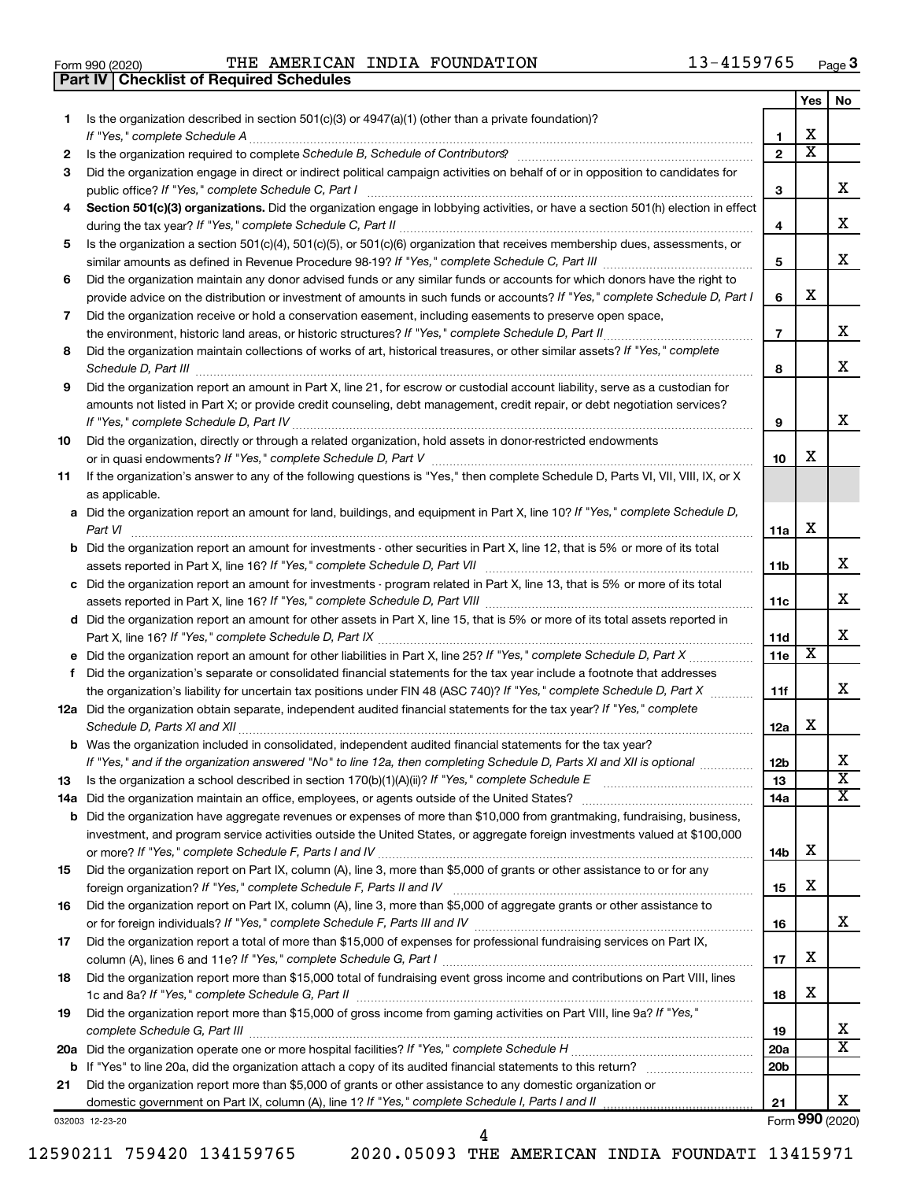Form 990 (2020) THE AMERICAN INDIA FOUNDATION 13-4159765 Page **3**

**Part IV | Checklist of Required Schedules**

| | | | Yes | No |
|---|---|---|---|---|
| **1** | Is the organization described in section 501(c)(3) or 4947(a)(1) (other than a private foundation)? *If "Yes," complete Schedule A* | **1** | X | |
| **2** | Is the organization required to complete *Schedule B, Schedule of Contributors*? | **2** | X | |
| **3** | Did the organization engage in direct or indirect political campaign activities on behalf of or in opposition to candidates for public office? *If "Yes," complete Schedule C, Part I* | **3** | | X |
| **4** | **Section 501(c)(3) organizations.** Did the organization engage in lobbying activities, or have a section 501(h) election in effect during the tax year? *If "Yes," complete Schedule C, Part II* | **4** | | X |
| **5** | Is the organization a section 501(c)(4), 501(c)(5), or 501(c)(6) organization that receives membership dues, assessments, or similar amounts as defined in Revenue Procedure 98-19? *If "Yes," complete Schedule C, Part III* | **5** | | X |
| **6** | Did the organization maintain any donor advised funds or any similar funds or accounts for which donors have the right to provide advice on the distribution or investment of amounts in such funds or accounts? *If "Yes," complete Schedule D, Part I* | **6** | X | |
| **7** | Did the organization receive or hold a conservation easement, including easements to preserve open space, the environment, historic land areas, or historic structures? *If "Yes," complete Schedule D, Part II* | **7** | | X |
| **8** | Did the organization maintain collections of works of art, historical treasures, or other similar assets? *If "Yes," complete Schedule D, Part III* | **8** | | X |
| **9** | Did the organization report an amount in Part X, line 21, for escrow or custodial account liability, serve as a custodian for amounts not listed in Part X; or provide credit counseling, debt management, credit repair, or debt negotiation services? *If "Yes," complete Schedule D, Part IV* | **9** | | X |
| **10** | Did the organization, directly or through a related organization, hold assets in donor-restricted endowments or in quasi endowments? *If "Yes," complete Schedule D, Part V* | **10** | X | |
| **11** | If the organization's answer to any of the following questions is "Yes," then complete Schedule D, Parts VI, VII, VIII, IX, or X as applicable. | | | |
| **a** | Did the organization report an amount for land, buildings, and equipment in Part X, line 10? *If "Yes," complete Schedule D, Part VI* | **11a** | X | |
| **b** | Did the organization report an amount for investments - other securities in Part X, line 12, that is 5% or more of its total assets reported in Part X, line 16? *If "Yes," complete Schedule D, Part VII* | **11b** | | X |
| **c** | Did the organization report an amount for investments - program related in Part X, line 13, that is 5% or more of its total assets reported in Part X, line 16? *If "Yes," complete Schedule D, Part VIII* | **11c** | | X |
| **d** | Did the organization report an amount for other assets in Part X, line 15, that is 5% or more of its total assets reported in Part X, line 16? *If "Yes," complete Schedule D, Part IX* | **11d** | | X |
| **e** | Did the organization report an amount for other liabilities in Part X, line 25? *If "Yes," complete Schedule D, Part X* | **11e** | X | |
| **f** | Did the organization's separate or consolidated financial statements for the tax year include a footnote that addresses the organization's liability for uncertain tax positions under FIN 48 (ASC 740)? *If "Yes," complete Schedule D, Part X* | **11f** | | X |
| **12a** | Did the organization obtain separate, independent audited financial statements for the tax year? *If "Yes," complete Schedule D, Parts XI and XII* | **12a** | X | |
| **b** | Was the organization included in consolidated, independent audited financial statements for the tax year? *If "Yes," and if the organization answered "No" to line 12a, then completing Schedule D, Parts XI and XII is optional* | **12b** | | X |
| **13** | Is the organization a school described in section 170(b)(1)(A)(ii)? *If "Yes," complete Schedule E* | **13** | | X |
| **14a** | Did the organization maintain an office, employees, or agents outside of the United States? | **14a** | | X |
| **b** | Did the organization have aggregate revenues or expenses of more than $10,000 from grantmaking, fundraising, business, investment, and program service activities outside the United States, or aggregate foreign investments valued at $100,000 or more? *If "Yes," complete Schedule F, Parts I and IV* | **14b** | X | |
| **15** | Did the organization report on Part IX, column (A), line 3, more than $5,000 of grants or other assistance to or for any foreign organization? *If "Yes," complete Schedule F, Parts II and IV* | **15** | X | |
| **16** | Did the organization report on Part IX, column (A), line 3, more than $5,000 of aggregate grants or other assistance to or for foreign individuals? *If "Yes," complete Schedule F, Parts III and IV* | **16** | | X |
| **17** | Did the organization report a total of more than $15,000 of expenses for professional fundraising services on Part IX, column (A), lines 6 and 11e? *If "Yes," complete Schedule G, Part I* | **17** | X | |
| **18** | Did the organization report more than $15,000 total of fundraising event gross income and contributions on Part VIII, lines 1c and 8a? *If "Yes," complete Schedule G, Part II* | **18** | X | |
| **19** | Did the organization report more than $15,000 of gross income from gaming activities on Part VIII, line 9a? *If "Yes," complete Schedule G, Part III* | **19** | | X |
| **20a** | Did the organization operate one or more hospital facilities? *If "Yes," complete Schedule H* | **20a** | | X |
| **b** | If "Yes" to line 20a, did the organization attach a copy of its audited financial statements to this return? | **20b** | | |
| **21** | Did the organization report more than $5,000 of grants or other assistance to any domestic organization or domestic government on Part IX, column (A), line 1? *If "Yes," complete Schedule I, Parts I and II* | **21** | | X |

032003 12-23-20 Form **990** (2020)

12590211 759420 134159765 2020.05093 THE AMERICAN INDIA FOUNDATI 13415971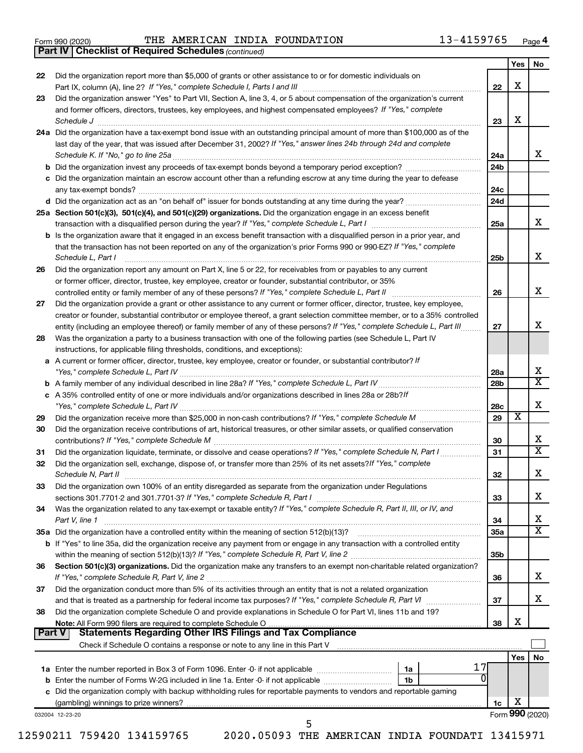Form 990 (2020) THE AMERICAN INDIA FOUNDATION 13-4159765

## Part IV | Checklist of Required Schedules *(continued)*

| | | | Yes | No |
|---|---|---|---|---|
| 22 | Did the organization report more than $5,000 of grants or other assistance to or for domestic individuals on Part IX, column (A), line 2? *If "Yes," complete Schedule I, Parts I and III* | 22 | X | |
| 23 | Did the organization answer "Yes" to Part VII, Section A, line 3, 4, or 5 about compensation of the organization's current and former officers, directors, trustees, key employees, and highest compensated employees? *If "Yes," complete Schedule J* | 23 | X | |
| 24a | Did the organization have a tax-exempt bond issue with an outstanding principal amount of more than $100,000 as of the last day of the year, that was issued after December 31, 2002? *If "Yes," answer lines 24b through 24d and complete Schedule K. If "No," go to line 25a* | 24a | | X |
| b | Did the organization invest any proceeds of tax-exempt bonds beyond a temporary period exception? | 24b | | |
| c | Did the organization maintain an escrow account other than a refunding escrow at any time during the year to defease any tax-exempt bonds? | 24c | | |
| d | Did the organization act as an "on behalf of" issuer for bonds outstanding at any time during the year? | 24d | | |
| 25a | **Section 501(c)(3), 501(c)(4), and 501(c)(29) organizations.** Did the organization engage in an excess benefit transaction with a disqualified person during the year? *If "Yes," complete Schedule L, Part I* | 25a | | X |
| b | Is the organization aware that it engaged in an excess benefit transaction with a disqualified person in a prior year, and that the transaction has not been reported on any of the organization's prior Forms 990 or 990-EZ? *If "Yes," complete Schedule L, Part I* | 25b | | X |
| 26 | Did the organization report any amount on Part X, line 5 or 22, for receivables from or payables to any current or former officer, director, trustee, key employee, creator or founder, substantial contributor, or 35% controlled entity or family member of any of these persons? *If "Yes," complete Schedule L, Part II* | 26 | | X |
| 27 | Did the organization provide a grant or other assistance to any current or former officer, director, trustee, key employee, creator or founder, substantial contributor or employee thereof, a grant selection committee member, or to a 35% controlled entity (including an employee thereof) or family member of any of these persons? *If "Yes," complete Schedule L, Part III* | 27 | | X |
| 28 | Was the organization a party to a business transaction with one of the following parties (see Schedule L, Part IV instructions, for applicable filing thresholds, conditions, and exceptions): | | | |
| a | A current or former officer, director, trustee, key employee, creator or founder, or substantial contributor? *If "Yes," complete Schedule L, Part IV* | 28a | | X |
| b | A family member of any individual described in line 28a? *If "Yes," complete Schedule L, Part IV* | 28b | | X |
| c | A 35% controlled entity of one or more individuals and/or organizations described in lines 28a or 28b? *If "Yes," complete Schedule L, Part IV* | 28c | | X |
| 29 | Did the organization receive more than $25,000 in non-cash contributions? *If "Yes," complete Schedule M* | 29 | X | |
| 30 | Did the organization receive contributions of art, historical treasures, or other similar assets, or qualified conservation contributions? *If "Yes," complete Schedule M* | 30 | | X |
| 31 | Did the organization liquidate, terminate, or dissolve and cease operations? *If "Yes," complete Schedule N, Part I* | 31 | | X |
| 32 | Did the organization sell, exchange, dispose of, or transfer more than 25% of its net assets? *If "Yes," complete Schedule N, Part II* | 32 | | X |
| 33 | Did the organization own 100% of an entity disregarded as separate from the organization under Regulations sections 301.7701-2 and 301.7701-3? *If "Yes," complete Schedule R, Part I* | 33 | | X |
| 34 | Was the organization related to any tax-exempt or taxable entity? *If "Yes," complete Schedule R, Part II, III, or IV, and Part V, line 1* | 34 | | X |
| 35a | Did the organization have a controlled entity within the meaning of section 512(b)(13)? | 35a | | X |
| b | If "Yes" to line 35a, did the organization receive any payment from or engage in any transaction with a controlled entity within the meaning of section 512(b)(13)? *If "Yes," complete Schedule R, Part V, line 2* | 35b | | |
| 36 | **Section 501(c)(3) organizations.** Did the organization make any transfers to an exempt non-charitable related organization? *If "Yes," complete Schedule R, Part V, line 2* | 36 | | X |
| 37 | Did the organization conduct more than 5% of its activities through an entity that is not a related organization and that is treated as a partnership for federal income tax purposes? *If "Yes," complete Schedule R, Part VI* | 37 | | X |
| 38 | Did the organization complete Schedule O and provide explanations in Schedule O for Part VI, lines 11b and 19? **Note:** All Form 990 filers are required to complete Schedule O | 38 | X | |

## Part V | Statements Regarding Other IRS Filings and Tax Compliance

Check if Schedule O contains a response or note to any line in this Part V [ ]

| | | | | | Yes | No |
|---|---|---|---|---|---|---|
| 1a | Enter the number reported in Box 3 of Form 1096. Enter -0- if not applicable | 1a | 17 | | | |
| b | Enter the number of Forms W-2G included in line 1a. Enter -0- if not applicable | 1b | 0 | | | |
| c | Did the organization comply with backup withholding rules for reportable payments to vendors and reportable gaming (gambling) winnings to prize winners? | | | 1c | X | |

032004 12-23-20

Form **990** (2020)

12590211 759420 134159765 2020.05093 THE AMERICAN INDIA FOUNDATI 13415971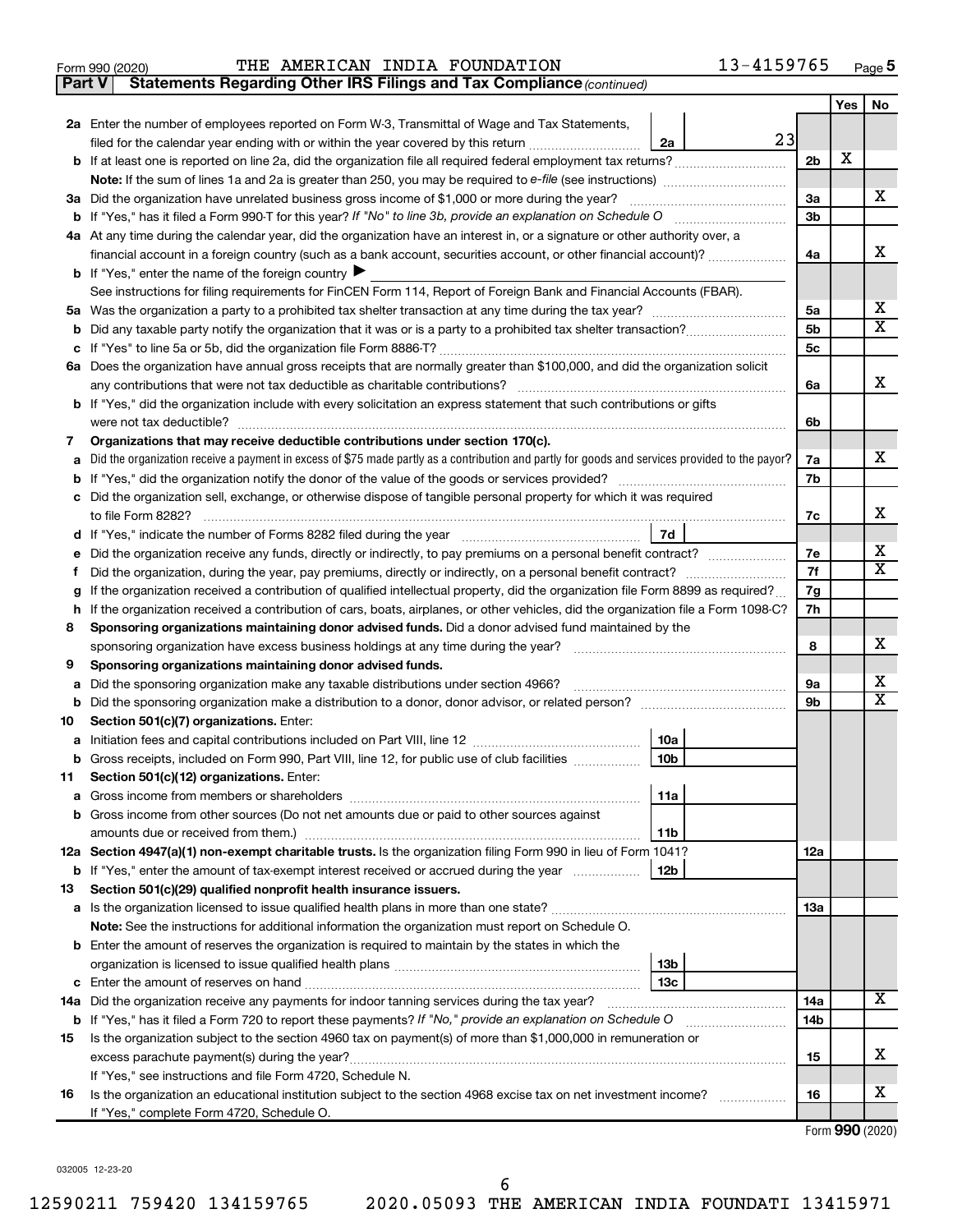Form 990 (2020) THE AMERICAN INDIA FOUNDATION 13-4159765 Page **5**

**Part V** **Statements Regarding Other IRS Filings and Tax Compliance** *(continued)*

| | | | | Yes | No |
|---|---|---|---|---|---|
| **2a** | Enter the number of employees reported on Form W-3, Transmittal of Wage and Tax Statements, filed for the calendar year ending with or within the year covered by this return | 2a 23 | | | |
| **b** | If at least one is reported on line 2a, did the organization file all required federal employment tax returns? | | 2b | X | |
| | **Note:** If the sum of lines 1a and 2a is greater than 250, you may be required to *e-file* (see instructions) | | | | |
| **3a** | Did the organization have unrelated business gross income of $1,000 or more during the year? | | 3a | | X |
| **b** | If "Yes," has it filed a Form 990-T for this year? *If "No" to line 3b, provide an explanation on Schedule O* | | 3b | | |
| **4a** | At any time during the calendar year, did the organization have an interest in, or a signature or other authority over, a financial account in a foreign country (such as a bank account, securities account, or other financial account)? | | 4a | | X |
| **b** | If "Yes," enter the name of the foreign country ▶ | | | | |
| | See instructions for filing requirements for FinCEN Form 114, Report of Foreign Bank and Financial Accounts (FBAR). | | | | |
| **5a** | Was the organization a party to a prohibited tax shelter transaction at any time during the tax year? | | 5a | | X |
| **b** | Did any taxable party notify the organization that it was or is a party to a prohibited tax shelter transaction? | | 5b | | X |
| **c** | If "Yes" to line 5a or 5b, did the organization file Form 8886-T? | | 5c | | |
| **6a** | Does the organization have annual gross receipts that are normally greater than $100,000, and did the organization solicit any contributions that were not tax deductible as charitable contributions? | | 6a | | X |
| **b** | If "Yes," did the organization include with every solicitation an express statement that such contributions or gifts were not tax deductible? | | 6b | | |
| **7** | **Organizations that may receive deductible contributions under section 170(c).** | | | | |
| **a** | Did the organization receive a payment in excess of $75 made partly as a contribution and partly for goods and services provided to the payor? | | 7a | | X |
| **b** | If "Yes," did the organization notify the donor of the value of the goods or services provided? | | 7b | | |
| **c** | Did the organization sell, exchange, or otherwise dispose of tangible personal property for which it was required to file Form 8282? | | 7c | | X |
| **d** | If "Yes," indicate the number of Forms 8282 filed during the year | 7d | | | |
| **e** | Did the organization receive any funds, directly or indirectly, to pay premiums on a personal benefit contract? | | 7e | | X |
| **f** | Did the organization, during the year, pay premiums, directly or indirectly, on a personal benefit contract? | | 7f | | X |
| **g** | If the organization received a contribution of qualified intellectual property, did the organization file Form 8899 as required? | | 7g | | |
| **h** | If the organization received a contribution of cars, boats, airplanes, or other vehicles, did the organization file a Form 1098-C? | | 7h | | |
| **8** | **Sponsoring organizations maintaining donor advised funds.** Did a donor advised fund maintained by the sponsoring organization have excess business holdings at any time during the year? | | 8 | | X |
| **9** | **Sponsoring organizations maintaining donor advised funds.** | | | | |
| **a** | Did the sponsoring organization make any taxable distributions under section 4966? | | 9a | | X |
| **b** | Did the sponsoring organization make a distribution to a donor, donor advisor, or related person? | | 9b | | X |
| **10** | **Section 501(c)(7) organizations.** Enter: | | | | |
| **a** | Initiation fees and capital contributions included on Part VIII, line 12 | 10a | | | |
| **b** | Gross receipts, included on Form 990, Part VIII, line 12, for public use of club facilities | 10b | | | |
| **11** | **Section 501(c)(12) organizations.** Enter: | | | | |
| **a** | Gross income from members or shareholders | 11a | | | |
| **b** | Gross income from other sources (Do not net amounts due or paid to other sources against amounts due or received from them.) | 11b | | | |
| **12a** | **Section 4947(a)(1) non-exempt charitable trusts.** Is the organization filing Form 990 in lieu of Form 1041? | | 12a | | |
| **b** | If "Yes," enter the amount of tax-exempt interest received or accrued during the year | 12b | | | |
| **13** | **Section 501(c)(29) qualified nonprofit health insurance issuers.** | | | | |
| **a** | Is the organization licensed to issue qualified health plans in more than one state? | | 13a | | |
| | **Note:** See the instructions for additional information the organization must report on Schedule O. | | | | |
| **b** | Enter the amount of reserves the organization is required to maintain by the states in which the organization is licensed to issue qualified health plans | 13b | | | |
| **c** | Enter the amount of reserves on hand | 13c | | | |
| **14a** | Did the organization receive any payments for indoor tanning services during the tax year? | | 14a | | X |
| **b** | If "Yes," has it filed a Form 720 to report these payments? *If "No," provide an explanation on Schedule O* | | 14b | | |
| **15** | Is the organization subject to the section 4960 tax on payment(s) of more than $1,000,000 in remuneration or excess parachute payment(s) during the year? | | 15 | | X |
| | If "Yes," see instructions and file Form 4720, Schedule N. | | | | |
| **16** | Is the organization an educational institution subject to the section 4968 excise tax on net investment income? | | 16 | | X |
| | If "Yes," complete Form 4720, Schedule O. | | | | |

Form **990** (2020)

032005 12-23-20

12590211 759420 134159765 2020.05093 THE AMERICAN INDIA FOUNDATI 13415971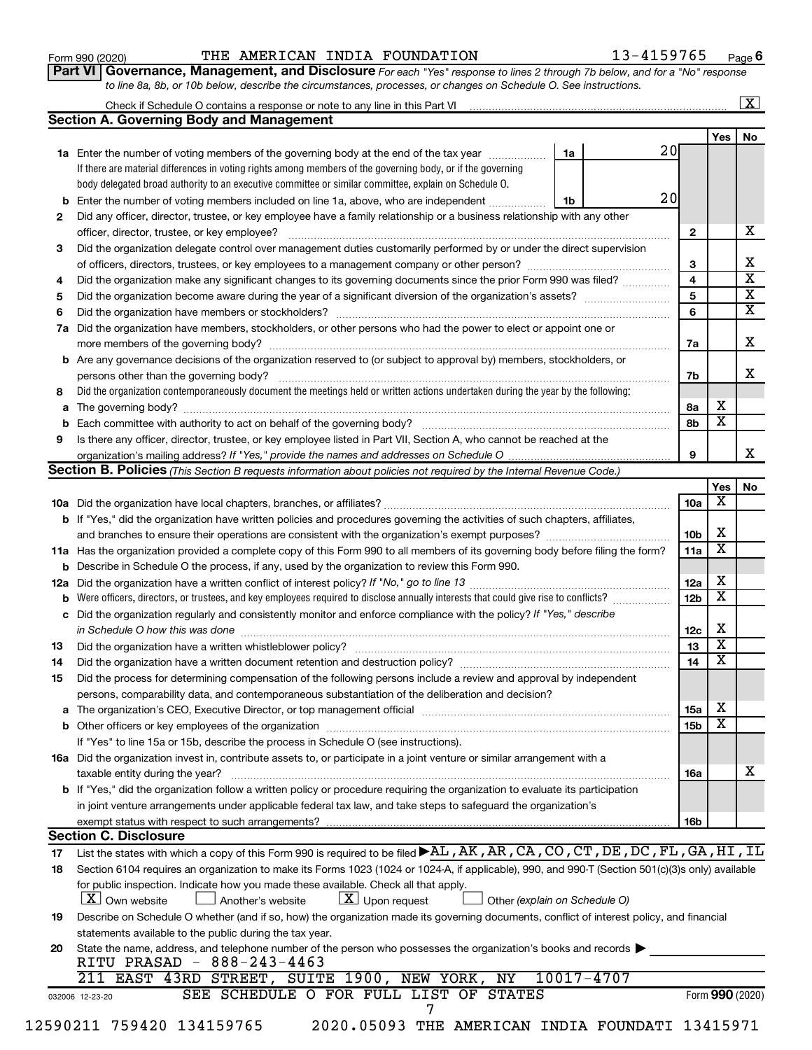Form 990 (2020) THE AMERICAN INDIA FOUNDATION 13-4159765 Page 6

**Part VI Governance, Management, and Disclosure** *For each "Yes" response to lines 2 through 7b below, and for a "No" response to line 8a, 8b, or 10b below, describe the circumstances, processes, or changes on Schedule O. See instructions.*

Check if Schedule O contains a response or note to any line in this Part VI ..... [X]

**Section A. Governing Body and Management**

| | | | | Yes | No |
|---|---|---|---|---|---|
| **1a** | Enter the number of voting members of the governing body at the end of the tax year ..... If there are material differences in voting rights among members of the governing body, or if the governing body delegated broad authority to an executive committee or similar committee, explain on Schedule O. | 1a | 20 | | |
| **b** | Enter the number of voting members included on line 1a, above, who are independent ..... | 1b | 20 | | |
| **2** | Did any officer, director, trustee, or key employee have a family relationship or a business relationship with any other officer, director, trustee, or key employee? ..... | 2 | | | X |
| **3** | Did the organization delegate control over management duties customarily performed by or under the direct supervision of officers, directors, trustees, or key employees to a management company or other person? ..... | 3 | | | X |
| **4** | Did the organization make any significant changes to its governing documents since the prior Form 990 was filed? ..... | 4 | | | X |
| **5** | Did the organization become aware during the year of a significant diversion of the organization's assets? ..... | 5 | | | X |
| **6** | Did the organization have members or stockholders? ..... | 6 | | | X |
| **7a** | Did the organization have members, stockholders, or other persons who had the power to elect or appoint one or more members of the governing body? ..... | 7a | | | X |
| **b** | Are any governance decisions of the organization reserved to (or subject to approval by) members, stockholders, or persons other than the governing body? ..... | 7b | | | X |
| **8** | Did the organization contemporaneously document the meetings held or written actions undertaken during the year by the following: | | | | |
| **a** | The governing body? ..... | 8a | | X | |
| **b** | Each committee with authority to act on behalf of the governing body? ..... | 8b | | X | |
| **9** | Is there any officer, director, trustee, or key employee listed in Part VII, Section A, who cannot be reached at the organization's mailing address? *If "Yes," provide the names and addresses on Schedule O* ..... | 9 | | | X |

**Section B. Policies** *(This Section B requests information about policies not required by the Internal Revenue Code.)*

| | | | Yes | No |
|---|---|---|---|---|
| **10a** | Did the organization have local chapters, branches, or affiliates? ..... | 10a | X | |
| **b** | If "Yes," did the organization have written policies and procedures governing the activities of such chapters, affiliates, and branches to ensure their operations are consistent with the organization's exempt purposes? ..... | 10b | X | |
| **11a** | Has the organization provided a complete copy of this Form 990 to all members of its governing body before filing the form? | 11a | X | |
| **b** | Describe in Schedule O the process, if any, used by the organization to review this Form 990. | | | |
| **12a** | Did the organization have a written conflict of interest policy? *If "No," go to line 13* ..... | 12a | X | |
| **b** | Were officers, directors, or trustees, and key employees required to disclose annually interests that could give rise to conflicts? ..... | 12b | X | |
| **c** | Did the organization regularly and consistently monitor and enforce compliance with the policy? *If "Yes," describe in Schedule O how this was done* ..... | 12c | X | |
| **13** | Did the organization have a written whistleblower policy? ..... | 13 | X | |
| **14** | Did the organization have a written document retention and destruction policy? ..... | 14 | X | |
| **15** | Did the process for determining compensation of the following persons include a review and approval by independent persons, comparability data, and contemporaneous substantiation of the deliberation and decision? | | | |
| **a** | The organization's CEO, Executive Director, or top management official ..... | 15a | X | |
| **b** | Other officers or key employees of the organization ..... | 15b | X | |
| | If "Yes" to line 15a or 15b, describe the process in Schedule O (see instructions). | | | |
| **16a** | Did the organization invest in, contribute assets to, or participate in a joint venture or similar arrangement with a taxable entity during the year? ..... | 16a | | X |
| **b** | If "Yes," did the organization follow a written policy or procedure requiring the organization to evaluate its participation in joint venture arrangements under applicable federal tax law, and take steps to safeguard the organization's exempt status with respect to such arrangements? ..... | 16b | | |

**Section C. Disclosure**

**17** List the states with which a copy of this Form 990 is required to be filed ▶ AL,AK,AR,CA,CO,CT,DE,DC,FL,GA,HI,IL

**18** Section 6104 requires an organization to make its Forms 1023 (1024 or 1024-A, if applicable), 990, and 990-T (Section 501(c)(3)s only) available for public inspection. Indicate how you made these available. Check all that apply.

[X] Own website  [ ] Another's website  [X] Upon request  [ ] Other *(explain on Schedule O)*

**19** Describe on Schedule O whether (and if so, how) the organization made its governing documents, conflict of interest policy, and financial statements available to the public during the tax year.

**20** State the name, address, and telephone number of the person who possesses the organization's books and records ▶

RITU PRASAD - 888-243-4463
211 EAST 43RD STREET, SUITE 1900, NEW YORK, NY 10017-4707

SEE SCHEDULE O FOR FULL LIST OF STATES

032006 12-23-20 Form **990** (2020)

12590211 759420 134159765 2020.05093 THE AMERICAN INDIA FOUNDATI 13415971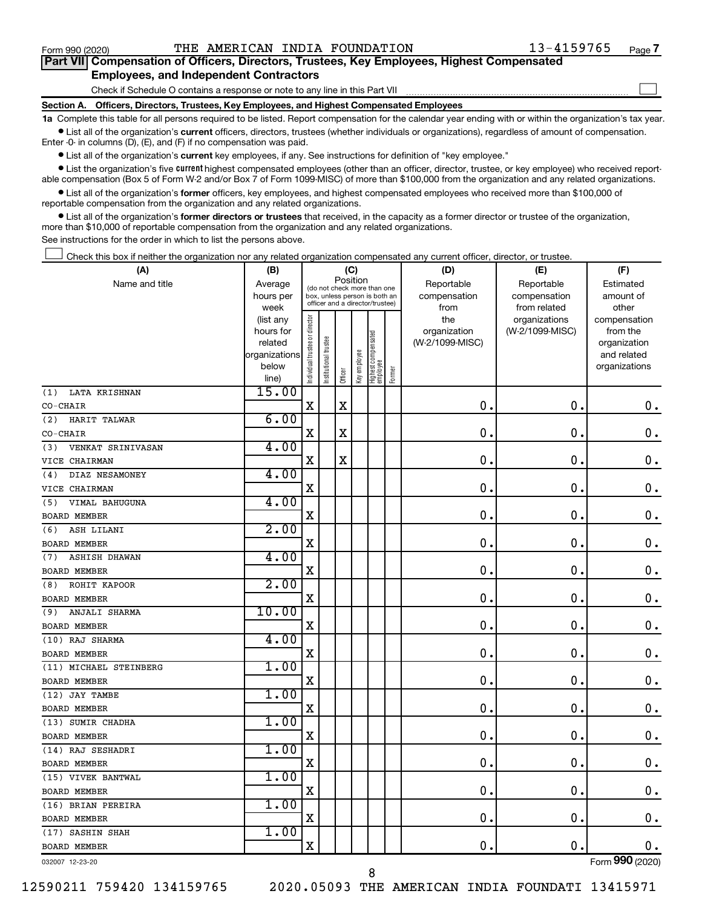Form 990 (2020) THE AMERICAN INDIA FOUNDATION 13-4159765

## Part VII Compensation of Officers, Directors, Trustees, Key Employees, Highest Compensated Employees, and Independent Contractors

Check if Schedule O contains a response or note to any line in this Part VII ☐

### Section A. Officers, Directors, Trustees, Key Employees, and Highest Compensated Employees

**1a** Complete this table for all persons required to be listed. Report compensation for the calendar year ending with or within the organization's tax year.

- List all of the organization's **current** officers, directors, trustees (whether individuals or organizations), regardless of amount of compensation. Enter -0- in columns (D), (E), and (F) if no compensation was paid.
- List all of the organization's **current** key employees, if any. See instructions for definition of "key employee."
- List the organization's five **current** highest compensated employees (other than an officer, director, trustee, or key employee) who received reportable compensation (Box 5 of Form W-2 and/or Box 7 of Form 1099-MISC) of more than $100,000 from the organization and any related organizations.
- List all of the organization's **former** officers, key employees, and highest compensated employees who received more than $100,000 of reportable compensation from the organization and any related organizations.
- List all of the organization's **former directors or trustees** that received, in the capacity as a former director or trustee of the organization, more than $10,000 of reportable compensation from the organization and any related organizations.

See instructions for the order in which to list the persons above.

☐ Check this box if neither the organization nor any related organization compensated any current officer, director, or trustee.

| (A) Name and title | (B) Average hours per week (list any hours for related organizations below line) | (C) Position: Individual trustee or director | Institutional trustee | Officer | Key employee | Highest compensated employee | Former | (D) Reportable compensation from the organization (W-2/1099-MISC) | (E) Reportable compensation from related organizations (W-2/1099-MISC) | (F) Estimated amount of other compensation from the organization and related organizations |
|---|---|---|---|---|---|---|---|---|---|---|
| (1) LATA KRISHNAN<br>CO-CHAIR | 15.00 | X | | X | | | | 0. | 0. | 0. |
| (2) HARIT TALWAR<br>CO-CHAIR | 6.00 | X | | X | | | | 0. | 0. | 0. |
| (3) VENKAT SRINIVASAN<br>VICE CHAIRMAN | 4.00 | X | | X | | | | 0. | 0. | 0. |
| (4) DIAZ NESAMONEY<br>VICE CHAIRMAN | 4.00 | X | | | | | | 0. | 0. | 0. |
| (5) VIMAL BAHUGUNA<br>BOARD MEMBER | 4.00 | X | | | | | | 0. | 0. | 0. |
| (6) ASH LILANI<br>BOARD MEMBER | 2.00 | X | | | | | | 0. | 0. | 0. |
| (7) ASHISH DHAWAN<br>BOARD MEMBER | 4.00 | X | | | | | | 0. | 0. | 0. |
| (8) ROHIT KAPOOR<br>BOARD MEMBER | 2.00 | X | | | | | | 0. | 0. | 0. |
| (9) ANJALI SHARMA<br>BOARD MEMBER | 10.00 | X | | | | | | 0. | 0. | 0. |
| (10) RAJ SHARMA<br>BOARD MEMBER | 4.00 | X | | | | | | 0. | 0. | 0. |
| (11) MICHAEL STEINBERG<br>BOARD MEMBER | 1.00 | X | | | | | | 0. | 0. | 0. |
| (12) JAY TAMBE<br>BOARD MEMBER | 1.00 | X | | | | | | 0. | 0. | 0. |
| (13) SUMIR CHADHA<br>BOARD MEMBER | 1.00 | X | | | | | | 0. | 0. | 0. |
| (14) RAJ SESHADRI<br>BOARD MEMBER | 1.00 | X | | | | | | 0. | 0. | 0. |
| (15) VIVEK BANTWAL<br>BOARD MEMBER | 1.00 | X | | | | | | 0. | 0. | 0. |
| (16) BRIAN PEREIRA<br>BOARD MEMBER | 1.00 | X | | | | | | 0. | 0. | 0. |
| (17) SASHIN SHAH<br>BOARD MEMBER | 1.00 | X | | | | | | 0. | 0. | 0. |

032007 12-23-20

Form 990 (2020)

12590211 759420 134159765 2020.05093 THE AMERICAN INDIA FOUNDATI 13415971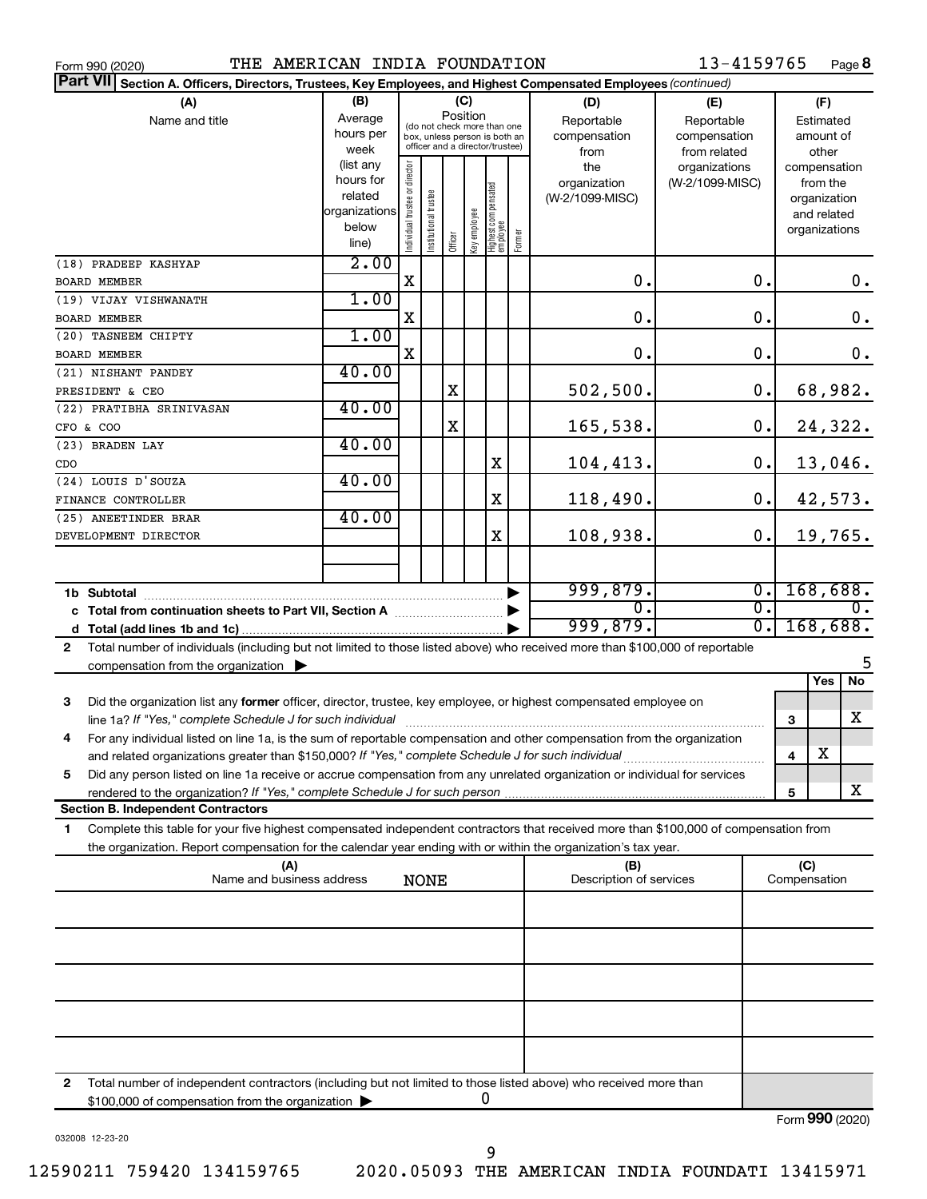Form 990 (2020) THE AMERICAN INDIA FOUNDATION 13-4159765 Page **8**

**Part VII** **Section A. Officers, Directors, Trustees, Key Employees, and Highest Compensated Employees** *(continued)*

| (A) Name and title | (B) Average hours per week (list any hours for related organizations below line) | (C) Position: Individual trustee or director | Institutional trustee | Officer | Key employee | Highest compensated employee | Former | (D) Reportable compensation from the organization (W-2/1099-MISC) | (E) Reportable compensation from related organizations (W-2/1099-MISC) | (F) Estimated amount of other compensation from the organization and related organizations |
|---|---|---|---|---|---|---|---|---|---|---|
| (18) PRADEEP KASHYAP<br>BOARD MEMBER | 2.00 | X | | | | | | 0. | 0. | 0. |
| (19) VIJAY VISHWANATH<br>BOARD MEMBER | 1.00 | X | | | | | | 0. | 0. | 0. |
| (20) TASNEEM CHIPTY<br>BOARD MEMBER | 1.00 | X | | | | | | 0. | 0. | 0. |
| (21) NISHANT PANDEY<br>PRESIDENT & CEO | 40.00 | | | X | | | | 502,500. | 0. | 68,982. |
| (22) PRATIBHA SRINIVASAN<br>CFO & COO | 40.00 | | | X | | | | 165,538. | 0. | 24,322. |
| (23) BRADEN LAY<br>CDO | 40.00 | | | | | X | | 104,413. | 0. | 13,046. |
| (24) LOUIS D'SOUZA<br>FINANCE CONTROLLER | 40.00 | | | | | X | | 118,490. | 0. | 42,573. |
| (25) ANEETINDER BRAR<br>DEVELOPMENT DIRECTOR | 40.00 | | | | | X | | 108,938. | 0. | 19,765. |
| | | | | | | | | | | |
| **1b Subtotal** | | | | | | | | 999,879. | 0. | 168,688. |
| **c Total from continuation sheets to Part VII, Section A** | | | | | | | | 0. | 0. | 0. |
| **d Total (add lines 1b and 1c)** | | | | | | | | 999,879. | 0. | 168,688. |

**2** Total number of individuals (including but not limited to those listed above) who received more than $100,000 of reportable compensation from the organization ▶ 5

| | | Yes | No |
|---|---|---|---|
| **3** Did the organization list any **former** officer, director, trustee, key employee, or highest compensated employee on line 1a? *If "Yes," complete Schedule J for such individual* | 3 | | X |
| **4** For any individual listed on line 1a, is the sum of reportable compensation and other compensation from the organization and related organizations greater than $150,000? *If "Yes," complete Schedule J for such individual* | 4 | X | |
| **5** Did any person listed on line 1a receive or accrue compensation from any unrelated organization or individual for services rendered to the organization? *If "Yes," complete Schedule J for such person* | 5 | | X |

**Section B. Independent Contractors**

**1** Complete this table for your five highest compensated independent contractors that received more than $100,000 of compensation from the organization. Report compensation for the calendar year ending with or within the organization's tax year.

| (A) Name and business address NONE | (B) Description of services | (C) Compensation |
|---|---|---|
| | | |
| | | |
| | | |
| | | |
| | | |

**2** Total number of independent contractors (including but not limited to those listed above) who received more than $100,000 of compensation from the organization ▶ 0

Form **990** (2020)

032008 12-23-20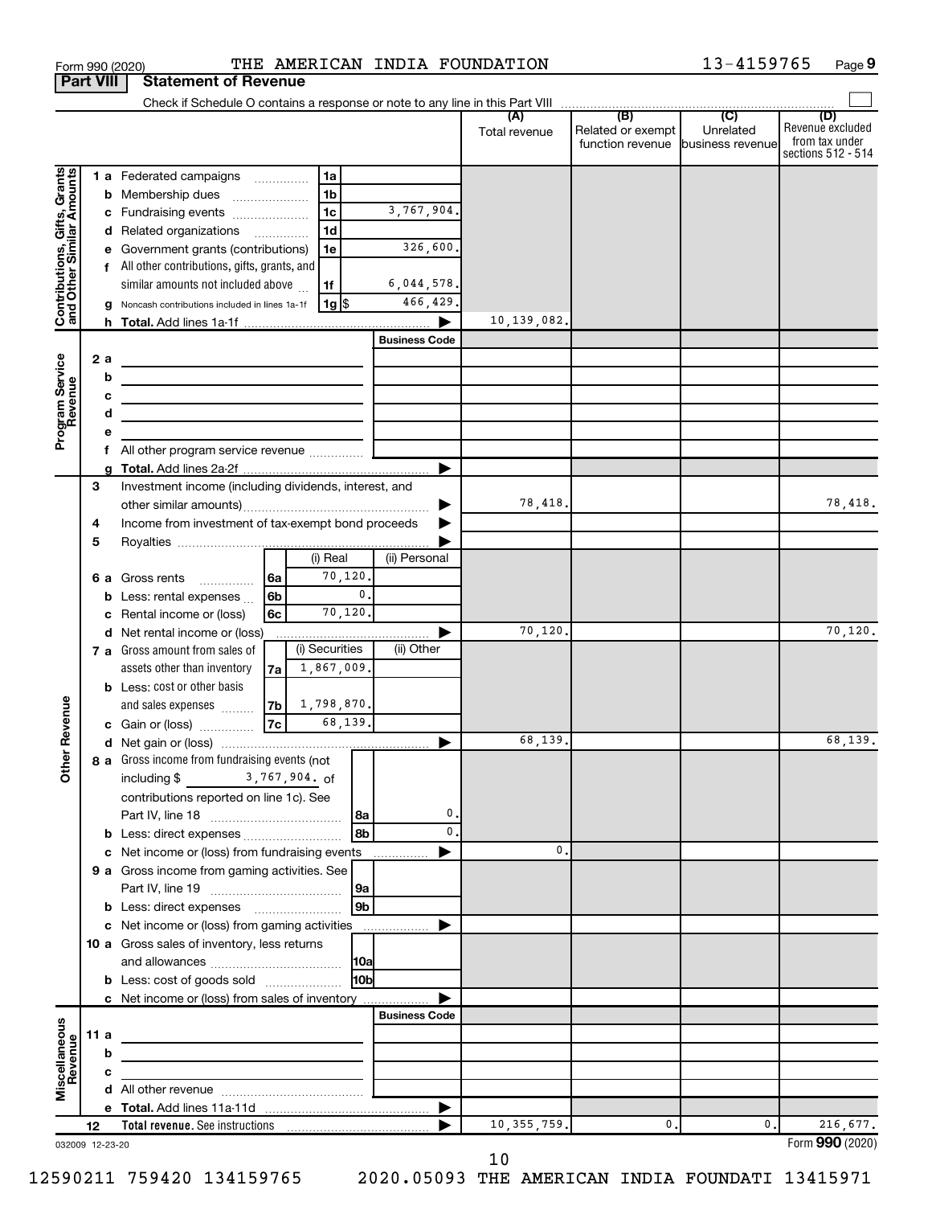Form 990 (2020) THE AMERICAN INDIA FOUNDATION 13-4159765

## Part VIII Statement of Revenue

Check if Schedule O contains a response or note to any line in this Part VIII

| | | | | (A) Total revenue | (B) Related or exempt function revenue | (C) Unrelated business revenue | (D) Revenue excluded from tax under sections 512 - 514 |
|---|---|---|---|---|---|---|---|
| **Contributions, Gifts, Grants and Other Similar Amounts** | 1 a Federated campaigns | 1a | | | | | |
| | b Membership dues | 1b | | | | | |
| | c Fundraising events | 1c | 3,767,904. | | | | |
| | d Related organizations | 1d | | | | | |
| | e Government grants (contributions) | 1e | 326,600. | | | | |
| | f All other contributions, gifts, grants, and similar amounts not included above | 1f | 6,044,578. | | | | |
| | g Noncash contributions included in lines 1a-1f | 1g $ | 466,429. | | | | |
| | h Total. Add lines 1a-1f | | ▶ | 10,139,082. | | | |
| **Program Service Revenue** | | | Business Code | | | | |
| | 2 a | | | | | | |
| | b | | | | | | |
| | c | | | | | | |
| | d | | | | | | |
| | e | | | | | | |
| | f All other program service revenue | | | | | | |
| | g Total. Add lines 2a-2f | | ▶ | | | | |
| **Other Revenue** | 3 Investment income (including dividends, interest, and other similar amounts) | | ▶ | 78,418. | | | 78,418. |
| | 4 Income from investment of tax-exempt bond proceeds | | ▶ | | | | |
| | 5 Royalties | | ▶ | | | | |
| | | (i) Real | (ii) Personal | | | | |
| | 6 a Gross rents 6a | 70,120. | | | | | |
| | b Less: rental expenses 6b | 0. | | | | | |
| | c Rental income or (loss) 6c | 70,120. | | | | | |
| | d Net rental income or (loss) | | ▶ | 70,120. | | | 70,120. |
| | | (i) Securities | (ii) Other | | | | |
| | 7 a Gross amount from sales of assets other than inventory 7a | 1,867,009. | | | | | |
| | b Less: cost or other basis and sales expenses 7b | 1,798,870. | | | | | |
| | c Gain or (loss) 7c | 68,139. | | | | | |
| | d Net gain or (loss) | | ▶ | 68,139. | | | 68,139. |
| | 8 a Gross income from fundraising events (not including $ 3,767,904. of contributions reported on line 1c). See Part IV, line 18 | 8a | 0. | | | | |
| | b Less: direct expenses | 8b | 0. | | | | |
| | c Net income or (loss) from fundraising events | | ▶ | 0. | | | |
| | 9 a Gross income from gaming activities. See Part IV, line 19 | 9a | | | | | |
| | b Less: direct expenses | 9b | | | | | |
| | c Net income or (loss) from gaming activities | | ▶ | | | | |
| | 10 a Gross sales of inventory, less returns and allowances | 10a | | | | | |
| | b Less: cost of goods sold | 10b | | | | | |
| | c Net income or (loss) from sales of inventory | | ▶ | | | | |
| **Miscellaneous Revenue** | | | Business Code | | | | |
| | 11 a | | | | | | |
| | b | | | | | | |
| | c | | | | | | |
| | d All other revenue | | | | | | |
| | e Total. Add lines 11a-11d | | ▶ | | | | |
| | 12 **Total revenue.** See instructions | | ▶ | 10,355,759. | 0. | 0. | 216,677. |

032009 12-23-20

Form **990** (2020)

12590211 759420 134159765 2020.05093 THE AMERICAN INDIA FOUNDATI 13415971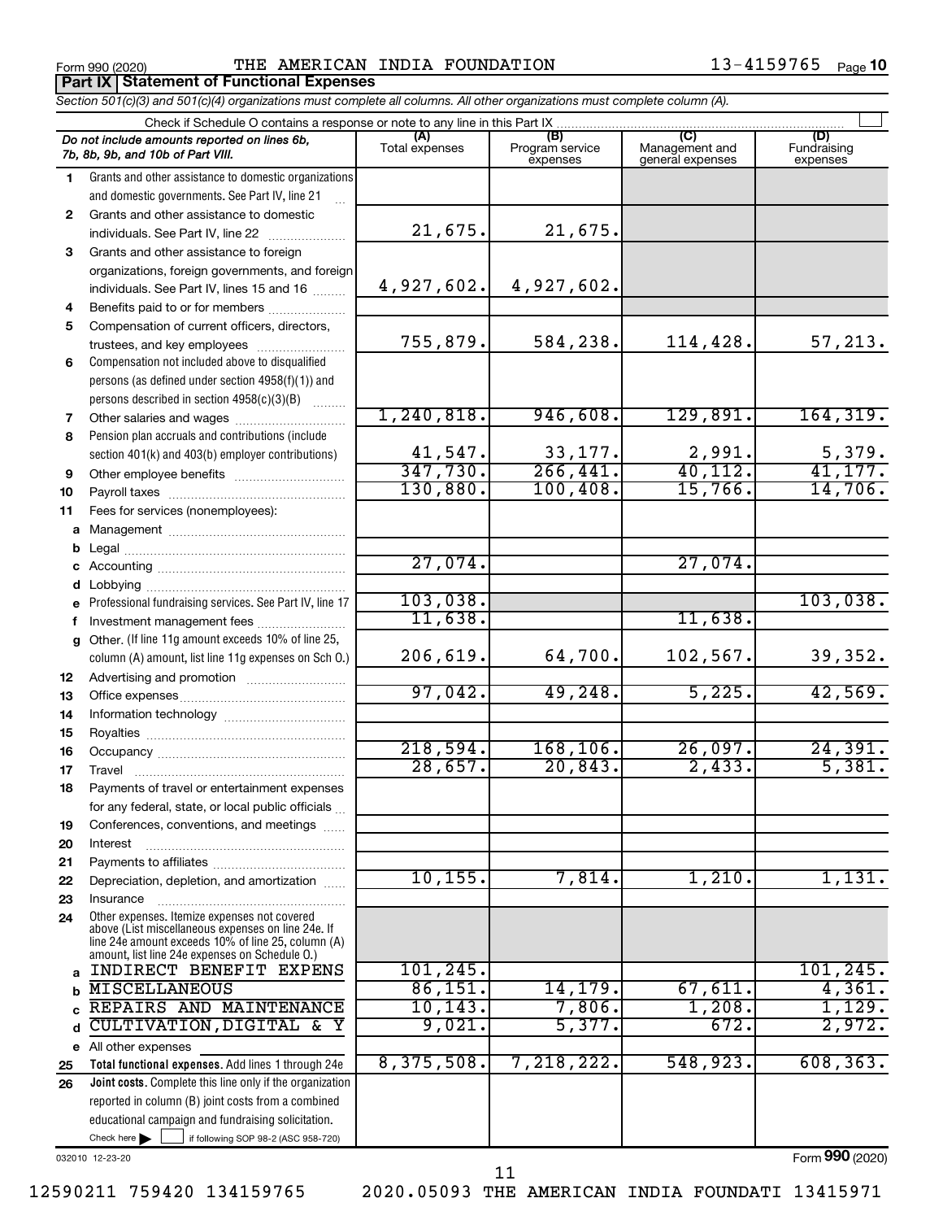Form 990 (2020) THE AMERICAN INDIA FOUNDATION 13-4159765 Page 10

**Part IX | Statement of Functional Expenses**

*Section 501(c)(3) and 501(c)(4) organizations must complete all columns. All other organizations must complete column (A).*

Check if Schedule O contains a response or note to any line in this Part IX ☐

| | *Do not include amounts reported on lines 6b, 7b, 8b, 9b, and 10b of Part VIII.* | (A) Total expenses | (B) Program service expenses | (C) Management and general expenses | (D) Fundraising expenses |
|---|---|---|---|---|---|
| 1 | Grants and other assistance to domestic organizations and domestic governments. See Part IV, line 21 | | | | |
| 2 | Grants and other assistance to domestic individuals. See Part IV, line 22 | 21,675. | 21,675. | | |
| 3 | Grants and other assistance to foreign organizations, foreign governments, and foreign individuals. See Part IV, lines 15 and 16 | 4,927,602. | 4,927,602. | | |
| 4 | Benefits paid to or for members | | | | |
| 5 | Compensation of current officers, directors, trustees, and key employees | 755,879. | 584,238. | 114,428. | 57,213. |
| 6 | Compensation not included above to disqualified persons (as defined under section 4958(f)(1)) and persons described in section 4958(c)(3)(B) | | | | |
| 7 | Other salaries and wages | 1,240,818. | 946,608. | 129,891. | 164,319. |
| 8 | Pension plan accruals and contributions (include section 401(k) and 403(b) employer contributions) | 41,547. | 33,177. | 2,991. | 5,379. |
| 9 | Other employee benefits | 347,730. | 266,441. | 40,112. | 41,177. |
| 10 | Payroll taxes | 130,880. | 100,408. | 15,766. | 14,706. |
| 11 | Fees for services (nonemployees): | | | | |
| a | Management | | | | |
| b | Legal | | | | |
| c | Accounting | 27,074. | | 27,074. | |
| d | Lobbying | | | | |
| e | Professional fundraising services. See Part IV, line 17 | 103,038. | | | 103,038. |
| f | Investment management fees | 11,638. | | 11,638. | |
| g | Other. (If line 11g amount exceeds 10% of line 25, column (A) amount, list line 11g expenses on Sch O.) | 206,619. | 64,700. | 102,567. | 39,352. |
| 12 | Advertising and promotion | | | | |
| 13 | Office expenses | 97,042. | 49,248. | 5,225. | 42,569. |
| 14 | Information technology | | | | |
| 15 | Royalties | | | | |
| 16 | Occupancy | 218,594. | 168,106. | 26,097. | 24,391. |
| 17 | Travel | 28,657. | 20,843. | 2,433. | 5,381. |
| 18 | Payments of travel or entertainment expenses for any federal, state, or local public officials | | | | |
| 19 | Conferences, conventions, and meetings | | | | |
| 20 | Interest | | | | |
| 21 | Payments to affiliates | | | | |
| 22 | Depreciation, depletion, and amortization | 10,155. | 7,814. | 1,210. | 1,131. |
| 23 | Insurance | | | | |
| 24 | Other expenses. Itemize expenses not covered above (List miscellaneous expenses on line 24e. If line 24e amount exceeds 10% of line 25, column (A) amount, list line 24e expenses on Schedule O.) | | | | |
| a | INDIRECT BENEFIT EXPENS | 101,245. | | | 101,245. |
| b | MISCELLANEOUS | 86,151. | 14,179. | 67,611. | 4,361. |
| c | REPAIRS AND MAINTENANCE | 10,143. | 7,806. | 1,208. | 1,129. |
| d | CULTIVATION,DIGITAL & Y | 9,021. | 5,377. | 672. | 2,972. |
| e | All other expenses | | | | |
| 25 | **Total functional expenses.** Add lines 1 through 24e | 8,375,508. | 7,218,222. | 548,923. | 608,363. |
| 26 | **Joint costs.** Complete this line only if the organization reported in column (B) joint costs from a combined educational campaign and fundraising solicitation. Check here ☐ if following SOP 98-2 (ASC 958-720) | | | | |

032010 12-23-20

Form **990** (2020)

12590211 759420 134159765 2020.05093 THE AMERICAN INDIA FOUNDATI 13415971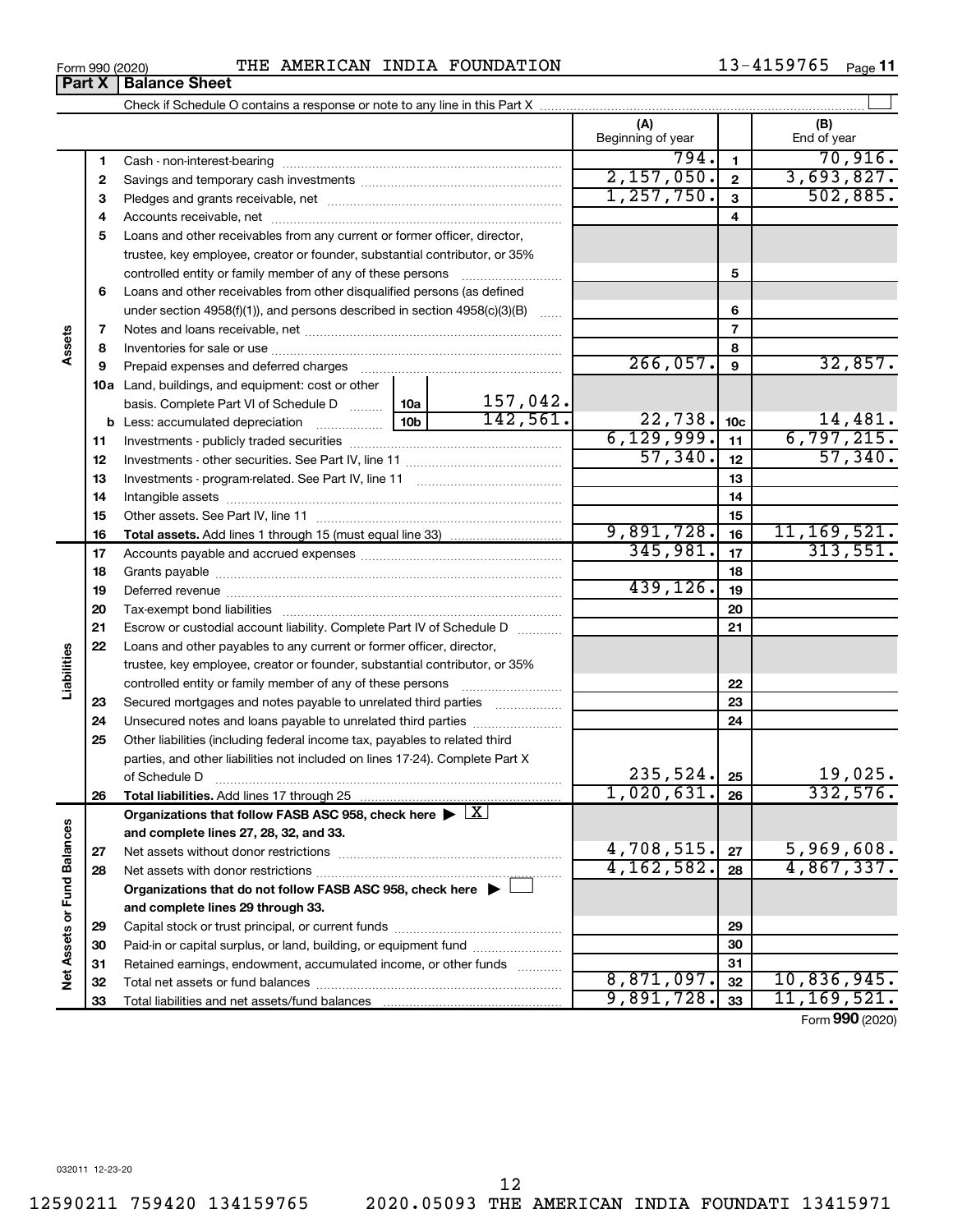Form 990 (2020) THE AMERICAN INDIA FOUNDATION 13-4159765

## Part X | Balance Sheet

Check if Schedule O contains a response or note to any line in this Part X

| | | | (A) Beginning of year | | (B) End of year |
|---|---|---|---|---|---|
| Assets | 1 | Cash - non-interest-bearing | 794. | 1 | 70,916. |
| | 2 | Savings and temporary cash investments | 2,157,050. | 2 | 3,693,827. |
| | 3 | Pledges and grants receivable, net | 1,257,750. | 3 | 502,885. |
| | 4 | Accounts receivable, net | | 4 | |
| | 5 | Loans and other receivables from any current or former officer, director, trustee, key employee, creator or founder, substantial contributor, or 35% controlled entity or family member of any of these persons | | 5 | |
| | 6 | Loans and other receivables from other disqualified persons (as defined under section 4958(f)(1)), and persons described in section 4958(c)(3)(B) | | 6 | |
| | 7 | Notes and loans receivable, net | | 7 | |
| | 8 | Inventories for sale or use | | 8 | |
| | 9 | Prepaid expenses and deferred charges | 266,057. | 9 | 32,857. |
| | 10a | Land, buildings, and equipment: cost or other basis. Complete Part VI of Schedule D ... 10a 157,042. | | | |
| | b | Less: accumulated depreciation ... 10b 142,561. | 22,738. | 10c | 14,481. |
| | 11 | Investments - publicly traded securities | 6,129,999. | 11 | 6,797,215. |
| | 12 | Investments - other securities. See Part IV, line 11 | 57,340. | 12 | 57,340. |
| | 13 | Investments - program-related. See Part IV, line 11 | | 13 | |
| | 14 | Intangible assets | | 14 | |
| | 15 | Other assets. See Part IV, line 11 | | 15 | |
| | 16 | **Total assets.** Add lines 1 through 15 (must equal line 33) | 9,891,728. | 16 | 11,169,521. |
| Liabilities | 17 | Accounts payable and accrued expenses | 345,981. | 17 | 313,551. |
| | 18 | Grants payable | | 18 | |
| | 19 | Deferred revenue | 439,126. | 19 | |
| | 20 | Tax-exempt bond liabilities | | 20 | |
| | 21 | Escrow or custodial account liability. Complete Part IV of Schedule D | | 21 | |
| | 22 | Loans and other payables to any current or former officer, director, trustee, key employee, creator or founder, substantial contributor, or 35% controlled entity or family member of any of these persons | | 22 | |
| | 23 | Secured mortgages and notes payable to unrelated third parties | | 23 | |
| | 24 | Unsecured notes and loans payable to unrelated third parties | | 24 | |
| | 25 | Other liabilities (including federal income tax, payables to related third parties, and other liabilities not included on lines 17-24). Complete Part X of Schedule D | 235,524. | 25 | 19,025. |
| | 26 | **Total liabilities.** Add lines 17 through 25 | 1,020,631. | 26 | 332,576. |
| Net Assets or Fund Balances | | **Organizations that follow FASB ASC 958, check here ▶ [X] and complete lines 27, 28, 32, and 33.** | | | |
| | 27 | Net assets without donor restrictions | 4,708,515. | 27 | 5,969,608. |
| | 28 | Net assets with donor restrictions | 4,162,582. | 28 | 4,867,337. |
| | | **Organizations that do not follow FASB ASC 958, check here ▶ [ ] and complete lines 29 through 33.** | | | |
| | 29 | Capital stock or trust principal, or current funds | | 29 | |
| | 30 | Paid-in or capital surplus, or land, building, or equipment fund | | 30 | |
| | 31 | Retained earnings, endowment, accumulated income, or other funds | | 31 | |
| | 32 | Total net assets or fund balances | 8,871,097. | 32 | 10,836,945. |
| | 33 | Total liabilities and net assets/fund balances | 9,891,728. | 33 | 11,169,521. |

Form **990** (2020)

032011 12-23-20

12590211 759420 134159765 2020.05093 THE AMERICAN INDIA FOUNDATI 13415971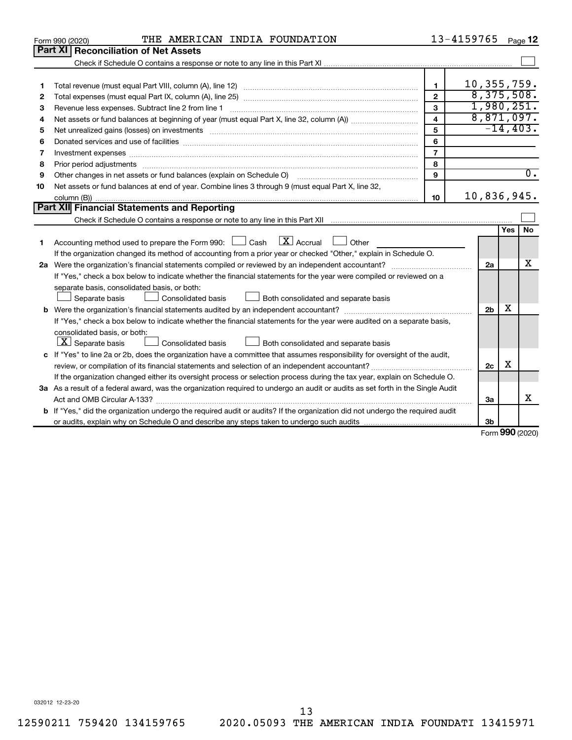Form 990 (2020) THE AMERICAN INDIA FOUNDATION 13-4159765 Page 12

## Part XI Reconciliation of Net Assets

Check if Schedule O contains a response or note to any line in this Part XI ☐

| | | | |
|---|---|---|---|
| 1 | Total revenue (must equal Part VIII, column (A), line 12) | 1 | 10,355,759. |
| 2 | Total expenses (must equal Part IX, column (A), line 25) | 2 | 8,375,508. |
| 3 | Revenue less expenses. Subtract line 2 from line 1 | 3 | 1,980,251. |
| 4 | Net assets or fund balances at beginning of year (must equal Part X, line 32, column (A)) | 4 | 8,871,097. |
| 5 | Net unrealized gains (losses) on investments | 5 | -14,403. |
| 6 | Donated services and use of facilities | 6 | |
| 7 | Investment expenses | 7 | |
| 8 | Prior period adjustments | 8 | |
| 9 | Other changes in net assets or fund balances (explain on Schedule O) | 9 | 0. |
| 10 | Net assets or fund balances at end of year. Combine lines 3 through 9 (must equal Part X, line 32, column (B)) | 10 | 10,836,945. |

## Part XII Financial Statements and Reporting

Check if Schedule O contains a response or note to any line in this Part XII ☐

| | | | Yes | No |
|---|---|---|---|---|
| 1 | Accounting method used to prepare the Form 990: ☐ Cash ☒ Accrual ☐ Other<br>If the organization changed its method of accounting from a prior year or checked "Other," explain in Schedule O. | | | |
| 2a | Were the organization's financial statements compiled or reviewed by an independent accountant? | 2a | | X |
| | If "Yes," check a box below to indicate whether the financial statements for the year were compiled or reviewed on a separate basis, consolidated basis, or both:<br>☐ Separate basis ☐ Consolidated basis ☐ Both consolidated and separate basis | | | |
| b | Were the organization's financial statements audited by an independent accountant? | 2b | X | |
| | If "Yes," check a box below to indicate whether the financial statements for the year were audited on a separate basis, consolidated basis, or both:<br>☒ Separate basis ☐ Consolidated basis ☐ Both consolidated and separate basis | | | |
| c | If "Yes" to line 2a or 2b, does the organization have a committee that assumes responsibility for oversight of the audit, review, or compilation of its financial statements and selection of an independent accountant? | 2c | X | |
| | If the organization changed either its oversight process or selection process during the tax year, explain on Schedule O. | | | |
| 3a | As a result of a federal award, was the organization required to undergo an audit or audits as set forth in the Single Audit Act and OMB Circular A-133? | 3a | | X |
| b | If "Yes," did the organization undergo the required audit or audits? If the organization did not undergo the required audit or audits, explain why on Schedule O and describe any steps taken to undergo such audits | 3b | | |

Form 990 (2020)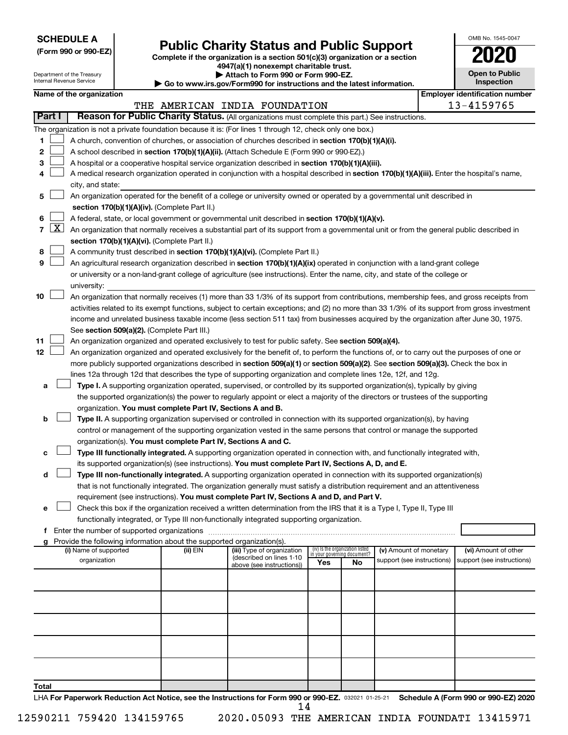**SCHEDULE A**
**(Form 990 or 990-EZ)**

Department of the Treasury
Internal Revenue Service

# Public Charity Status and Public Support

**Complete if the organization is a section 501(c)(3) organization or a section 4947(a)(1) nonexempt charitable trust.**
**▶ Attach to Form 990 or Form 990-EZ.**
**▶ Go to www.irs.gov/Form990 for instructions and the latest information.**

OMB No. 1545-0047

**2020**

**Open to Public Inspection**

**Name of the organization:** THE AMERICAN INDIA FOUNDATION

**Employer identification number:** 13-4159765

## Part I Reason for Public Charity Status. (All organizations must complete this part.) See instructions.

The organization is not a private foundation because it is: (For lines 1 through 12, check only one box.)

1. ☐ A church, convention of churches, or association of churches described in **section 170(b)(1)(A)(i).**
2. ☐ A school described in **section 170(b)(1)(A)(ii).** (Attach Schedule E (Form 990 or 990-EZ).)
3. ☐ A hospital or a cooperative hospital service organization described in **section 170(b)(1)(A)(iii).**
4. ☐ A medical research organization operated in conjunction with a hospital described in **section 170(b)(1)(A)(iii).** Enter the hospital's name, city, and state:
5. ☐ An organization operated for the benefit of a college or university owned or operated by a governmental unit described in **section 170(b)(1)(A)(iv).** (Complete Part II.)
6. ☐ A federal, state, or local government or governmental unit described in **section 170(b)(1)(A)(v).**
7. ☒ An organization that normally receives a substantial part of its support from a governmental unit or from the general public described in **section 170(b)(1)(A)(vi).** (Complete Part II.)
8. ☐ A community trust described in **section 170(b)(1)(A)(vi).** (Complete Part II.)
9. ☐ An agricultural research organization described in **section 170(b)(1)(A)(ix)** operated in conjunction with a land-grant college or university or a non-land-grant college of agriculture (see instructions). Enter the name, city, and state of the college or university:
10. ☐ An organization that normally receives (1) more than 33 1/3% of its support from contributions, membership fees, and gross receipts from activities related to its exempt functions, subject to certain exceptions; and (2) no more than 33 1/3% of its support from gross investment income and unrelated business taxable income (less section 511 tax) from businesses acquired by the organization after June 30, 1975. See **section 509(a)(2).** (Complete Part III.)
11. ☐ An organization organized and operated exclusively to test for public safety. See **section 509(a)(4).**
12. ☐ An organization organized and operated exclusively for the benefit of, to perform the functions of, or to carry out the purposes of one or more publicly supported organizations described in **section 509(a)(1)** or **section 509(a)(2)**. See **section 509(a)(3).** Check the box in lines 12a through 12d that describes the type of supporting organization and complete lines 12e, 12f, and 12g.
   - **a** ☐ **Type I.** A supporting organization operated, supervised, or controlled by its supported organization(s), typically by giving the supported organization(s) the power to regularly appoint or elect a majority of the directors or trustees of the supporting organization. **You must complete Part IV, Sections A and B.**
   - **b** ☐ **Type II.** A supporting organization supervised or controlled in connection with its supported organization(s), by having control or management of the supporting organization vested in the same persons that control or manage the supported organization(s). **You must complete Part IV, Sections A and C.**
   - **c** ☐ **Type III functionally integrated.** A supporting organization operated in connection with, and functionally integrated with, its supported organization(s) (see instructions). **You must complete Part IV, Sections A, D, and E.**
   - **d** ☐ **Type III non-functionally integrated.** A supporting organization operated in connection with its supported organization(s) that is not functionally integrated. The organization generally must satisfy a distribution requirement and an attentiveness requirement (see instructions). **You must complete Part IV, Sections A and D, and Part V.**
   - **e** ☐ Check this box if the organization received a written determination from the IRS that it is a Type I, Type II, Type III functionally integrated, or Type III non-functionally integrated supporting organization.
   - **f** Enter the number of supported organizations
   - **g** Provide the following information about the supported organization(s).

| (i) Name of supported organization | (ii) EIN | (iii) Type of organization (described on lines 1-10 above (see instructions)) | (iv) Is the organization listed in your governing document? Yes | No | (v) Amount of monetary support (see instructions) | (vi) Amount of other support (see instructions) |
|---|---|---|---|---|---|---|
| | | | | | | |
| | | | | | | |
| | | | | | | |
| | | | | | | |
| | | | | | | |
| **Total** | | | | | | |

LHA **For Paperwork Reduction Act Notice, see the Instructions for Form 990 or 990-EZ.** 032021 01-25-21 **Schedule A (Form 990 or 990-EZ) 2020**

12590211 759420 134159765 2020.05093 THE AMERICAN INDIA FOUNDATI 13415971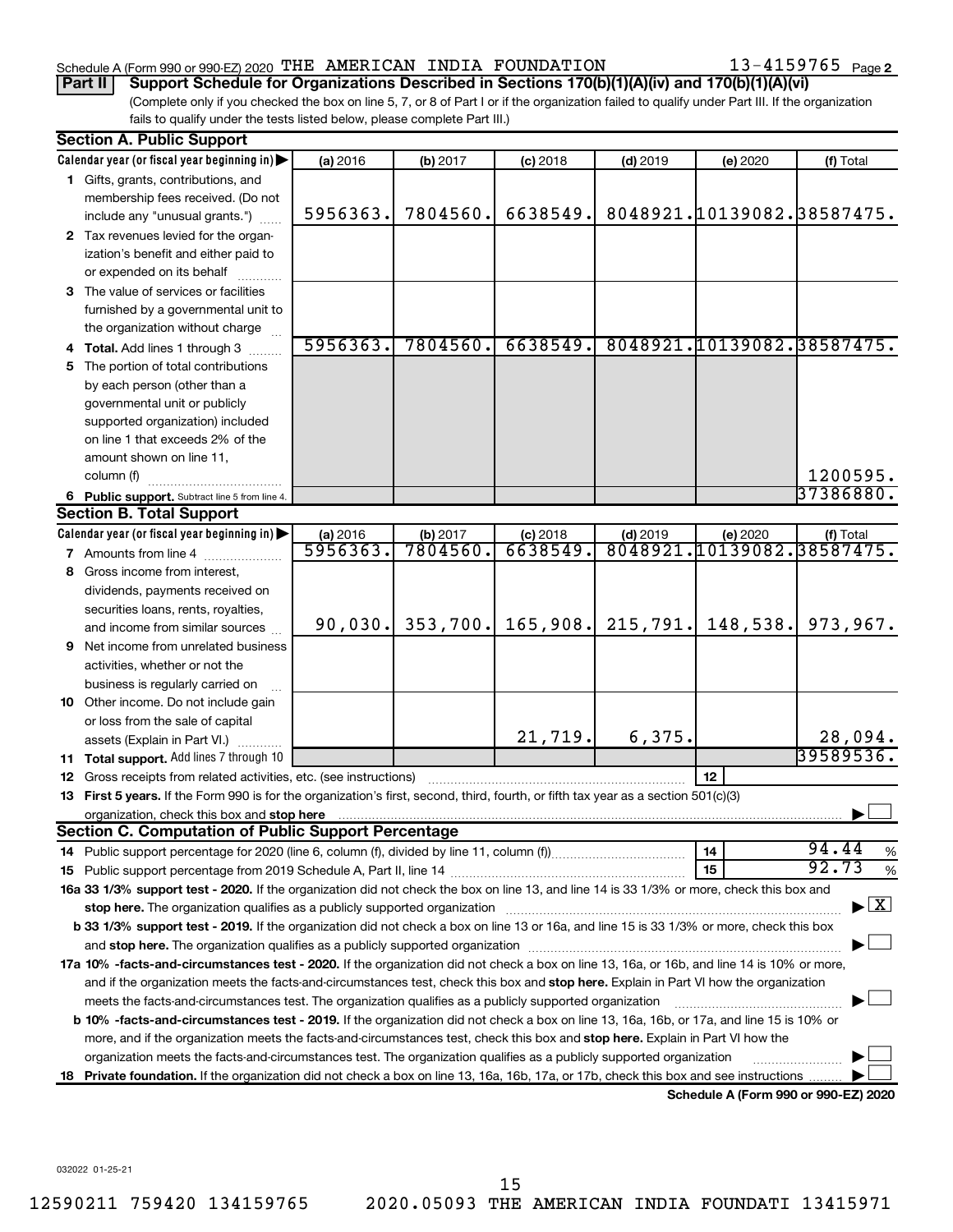Schedule A (Form 990 or 990-EZ) 2020 THE AMERICAN INDIA FOUNDATION 13-4159765 Page 2

**Part II Support Schedule for Organizations Described in Sections 170(b)(1)(A)(iv) and 170(b)(1)(A)(vi)**

(Complete only if you checked the box on line 5, 7, or 8 of Part I or if the organization failed to qualify under Part III. If the organization fails to qualify under the tests listed below, please complete Part III.)

## Section A. Public Support

| Calendar year (or fiscal year beginning in) ▶ | (a) 2016 | (b) 2017 | (c) 2018 | (d) 2019 | (e) 2020 | (f) Total |
|---|---|---|---|---|---|---|
| **1** Gifts, grants, contributions, and membership fees received. (Do not include any "unusual grants.") | 5956363. | 7804560. | 6638549. | 8048921. | 10139082. | 38587475. |
| **2** Tax revenues levied for the organization's benefit and either paid to or expended on its behalf | | | | | | |
| **3** The value of services or facilities furnished by a governmental unit to the organization without charge | | | | | | |
| **4 Total.** Add lines 1 through 3 | 5956363. | 7804560. | 6638549. | 8048921. | 10139082. | 38587475. |
| **5** The portion of total contributions by each person (other than a governmental unit or publicly supported organization) included on line 1 that exceeds 2% of the amount shown on line 11, column (f) | | | | | | 1200595. |
| **6 Public support.** Subtract line 5 from line 4. | | | | | | 37386880. |

## Section B. Total Support

| Calendar year (or fiscal year beginning in) ▶ | (a) 2016 | (b) 2017 | (c) 2018 | (d) 2019 | (e) 2020 | (f) Total |
|---|---|---|---|---|---|---|
| **7** Amounts from line 4 | 5956363. | 7804560. | 6638549. | 8048921. | 10139082. | 38587475. |
| **8** Gross income from interest, dividends, payments received on securities loans, rents, royalties, and income from similar sources | 90,030. | 353,700. | 165,908. | 215,791. | 148,538. | 973,967. |
| **9** Net income from unrelated business activities, whether or not the business is regularly carried on | | | | | | |
| **10** Other income. Do not include gain or loss from the sale of capital assets (Explain in Part VI.) | | | 21,719. | 6,375. | | 28,094. |
| **11 Total support.** Add lines 7 through 10 | | | | | | 39589536. |

**12** Gross receipts from related activities, etc. (see instructions) | 12 |

**13 First 5 years.** If the Form 990 is for the organization's first, second, third, fourth, or fifth tax year as a section 501(c)(3) organization, check this box and **stop here** ▶ ☐

## Section C. Computation of Public Support Percentage

**14** Public support percentage for 2020 (line 6, column (f), divided by line 11, column (f)) | 14 | 94.44 %

**15** Public support percentage from 2019 Schedule A, Part II, line 14 | 15 | 92.73 %

**16a 33 1/3% support test - 2020.** If the organization did not check the box on line 13, and line 14 is 33 1/3% or more, check this box and **stop here.** The organization qualifies as a publicly supported organization ▶ ☒

**b 33 1/3% support test - 2019.** If the organization did not check a box on line 13 or 16a, and line 15 is 33 1/3% or more, check this box and **stop here.** The organization qualifies as a publicly supported organization ▶ ☐

**17a 10% -facts-and-circumstances test - 2020.** If the organization did not check a box on line 13, 16a, or 16b, and line 14 is 10% or more, and if the organization meets the facts-and-circumstances test, check this box and **stop here.** Explain in Part VI how the organization meets the facts-and-circumstances test. The organization qualifies as a publicly supported organization ▶ ☐

**b 10% -facts-and-circumstances test - 2019.** If the organization did not check a box on line 13, 16a, 16b, or 17a, and line 15 is 10% or more, and if the organization meets the facts-and-circumstances test, check this box and **stop here.** Explain in Part VI how the organization meets the facts-and-circumstances test. The organization qualifies as a publicly supported organization ▶ ☐

**18 Private foundation.** If the organization did not check a box on line 13, 16a, 16b, 17a, or 17b, check this box and see instructions ▶ ☐

**Schedule A (Form 990 or 990-EZ) 2020**

032022 01-25-21

12590211 759420 134159765 2020.05093 THE AMERICAN INDIA FOUNDATI 13415971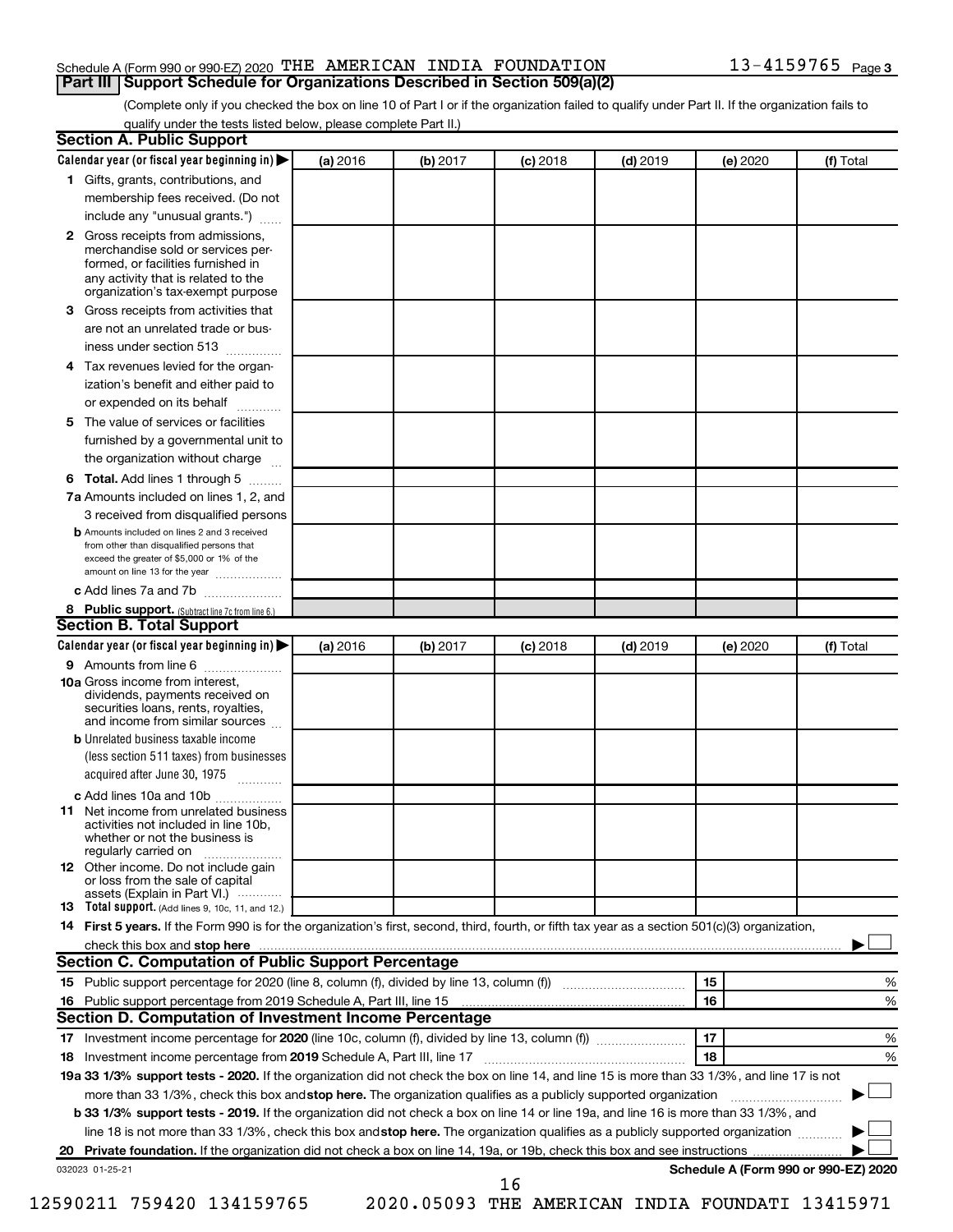Schedule A (Form 990 or 990-EZ) 2020 THE AMERICAN INDIA FOUNDATION 13-4159765 Page 3

## Part III Support Schedule for Organizations Described in Section 509(a)(2)

(Complete only if you checked the box on line 10 of Part I or if the organization failed to qualify under Part II. If the organization fails to qualify under the tests listed below, please complete Part II.)

### Section A. Public Support

| Calendar year (or fiscal year beginning in) ▶ | (a) 2016 | (b) 2017 | (c) 2018 | (d) 2019 | (e) 2020 | (f) Total |
|---|---|---|---|---|---|---|
| 1 Gifts, grants, contributions, and membership fees received. (Do not include any "unusual grants.") | | | | | | |
| 2 Gross receipts from admissions, merchandise sold or services performed, or facilities furnished in any activity that is related to the organization's tax-exempt purpose | | | | | | |
| 3 Gross receipts from activities that are not an unrelated trade or business under section 513 | | | | | | |
| 4 Tax revenues levied for the organization's benefit and either paid to or expended on its behalf | | | | | | |
| 5 The value of services or facilities furnished by a governmental unit to the organization without charge | | | | | | |
| 6 **Total.** Add lines 1 through 5 | | | | | | |
| 7a Amounts included on lines 1, 2, and 3 received from disqualified persons | | | | | | |
| b Amounts included on lines 2 and 3 received from other than disqualified persons that exceed the greater of $5,000 or 1% of the amount on line 13 for the year | | | | | | |
| c Add lines 7a and 7b | | | | | | |
| 8 **Public support.** (Subtract line 7c from line 6.) | | | | | | |

### Section B. Total Support

| Calendar year (or fiscal year beginning in) ▶ | (a) 2016 | (b) 2017 | (c) 2018 | (d) 2019 | (e) 2020 | (f) Total |
|---|---|---|---|---|---|---|
| 9 Amounts from line 6 | | | | | | |
| 10a Gross income from interest, dividends, payments received on securities loans, rents, royalties, and income from similar sources | | | | | | |
| b Unrelated business taxable income (less section 511 taxes) from businesses acquired after June 30, 1975 | | | | | | |
| c Add lines 10a and 10b | | | | | | |
| 11 Net income from unrelated business activities not included in line 10b, whether or not the business is regularly carried on | | | | | | |
| 12 Other income. Do not include gain or loss from the sale of capital assets (Explain in Part VI.) | | | | | | |
| 13 **Total support.** (Add lines 9, 10c, 11, and 12.) | | | | | | |

14 **First 5 years.** If the Form 990 is for the organization's first, second, third, fourth, or fifth tax year as a section 501(c)(3) organization, check this box and **stop here** ▶ ☐

### Section C. Computation of Public Support Percentage

| | | | |
|---|---|---|---|
| 15 Public support percentage for 2020 (line 8, column (f), divided by line 13, column (f)) | 15 | | % |
| 16 Public support percentage from 2019 Schedule A, Part III, line 15 | 16 | | % |

### Section D. Computation of Investment Income Percentage

| | | | |
|---|---|---|---|
| 17 Investment income percentage for **2020** (line 10c, column (f), divided by line 13, column (f)) | 17 | | % |
| 18 Investment income percentage from **2019** Schedule A, Part III, line 17 | 18 | | % |

**19a 33 1/3% support tests - 2020.** If the organization did not check the box on line 14, and line 15 is more than 33 1/3%, and line 17 is not more than 33 1/3%, check this box and **stop here.** The organization qualifies as a publicly supported organization ▶ ☐

**b 33 1/3% support tests - 2019.** If the organization did not check a box on line 14 or line 19a, and line 16 is more than 33 1/3%, and line 18 is not more than 33 1/3%, check this box and **stop here.** The organization qualifies as a publicly supported organization ▶ ☐

**20 Private foundation.** If the organization did not check a box on line 14, 19a, or 19b, check this box and see instructions ▶ ☐

032023 01-25-21 **Schedule A (Form 990 or 990-EZ) 2020**

12590211 759420 134159765 2020.05093 THE AMERICAN INDIA FOUNDATI 13415971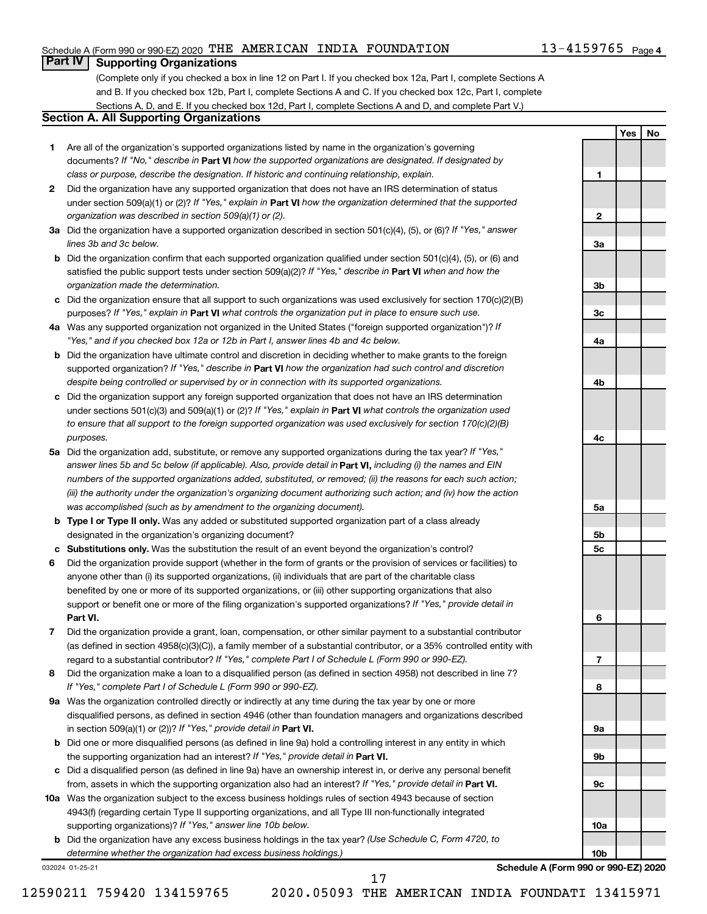Schedule A (Form 990 or 990-EZ) 2020 THE AMERICAN INDIA FOUNDATION 13-4159765 Page 4

## Part IV Supporting Organizations

(Complete only if you checked a box in line 12 on Part I. If you checked box 12a, Part I, complete Sections A and B. If you checked box 12b, Part I, complete Sections A and C. If you checked box 12c, Part I, complete Sections A, D, and E. If you checked box 12d, Part I, complete Sections A and D, and complete Part V.)

### Section A. All Supporting Organizations

| | | | Yes | No |
|---|---|---|---|---|
| **1** | Are all of the organization's supported organizations listed by name in the organization's governing documents? *If "No," describe in* **Part VI** *how the supported organizations are designated. If designated by class or purpose, describe the designation. If historic and continuing relationship, explain.* | 1 | | |
| **2** | Did the organization have any supported organization that does not have an IRS determination of status under section 509(a)(1) or (2)? *If "Yes," explain in* **Part VI** *how the organization determined that the supported organization was described in section 509(a)(1) or (2).* | 2 | | |
| **3a** | Did the organization have a supported organization described in section 501(c)(4), (5), or (6)? *If "Yes," answer lines 3b and 3c below.* | 3a | | |
| **b** | Did the organization confirm that each supported organization qualified under section 501(c)(4), (5), or (6) and satisfied the public support tests under section 509(a)(2)? *If "Yes," describe in* **Part VI** *when and how the organization made the determination.* | 3b | | |
| **c** | Did the organization ensure that all support to such organizations was used exclusively for section 170(c)(2)(B) purposes? *If "Yes," explain in* **Part VI** *what controls the organization put in place to ensure such use.* | 3c | | |
| **4a** | Was any supported organization not organized in the United States ("foreign supported organization")? *If "Yes," and if you checked box 12a or 12b in Part I, answer lines 4b and 4c below.* | 4a | | |
| **b** | Did the organization have ultimate control and discretion in deciding whether to make grants to the foreign supported organization? *If "Yes," describe in* **Part VI** *how the organization had such control and discretion despite being controlled or supervised by or in connection with its supported organizations.* | 4b | | |
| **c** | Did the organization support any foreign supported organization that does not have an IRS determination under sections 501(c)(3) and 509(a)(1) or (2)? *If "Yes," explain in* **Part VI** *what controls the organization used to ensure that all support to the foreign supported organization was used exclusively for section 170(c)(2)(B) purposes.* | 4c | | |
| **5a** | Did the organization add, substitute, or remove any supported organizations during the tax year? *If "Yes," answer lines 5b and 5c below (if applicable). Also, provide detail in* **Part VI,** *including (i) the names and EIN numbers of the supported organizations added, substituted, or removed; (ii) the reasons for each such action; (iii) the authority under the organization's organizing document authorizing such action; and (iv) how the action was accomplished (such as by amendment to the organizing document).* | 5a | | |
| **b** | **Type I or Type II only.** Was any added or substituted supported organization part of a class already designated in the organization's organizing document? | 5b | | |
| **c** | **Substitutions only.** Was the substitution the result of an event beyond the organization's control? | 5c | | |
| **6** | Did the organization provide support (whether in the form of grants or the provision of services or facilities) to anyone other than (i) its supported organizations, (ii) individuals that are part of the charitable class benefited by one or more of its supported organizations, or (iii) other supporting organizations that also support or benefit one or more of the filing organization's supported organizations? *If "Yes," provide detail in* **Part VI.** | 6 | | |
| **7** | Did the organization provide a grant, loan, compensation, or other similar payment to a substantial contributor (as defined in section 4958(c)(3)(C)), a family member of a substantial contributor, or a 35% controlled entity with regard to a substantial contributor? *If "Yes," complete Part I of Schedule L (Form 990 or 990-EZ).* | 7 | | |
| **8** | Did the organization make a loan to a disqualified person (as defined in section 4958) not described in line 7? *If "Yes," complete Part I of Schedule L (Form 990 or 990-EZ).* | 8 | | |
| **9a** | Was the organization controlled directly or indirectly at any time during the tax year by one or more disqualified persons, as defined in section 4946 (other than foundation managers and organizations described in section 509(a)(1) or (2))? *If "Yes," provide detail in* **Part VI.** | 9a | | |
| **b** | Did one or more disqualified persons (as defined in line 9a) hold a controlling interest in any entity in which the supporting organization had an interest? *If "Yes," provide detail in* **Part VI.** | 9b | | |
| **c** | Did a disqualified person (as defined in line 9a) have an ownership interest in, or derive any personal benefit from, assets in which the supporting organization also had an interest? *If "Yes," provide detail in* **Part VI.** | 9c | | |
| **10a** | Was the organization subject to the excess business holdings rules of section 4943 because of section 4943(f) (regarding certain Type II supporting organizations, and all Type III non-functionally integrated supporting organizations)? *If "Yes," answer line 10b below.* | 10a | | |
| **b** | Did the organization have any excess business holdings in the tax year? *(Use Schedule C, Form 4720, to determine whether the organization had excess business holdings.)* | 10b | | |

032024 01-25-21

**Schedule A (Form 990 or 990-EZ) 2020**

12590211 759420 134159765 2020.05093 THE AMERICAN INDIA FOUNDATI 13415971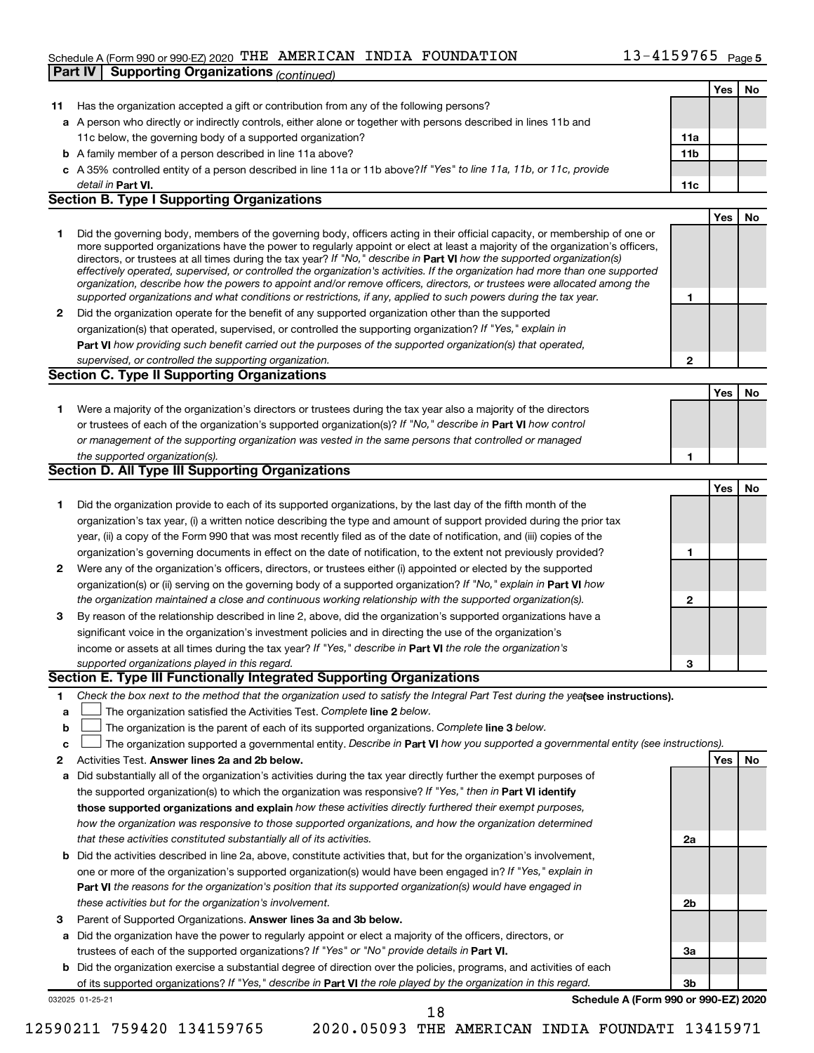Schedule A (Form 990 or 990-EZ) 2020 THE AMERICAN INDIA FOUNDATION 13-4159765 Page 5

**Part IV | Supporting Organizations** *(continued)*

| | | | Yes | No |
|---|---|---|---|---|
| **11** | Has the organization accepted a gift or contribution from any of the following persons? | | | |
| **a** | A person who directly or indirectly controls, either alone or together with persons described in lines 11b and 11c below, the governing body of a supported organization? | **11a** | | |
| **b** | A family member of a person described in line 11a above? | **11b** | | |
| **c** | A 35% controlled entity of a person described in line 11a or 11b above? *If "Yes" to line 11a, 11b, or 11c, provide detail in* **Part VI.** | **11c** | | |

**Section B. Type I Supporting Organizations**

| | | | Yes | No |
|---|---|---|---|---|
| **1** | Did the governing body, members of the governing body, officers acting in their official capacity, or membership of one or more supported organizations have the power to regularly appoint or elect at least a majority of the organization's officers, directors, or trustees at all times during the tax year? *If "No," describe in* **Part VI** *how the supported organization(s) effectively operated, supervised, or controlled the organization's activities. If the organization had more than one supported organization, describe how the powers to appoint and/or remove officers, directors, or trustees were allocated among the supported organizations and what conditions or restrictions, if any, applied to such powers during the tax year.* | **1** | | |
| **2** | Did the organization operate for the benefit of any supported organization other than the supported organization(s) that operated, supervised, or controlled the supporting organization? *If "Yes," explain in* **Part VI** *how providing such benefit carried out the purposes of the supported organization(s) that operated, supervised, or controlled the supporting organization.* | **2** | | |

**Section C. Type II Supporting Organizations**

| | | | Yes | No |
|---|---|---|---|---|
| **1** | Were a majority of the organization's directors or trustees during the tax year also a majority of the directors or trustees of each of the organization's supported organization(s)? *If "No," describe in* **Part VI** *how control or management of the supporting organization was vested in the same persons that controlled or managed the supported organization(s).* | **1** | | |

**Section D. All Type III Supporting Organizations**

| | | | Yes | No |
|---|---|---|---|---|
| **1** | Did the organization provide to each of its supported organizations, by the last day of the fifth month of the organization's tax year, (i) a written notice describing the type and amount of support provided during the prior tax year, (ii) a copy of the Form 990 that was most recently filed as of the date of notification, and (iii) copies of the organization's governing documents in effect on the date of notification, to the extent not previously provided? | **1** | | |
| **2** | Were any of the organization's officers, directors, or trustees either (i) appointed or elected by the supported organization(s) or (ii) serving on the governing body of a supported organization? *If "No," explain in* **Part VI** *how the organization maintained a close and continuous working relationship with the supported organization(s).* | **2** | | |
| **3** | By reason of the relationship described in line 2, above, did the organization's supported organizations have a significant voice in the organization's investment policies and in directing the use of the organization's income or assets at all times during the tax year? *If "Yes," describe in* **Part VI** *the role the organization's supported organizations played in this regard.* | **3** | | |

**Section E. Type III Functionally Integrated Supporting Organizations**

**1** *Check the box next to the method that the organization used to satisfy the Integral Part Test during the year* **(see instructions).**

- **a** ☐ The organization satisfied the Activities Test. *Complete* **line 2** *below.*
- **b** ☐ The organization is the parent of each of its supported organizations. *Complete* **line 3** *below.*
- **c** ☐ The organization supported a governmental entity. *Describe in* **Part VI** *how you supported a governmental entity (see instructions).*

| | | | Yes | No |
|---|---|---|---|---|
| **2** | Activities Test. **Answer lines 2a and 2b below.** | | | |
| **a** | Did substantially all of the organization's activities during the tax year directly further the exempt purposes of the supported organization(s) to which the organization was responsive? *If "Yes," then in* **Part VI identify those supported organizations and explain** *how these activities directly furthered their exempt purposes, how the organization was responsive to those supported organizations, and how the organization determined that these activities constituted substantially all of its activities.* | **2a** | | |
| **b** | Did the activities described in line 2a, above, constitute activities that, but for the organization's involvement, one or more of the organization's supported organization(s) would have been engaged in? *If "Yes," explain in* **Part VI** *the reasons for the organization's position that its supported organization(s) would have engaged in these activities but for the organization's involvement.* | **2b** | | |
| **3** | Parent of Supported Organizations. **Answer lines 3a and 3b below.** | | | |
| **a** | Did the organization have the power to regularly appoint or elect a majority of the officers, directors, or trustees of each of the supported organizations? *If "Yes" or "No" provide details in* **Part VI.** | **3a** | | |
| **b** | Did the organization exercise a substantial degree of direction over the policies, programs, and activities of each of its supported organizations? *If "Yes," describe in* **Part VI** *the role played by the organization in this regard.* | **3b** | | |

032025 01-25-21 **Schedule A (Form 990 or 990-EZ) 2020**

12590211 759420 134159765 2020.05093 THE AMERICAN INDIA FOUNDATI 13415971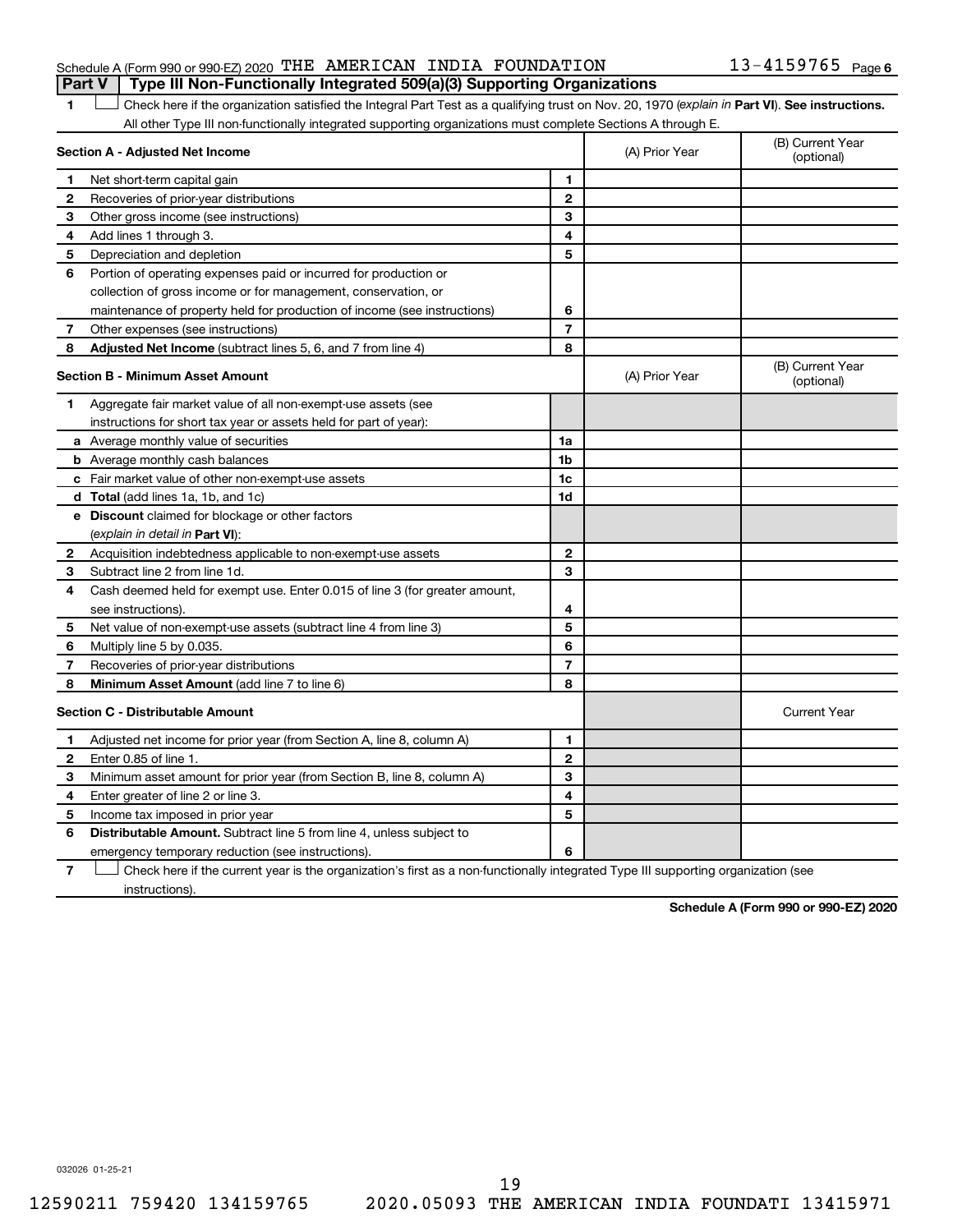Schedule A (Form 990 or 990-EZ) 2020 THE AMERICAN INDIA FOUNDATION 13-4159765 Page 6

## Part V | Type III Non-Functionally Integrated 509(a)(3) Supporting Organizations

1 ☐ Check here if the organization satisfied the Integral Part Test as a qualifying trust on Nov. 20, 1970 (*explain in* **Part VI**). **See instructions.** All other Type III non-functionally integrated supporting organizations must complete Sections A through E.

| **Section A - Adjusted Net Income** | | (A) Prior Year | (B) Current Year (optional) |
|---|---|---|---|
| **1** Net short-term capital gain | 1 | | |
| **2** Recoveries of prior-year distributions | 2 | | |
| **3** Other gross income (see instructions) | 3 | | |
| **4** Add lines 1 through 3. | 4 | | |
| **5** Depreciation and depletion | 5 | | |
| **6** Portion of operating expenses paid or incurred for production or collection of gross income or for management, conservation, or maintenance of property held for production of income (see instructions) | 6 | | |
| **7** Other expenses (see instructions) | 7 | | |
| **8** **Adjusted Net Income** (subtract lines 5, 6, and 7 from line 4) | 8 | | |

| **Section B - Minimum Asset Amount** | | (A) Prior Year | (B) Current Year (optional) |
|---|---|---|---|
| **1** Aggregate fair market value of all non-exempt-use assets (see instructions for short tax year or assets held for part of year): | | | |
| **a** Average monthly value of securities | 1a | | |
| **b** Average monthly cash balances | 1b | | |
| **c** Fair market value of other non-exempt-use assets | 1c | | |
| **d** **Total** (add lines 1a, 1b, and 1c) | 1d | | |
| **e** **Discount** claimed for blockage or other factors (*explain in detail in* **Part VI**): | | | |
| **2** Acquisition indebtedness applicable to non-exempt-use assets | 2 | | |
| **3** Subtract line 2 from line 1d. | 3 | | |
| **4** Cash deemed held for exempt use. Enter 0.015 of line 3 (for greater amount, see instructions). | 4 | | |
| **5** Net value of non-exempt-use assets (subtract line 4 from line 3) | 5 | | |
| **6** Multiply line 5 by 0.035. | 6 | | |
| **7** Recoveries of prior-year distributions | 7 | | |
| **8** **Minimum Asset Amount** (add line 7 to line 6) | 8 | | |

| **Section C - Distributable Amount** | | | Current Year |
|---|---|---|---|
| **1** Adjusted net income for prior year (from Section A, line 8, column A) | 1 | | |
| **2** Enter 0.85 of line 1. | 2 | | |
| **3** Minimum asset amount for prior year (from Section B, line 8, column A) | 3 | | |
| **4** Enter greater of line 2 or line 3. | 4 | | |
| **5** Income tax imposed in prior year | 5 | | |
| **6** **Distributable Amount.** Subtract line 5 from line 4, unless subject to emergency temporary reduction (see instructions). | 6 | | |

7 ☐ Check here if the current year is the organization's first as a non-functionally integrated Type III supporting organization (see instructions).

**Schedule A (Form 990 or 990-EZ) 2020**

032026 01-25-21

12590211 759420 134159765 2020.05093 THE AMERICAN INDIA FOUNDATI 13415971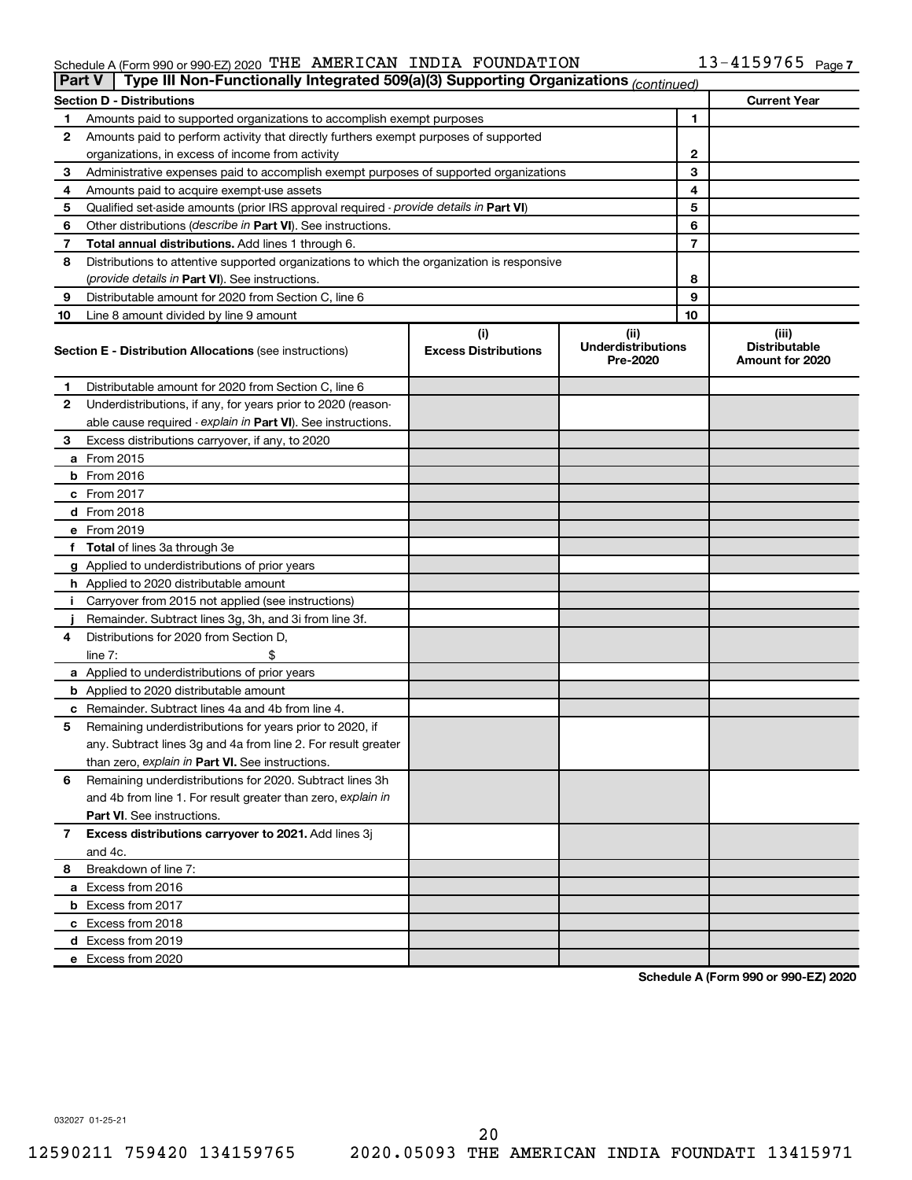Schedule A (Form 990 or 990-EZ) 2020 THE AMERICAN INDIA FOUNDATION 13-4159765 Page 7

**Part V | Type III Non-Functionally Integrated 509(a)(3) Supporting Organizations** *(continued)*

| Section D - Distributions | | | Current Year |
|---|---|---|---|
| 1 | Amounts paid to supported organizations to accomplish exempt purposes | 1 | |
| 2 | Amounts paid to perform activity that directly furthers exempt purposes of supported organizations, in excess of income from activity | 2 | |
| 3 | Administrative expenses paid to accomplish exempt purposes of supported organizations | 3 | |
| 4 | Amounts paid to acquire exempt-use assets | 4 | |
| 5 | Qualified set-aside amounts (prior IRS approval required - *provide details in* **Part VI**) | 5 | |
| 6 | Other distributions (*describe in* **Part VI**). See instructions. | 6 | |
| 7 | **Total annual distributions.** Add lines 1 through 6. | 7 | |
| 8 | Distributions to attentive supported organizations to which the organization is responsive (*provide details in* **Part VI**). See instructions. | 8 | |
| 9 | Distributable amount for 2020 from Section C, line 6 | 9 | |
| 10 | Line 8 amount divided by line 9 amount | 10 | |

| **Section E - Distribution Allocations** (see instructions) | (i) Excess Distributions | (ii) Underdistributions Pre-2020 | (iii) Distributable Amount for 2020 |
|---|---|---|---|
| **1** Distributable amount for 2020 from Section C, line 6 | | | |
| **2** Underdistributions, if any, for years prior to 2020 (reasonable cause required - *explain in* **Part VI**). See instructions. | | | |
| **3** Excess distributions carryover, if any, to 2020 | | | |
| **a** From 2015 | | | |
| **b** From 2016 | | | |
| **c** From 2017 | | | |
| **d** From 2018 | | | |
| **e** From 2019 | | | |
| **f Total** of lines 3a through 3e | | | |
| **g** Applied to underdistributions of prior years | | | |
| **h** Applied to 2020 distributable amount | | | |
| **i** Carryover from 2015 not applied (see instructions) | | | |
| **j** Remainder. Subtract lines 3g, 3h, and 3i from line 3f. | | | |
| **4** Distributions for 2020 from Section D, line 7: $ | | | |
| **a** Applied to underdistributions of prior years | | | |
| **b** Applied to 2020 distributable amount | | | |
| **c** Remainder. Subtract lines 4a and 4b from line 4. | | | |
| **5** Remaining underdistributions for years prior to 2020, if any. Subtract lines 3g and 4a from line 2. For result greater than zero, *explain in* **Part VI.** See instructions. | | | |
| **6** Remaining underdistributions for 2020. Subtract lines 3h and 4b from line 1. For result greater than zero, *explain in* **Part VI**. See instructions. | | | |
| **7 Excess distributions carryover to 2021.** Add lines 3j and 4c. | | | |
| **8** Breakdown of line 7: | | | |
| **a** Excess from 2016 | | | |
| **b** Excess from 2017 | | | |
| **c** Excess from 2018 | | | |
| **d** Excess from 2019 | | | |
| **e** Excess from 2020 | | | |

**Schedule A (Form 990 or 990-EZ) 2020**

032027 01-25-21

12590211 759420 134159765 2020.05093 THE AMERICAN INDIA FOUNDATI 13415971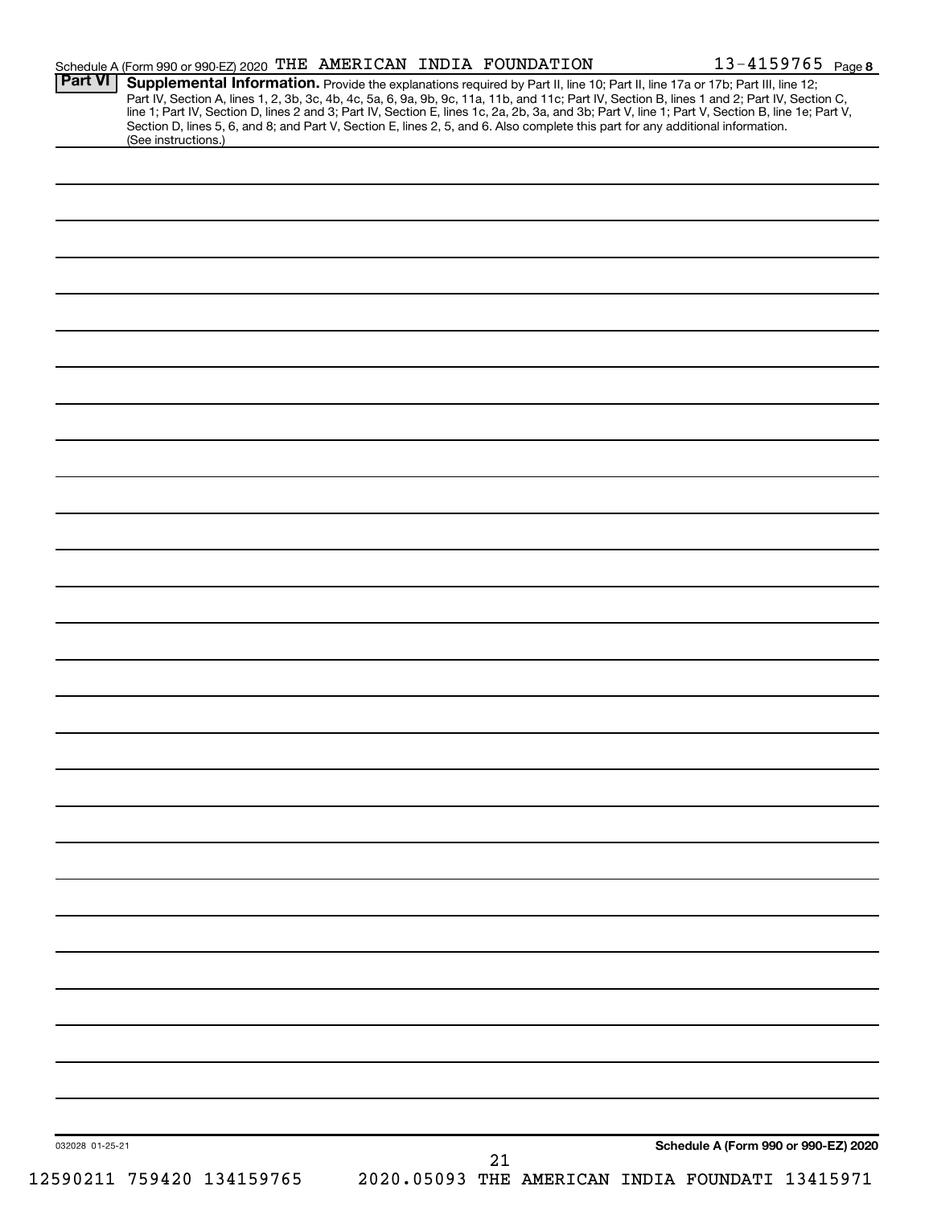Schedule A (Form 990 or 990-EZ) 2020 THE AMERICAN INDIA FOUNDATION 13-4159765 Page **8**

**Part VI** **Supplemental Information.** Provide the explanations required by Part II, line 10; Part II, line 17a or 17b; Part III, line 12; Part IV, Section A, lines 1, 2, 3b, 3c, 4b, 4c, 5a, 6, 9a, 9b, 9c, 11a, 11b, and 11c; Part IV, Section B, lines 1 and 2; Part IV, Section C, line 1; Part IV, Section D, lines 2 and 3; Part IV, Section E, lines 1c, 2a, 2b, 3a, and 3b; Part V, line 1; Part V, Section B, line 1e; Part V, Section D, lines 5, 6, and 8; and Part V, Section E, lines 2, 5, and 6. Also complete this part for any additional information. (See instructions.)

032028 01-25-21

**Schedule A (Form 990 or 990-EZ) 2020**

12590211 759420 134159765 2020.05093 THE AMERICAN INDIA FOUNDATI 13415971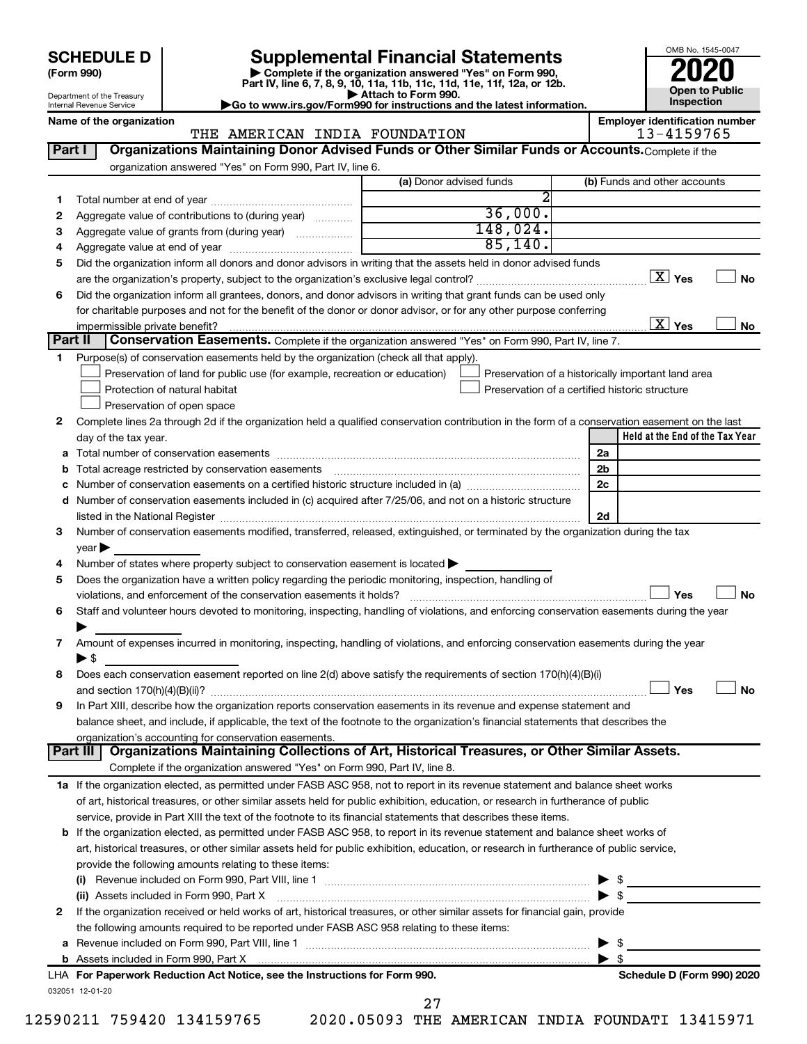# SCHEDULE D (Form 990)

Department of the Treasury
Internal Revenue Service

## Supplemental Financial Statements

▶ Complete if the organization answered "Yes" on Form 990, Part IV, line 6, 7, 8, 9, 10, 11a, 11b, 11c, 11d, 11e, 11f, 12a, or 12b.
▶ Attach to Form 990.
▶Go to www.irs.gov/Form990 for instructions and the latest information.

OMB No. 1545-0047
**2020**
**Open to Public Inspection**

**Name of the organization:** THE AMERICAN INDIA FOUNDATION
**Employer identification number:** 13-4159765

### Part I — Organizations Maintaining Donor Advised Funds or Other Similar Funds or Accounts.
Complete if the organization answered "Yes" on Form 990, Part IV, line 6.

| | | (a) Donor advised funds | (b) Funds and other accounts |
|---|---|---|---|
| 1 | Total number at end of year | 2 | |
| 2 | Aggregate value of contributions to (during year) | 36,000. | |
| 3 | Aggregate value of grants from (during year) | 148,024. | |
| 4 | Aggregate value at end of year | 85,140. | |

5 Did the organization inform all donors and donor advisors in writing that the assets held in donor advised funds are the organization's property, subject to the organization's exclusive legal control? [X] Yes [ ] No

6 Did the organization inform all grantees, donors, and donor advisors in writing that grant funds can be used only for charitable purposes and not for the benefit of the donor or donor advisor, or for any other purpose conferring impermissible private benefit? [X] Yes [ ] No

### Part II — Conservation Easements.
Complete if the organization answered "Yes" on Form 990, Part IV, line 7.

1 Purpose(s) of conservation easements held by the organization (check all that apply).
- [ ] Preservation of land for public use (for example, recreation or education)
- [ ] Protection of natural habitat
- [ ] Preservation of open space
- [ ] Preservation of a historically important land area
- [ ] Preservation of a certified historic structure

2 Complete lines 2a through 2d if the organization held a qualified conservation contribution in the form of a conservation easement on the last day of the tax year.

| | | | Held at the End of the Tax Year |
|---|---|---|---|
| a | Total number of conservation easements | 2a | |
| b | Total acreage restricted by conservation easements | 2b | |
| c | Number of conservation easements on a certified historic structure included in (a) | 2c | |
| d | Number of conservation easements included in (c) acquired after 7/25/06, and not on a historic structure listed in the National Register | 2d | |

3 Number of conservation easements modified, transferred, released, extinguished, or terminated by the organization during the tax year ▶

4 Number of states where property subject to conservation easement is located ▶

5 Does the organization have a written policy regarding the periodic monitoring, inspection, handling of violations, and enforcement of the conservation easements it holds? [ ] Yes [ ] No

6 Staff and volunteer hours devoted to monitoring, inspecting, handling of violations, and enforcing conservation easements during the year ▶

7 Amount of expenses incurred in monitoring, inspecting, handling of violations, and enforcing conservation easements during the year ▶ $

8 Does each conservation easement reported on line 2(d) above satisfy the requirements of section 170(h)(4)(B)(i) and section 170(h)(4)(B)(ii)? [ ] Yes [ ] No

9 In Part XIII, describe how the organization reports conservation easements in its revenue and expense statement and balance sheet, and include, if applicable, the text of the footnote to the organization's financial statements that describes the organization's accounting for conservation easements.

### Part III — Organizations Maintaining Collections of Art, Historical Treasures, or Other Similar Assets.
Complete if the organization answered "Yes" on Form 990, Part IV, line 8.

1a If the organization elected, as permitted under FASB ASC 958, not to report in its revenue statement and balance sheet works of art, historical treasures, or other similar assets held for public exhibition, education, or research in furtherance of public service, provide in Part XIII the text of the footnote to its financial statements that describes these items.

b If the organization elected, as permitted under FASB ASC 958, to report in its revenue statement and balance sheet works of art, historical treasures, or other similar assets held for public exhibition, education, or research in furtherance of public service, provide the following amounts relating to these items:

(i) Revenue included on Form 990, Part VIII, line 1 ▶ $

(ii) Assets included in Form 990, Part X ▶ $

2 If the organization received or held works of art, historical treasures, or other similar assets for financial gain, provide the following amounts required to be reported under FASB ASC 958 relating to these items:

a Revenue included on Form 990, Part VIII, line 1 ▶ $

b Assets included in Form 990, Part X ▶ $

LHA For Paperwork Reduction Act Notice, see the Instructions for Form 990. **Schedule D (Form 990) 2020**

032051 12-01-20

12590211 759420 134159765 2020.05093 THE AMERICAN INDIA FOUNDATI 13415971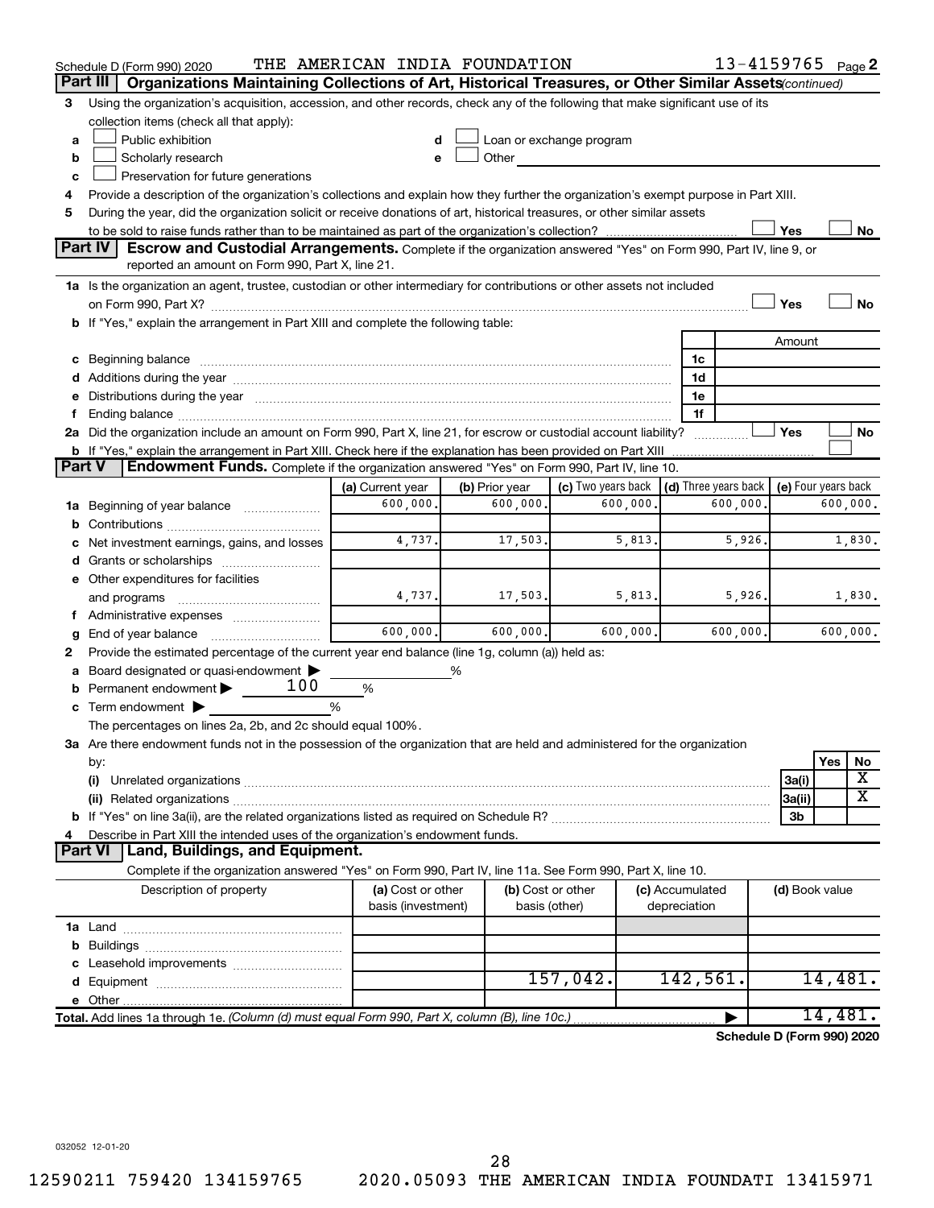Schedule D (Form 990) 2020 THE AMERICAN INDIA FOUNDATION 13-4159765 Page 2

## Part III Organizations Maintaining Collections of Art, Historical Treasures, or Other Similar Assets *(continued)*

**3** Using the organization's acquisition, accession, and other records, check any of the following that make significant use of its collection items (check all that apply):

- **a** ☐ Public exhibition
- **b** ☐ Scholarly research
- **c** ☐ Preservation for future generations
- **d** ☐ Loan or exchange program
- **e** ☐ Other

**4** Provide a description of the organization's collections and explain how they further the organization's exempt purpose in Part XIII.

**5** During the year, did the organization solicit or receive donations of art, historical treasures, or other similar assets to be sold to raise funds rather than to be maintained as part of the organization's collection? ☐ Yes ☐ No

## Part IV Escrow and Custodial Arrangements. Complete if the organization answered "Yes" on Form 990, Part IV, line 9, or reported an amount on Form 990, Part X, line 21.

**1a** Is the organization an agent, trustee, custodian or other intermediary for contributions or other assets not included on Form 990, Part X? ☐ Yes ☐ No

**b** If "Yes," explain the arrangement in Part XIII and complete the following table:

| | | Amount |
|---|---|---|
| **c** Beginning balance | 1c | |
| **d** Additions during the year | 1d | |
| **e** Distributions during the year | 1e | |
| **f** Ending balance | 1f | |

**2a** Did the organization include an amount on Form 990, Part X, line 21, for escrow or custodial account liability? ☐ Yes ☐ No

**b** If "Yes," explain the arrangement in Part XIII. Check here if the explanation has been provided on Part XIII ☐

## Part V Endowment Funds. Complete if the organization answered "Yes" on Form 990, Part IV, line 10.

| | (a) Current year | (b) Prior year | (c) Two years back | (d) Three years back | (e) Four years back |
|---|---|---|---|---|---|
| **1a** Beginning of year balance | 600,000. | 600,000. | 600,000. | 600,000. | 600,000. |
| **b** Contributions | | | | | |
| **c** Net investment earnings, gains, and losses | 4,737. | 17,503. | 5,813. | 5,926. | 1,830. |
| **d** Grants or scholarships | | | | | |
| **e** Other expenditures for facilities and programs | 4,737. | 17,503. | 5,813. | 5,926. | 1,830. |
| **f** Administrative expenses | | | | | |
| **g** End of year balance | 600,000. | 600,000. | 600,000. | 600,000. | 600,000. |

**2** Provide the estimated percentage of the current year end balance (line 1g, column (a)) held as:

- **a** Board designated or quasi-endowment ▶ _____ %
- **b** Permanent endowment ▶ 100 %
- **c** Term endowment ▶ _____ %

The percentages on lines 2a, 2b, and 2c should equal 100%.

**3a** Are there endowment funds not in the possession of the organization that are held and administered for the organization by:

| | | Yes | No |
|---|---|---|---|
| **(i)** Unrelated organizations | 3a(i) | | X |
| **(ii)** Related organizations | 3a(ii) | | X |
| **b** If "Yes" on line 3a(ii), are the related organizations listed as required on Schedule R? | 3b | | |

**4** Describe in Part XIII the intended uses of the organization's endowment funds.

## Part VI Land, Buildings, and Equipment.

Complete if the organization answered "Yes" on Form 990, Part IV, line 11a. See Form 990, Part X, line 10.

| Description of property | (a) Cost or other basis (investment) | (b) Cost or other basis (other) | (c) Accumulated depreciation | (d) Book value |
|---|---|---|---|---|
| **1a** Land | | | | |
| **b** Buildings | | | | |
| **c** Leasehold improvements | | | | |
| **d** Equipment | | 157,042. | 142,561. | 14,481. |
| **e** Other | | | | |
| **Total.** Add lines 1a through 1e. *(Column (d) must equal Form 990, Part X, column (B), line 10c.)* | | | ▶ | 14,481. |

**Schedule D (Form 990) 2020**

032052 12-01-20

12590211 759420 134159765 2020.05093 THE AMERICAN INDIA FOUNDATI 13415971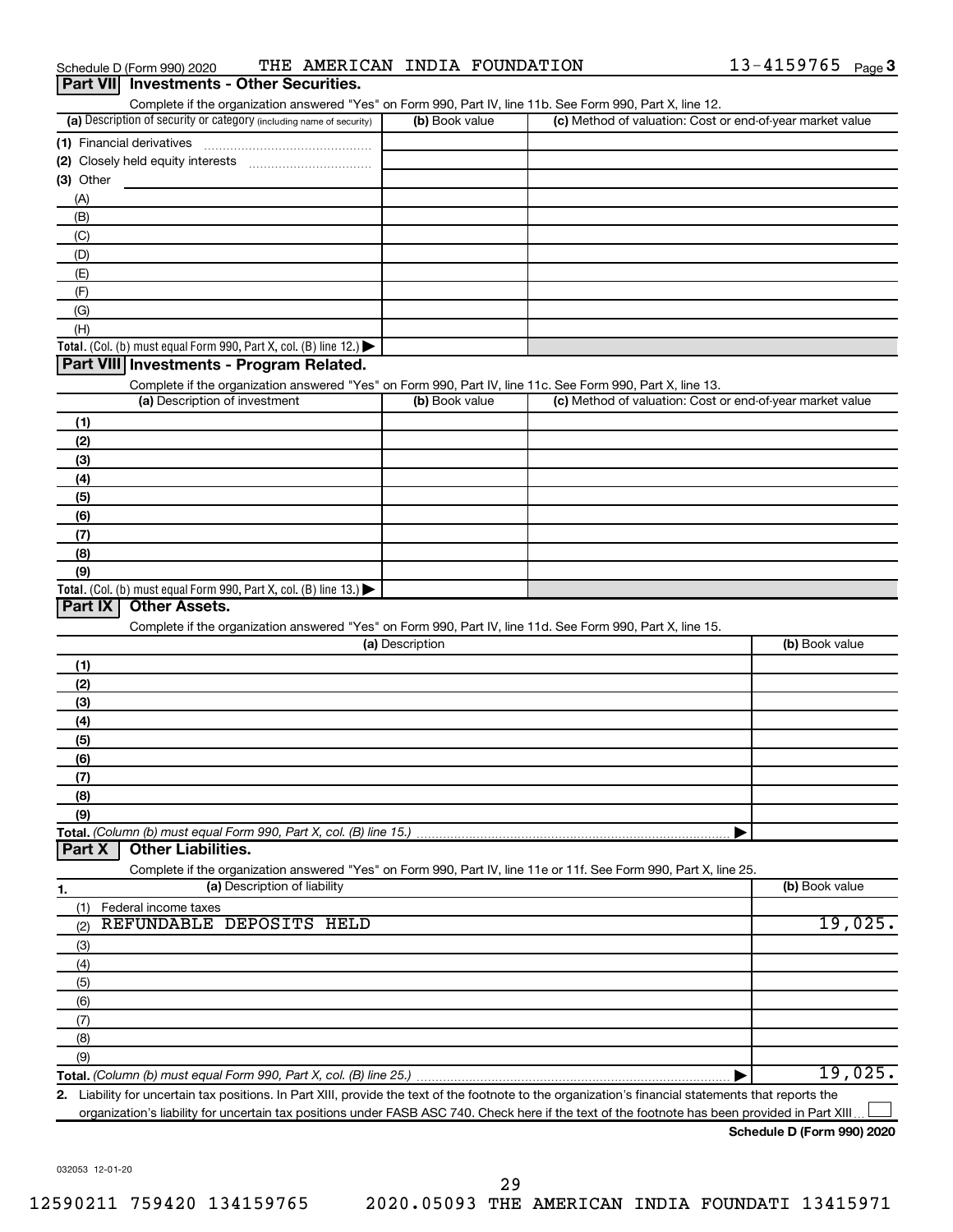Schedule D (Form 990) 2020 THE AMERICAN INDIA FOUNDATION 13-4159765 Page 3

## Part VII Investments - Other Securities.

Complete if the organization answered "Yes" on Form 990, Part IV, line 11b. See Form 990, Part X, line 12.

| (a) Description of security or category (including name of security) | (b) Book value | (c) Method of valuation: Cost or end-of-year market value |
|---|---|---|
| (1) Financial derivatives | | |
| (2) Closely held equity interests | | |
| (3) Other | | |
| (A) | | |
| (B) | | |
| (C) | | |
| (D) | | |
| (E) | | |
| (F) | | |
| (G) | | |
| (H) | | |
| **Total.** (Col. (b) must equal Form 990, Part X, col. (B) line 12.) | | |

## Part VIII Investments - Program Related.

Complete if the organization answered "Yes" on Form 990, Part IV, line 11c. See Form 990, Part X, line 13.

| (a) Description of investment | (b) Book value | (c) Method of valuation: Cost or end-of-year market value |
|---|---|---|
| (1) | | |
| (2) | | |
| (3) | | |
| (4) | | |
| (5) | | |
| (6) | | |
| (7) | | |
| (8) | | |
| (9) | | |
| **Total.** (Col. (b) must equal Form 990, Part X, col. (B) line 13.) | | |

## Part IX Other Assets.

Complete if the organization answered "Yes" on Form 990, Part IV, line 11d. See Form 990, Part X, line 15.

| (a) Description | (b) Book value |
|---|---|
| (1) | |
| (2) | |
| (3) | |
| (4) | |
| (5) | |
| (6) | |
| (7) | |
| (8) | |
| (9) | |
| **Total.** *(Column (b) must equal Form 990, Part X, col. (B) line 15.)* | |

## Part X Other Liabilities.

Complete if the organization answered "Yes" on Form 990, Part IV, line 11e or 11f. See Form 990, Part X, line 25.

| 1. (a) Description of liability | (b) Book value |
|---|---|
| (1) Federal income taxes | |
| (2) REFUNDABLE DEPOSITS HELD | 19,025. |
| (3) | |
| (4) | |
| (5) | |
| (6) | |
| (7) | |
| (8) | |
| (9) | |
| **Total.** *(Column (b) must equal Form 990, Part X, col. (B) line 25.)* | 19,025. |

2. Liability for uncertain tax positions. In Part XIII, provide the text of the footnote to the organization's financial statements that reports the organization's liability for uncertain tax positions under FASB ASC 740. Check here if the text of the footnote has been provided in Part XIII ☐

**Schedule D (Form 990) 2020**

032053 12-01-20

12590211 759420 134159765 2020.05093 THE AMERICAN INDIA FOUNDATI 13415971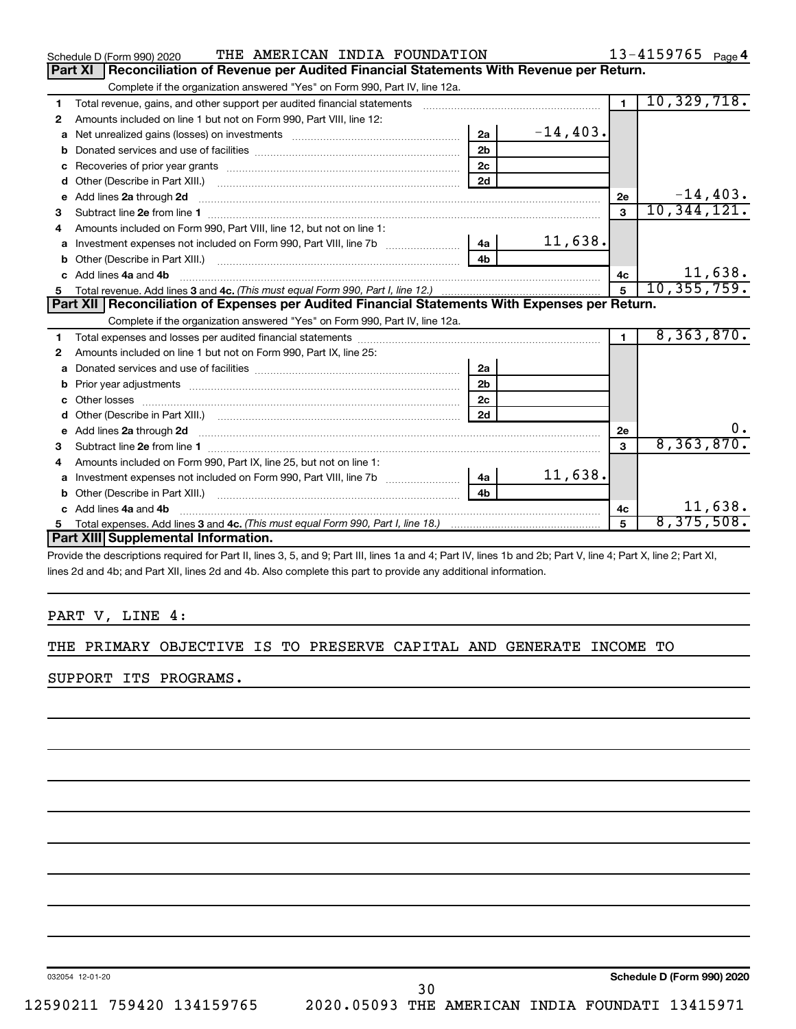Schedule D (Form 990) 2020 THE AMERICAN INDIA FOUNDATION 13-4159765 Page 4

## Part XI Reconciliation of Revenue per Audited Financial Statements With Revenue per Return.

Complete if the organization answered "Yes" on Form 990, Part IV, line 12a.

| | | | | | |
|---|---|---|---|---|---|
| 1 | Total revenue, gains, and other support per audited financial statements | | | 1 | 10,329,718. |
| 2 | Amounts included on line 1 but not on Form 990, Part VIII, line 12: | | | | |
| a | Net unrealized gains (losses) on investments | 2a | -14,403. | | |
| b | Donated services and use of facilities | 2b | | | |
| c | Recoveries of prior year grants | 2c | | | |
| d | Other (Describe in Part XIII.) | 2d | | | |
| e | Add lines 2a through 2d | | | 2e | -14,403. |
| 3 | Subtract line 2e from line 1 | | | 3 | 10,344,121. |
| 4 | Amounts included on Form 990, Part VIII, line 12, but not on line 1: | | | | |
| a | Investment expenses not included on Form 990, Part VIII, line 7b | 4a | 11,638. | | |
| b | Other (Describe in Part XIII.) | 4b | | | |
| c | Add lines 4a and 4b | | | 4c | 11,638. |
| 5 | Total revenue. Add lines 3 and 4c. *(This must equal Form 990, Part I, line 12.)* | | | 5 | 10,355,759. |

## Part XII Reconciliation of Expenses per Audited Financial Statements With Expenses per Return.

Complete if the organization answered "Yes" on Form 990, Part IV, line 12a.

| | | | | | |
|---|---|---|---|---|---|
| 1 | Total expenses and losses per audited financial statements | | | 1 | 8,363,870. |
| 2 | Amounts included on line 1 but not on Form 990, Part IX, line 25: | | | | |
| a | Donated services and use of facilities | 2a | | | |
| b | Prior year adjustments | 2b | | | |
| c | Other losses | 2c | | | |
| d | Other (Describe in Part XIII.) | 2d | | | |
| e | Add lines 2a through 2d | | | 2e | 0. |
| 3 | Subtract line 2e from line 1 | | | 3 | 8,363,870. |
| 4 | Amounts included on Form 990, Part IX, line 25, but not on line 1: | | | | |
| a | Investment expenses not included on Form 990, Part VIII, line 7b | 4a | 11,638. | | |
| b | Other (Describe in Part XIII.) | 4b | | | |
| c | Add lines 4a and 4b | | | 4c | 11,638. |
| 5 | Total expenses. Add lines 3 and 4c. *(This must equal Form 990, Part I, line 18.)* | | | 5 | 8,375,508. |

## Part XIII Supplemental Information.

Provide the descriptions required for Part II, lines 3, 5, and 9; Part III, lines 1a and 4; Part IV, lines 1b and 2b; Part V, line 4; Part X, line 2; Part XI, lines 2d and 4b; and Part XII, lines 2d and 4b. Also complete this part to provide any additional information.

PART V, LINE 4:

THE PRIMARY OBJECTIVE IS TO PRESERVE CAPITAL AND GENERATE INCOME TO SUPPORT ITS PROGRAMS.

032054 12-01-20 Schedule D (Form 990) 2020

12590211 759420 134159765 2020.05093 THE AMERICAN INDIA FOUNDATI 13415971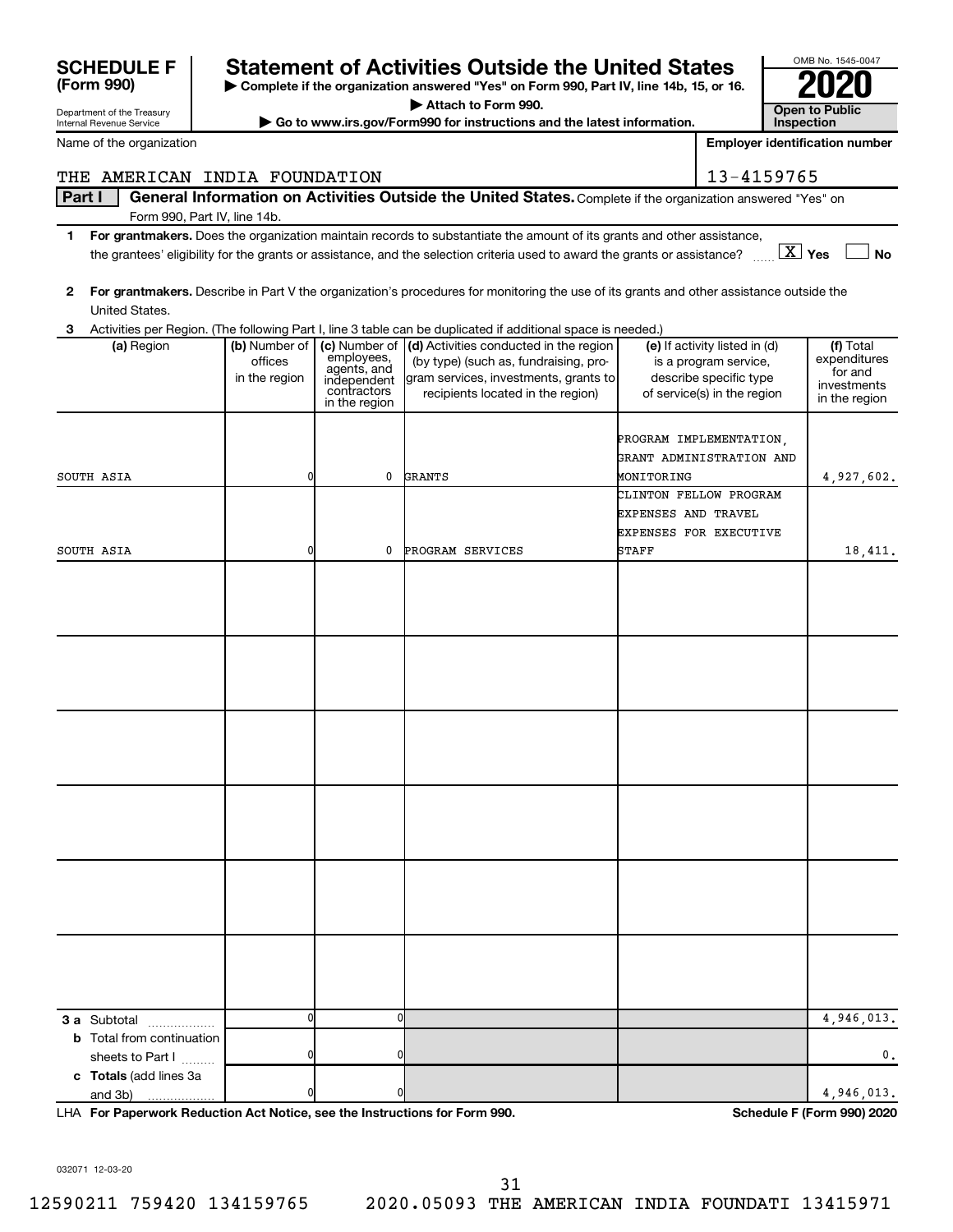**SCHEDULE F (Form 990)**

Department of the Treasury
Internal Revenue Service

# Statement of Activities Outside the United States

▶ **Complete if the organization answered "Yes" on Form 990, Part IV, line 14b, 15, or 16.**
▶ **Attach to Form 990.**
▶ **Go to www.irs.gov/Form990 for instructions and the latest information.**

OMB No. 1545-0047

**2020**

**Open to Public Inspection**

Name of the organization: THE AMERICAN INDIA FOUNDATION

**Employer identification number:** 13-4159765

**Part I — General Information on Activities Outside the United States.** Complete if the organization answered "Yes" on Form 990, Part IV, line 14b.

**1** **For grantmakers.** Does the organization maintain records to substantiate the amount of its grants and other assistance, the grantees' eligibility for the grants or assistance, and the selection criteria used to award the grants or assistance? ..... [X] Yes [ ] No

**2** **For grantmakers.** Describe in Part V the organization's procedures for monitoring the use of its grants and other assistance outside the United States.

**3** Activities per Region. (The following Part I, line 3 table can be duplicated if additional space is needed.)

| (a) Region | (b) Number of offices in the region | (c) Number of employees, agents, and independent contractors in the region | (d) Activities conducted in the region (by type) (such as, fundraising, program services, investments, grants to recipients located in the region) | (e) If activity listed in (d) is a program service, describe specific type of service(s) in the region | (f) Total expenditures for and investments in the region |
|---|---|---|---|---|---|
| SOUTH ASIA | 0 | 0 | GRANTS | PROGRAM IMPLEMENTATION, GRANT ADMINISTRATION AND MONITORING | 4,927,602. |
| SOUTH ASIA | 0 | 0 | PROGRAM SERVICES | CLINTON FELLOW PROGRAM EXPENSES AND TRAVEL EXPENSES FOR EXECUTIVE STAFF | 18,411. |
| **3 a** Subtotal | 0 | 0 | | | 4,946,013. |
| **b** Total from continuation sheets to Part I | 0 | 0 | | | 0. |
| **c Totals** (add lines 3a and 3b) | 0 | 0 | | | 4,946,013. |

LHA **For Paperwork Reduction Act Notice, see the Instructions for Form 990.** **Schedule F (Form 990) 2020**

032071 12-03-20

12590211 759420 134159765 2020.05093 THE AMERICAN INDIA FOUNDATI 13415971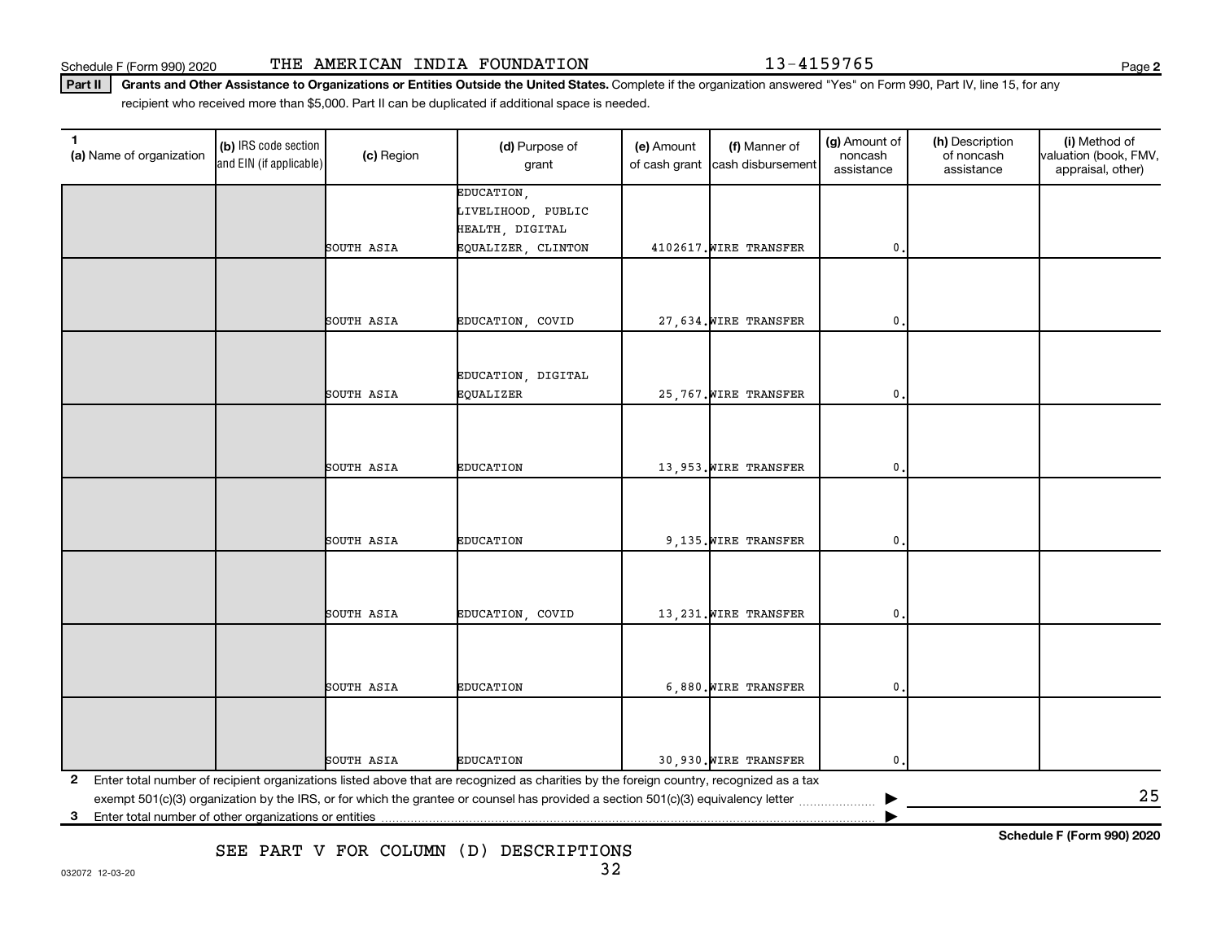Schedule F (Form 990) 2020 THE AMERICAN INDIA FOUNDATION 13-4159765

**Part II** **Grants and Other Assistance to Organizations or Entities Outside the United States.** Complete if the organization answered "Yes" on Form 990, Part IV, line 15, for any recipient who received more than $5,000. Part II can be duplicated if additional space is needed.

| 1 (a) Name of organization | (b) IRS code section and EIN (if applicable) | (c) Region | (d) Purpose of grant | (e) Amount of cash grant | (f) Manner of cash disbursement | (g) Amount of noncash assistance | (h) Description of noncash assistance | (i) Method of valuation (book, FMV, appraisal, other) |
|---|---|---|---|---|---|---|---|---|
| | | SOUTH ASIA | EDUCATION, LIVELIHOOD, PUBLIC HEALTH, DIGITAL EQUALIZER, CLINTON | 4102617. | WIRE TRANSFER | 0. | | |
| | | SOUTH ASIA | EDUCATION, COVID | 27,634. | WIRE TRANSFER | 0. | | |
| | | SOUTH ASIA | EDUCATION, DIGITAL EQUALIZER | 25,767. | WIRE TRANSFER | 0. | | |
| | | SOUTH ASIA | EDUCATION | 13,953. | WIRE TRANSFER | 0. | | |
| | | SOUTH ASIA | EDUCATION | 9,135. | WIRE TRANSFER | 0. | | |
| | | SOUTH ASIA | EDUCATION, COVID | 13,231. | WIRE TRANSFER | 0. | | |
| | | SOUTH ASIA | EDUCATION | 6,880. | WIRE TRANSFER | 0. | | |
| | | SOUTH ASIA | EDUCATION | 30,930. | WIRE TRANSFER | 0. | | |

2 Enter total number of recipient organizations listed above that are recognized as charities by the foreign country, recognized as a tax exempt 501(c)(3) organization by the IRS, or for which the grantee or counsel has provided a section 501(c)(3) equivalency letter ▶ 25

3 Enter total number of other organizations or entities ▶

SEE PART V FOR COLUMN (D) DESCRIPTIONS

Schedule F (Form 990) 2020

032072 12-03-20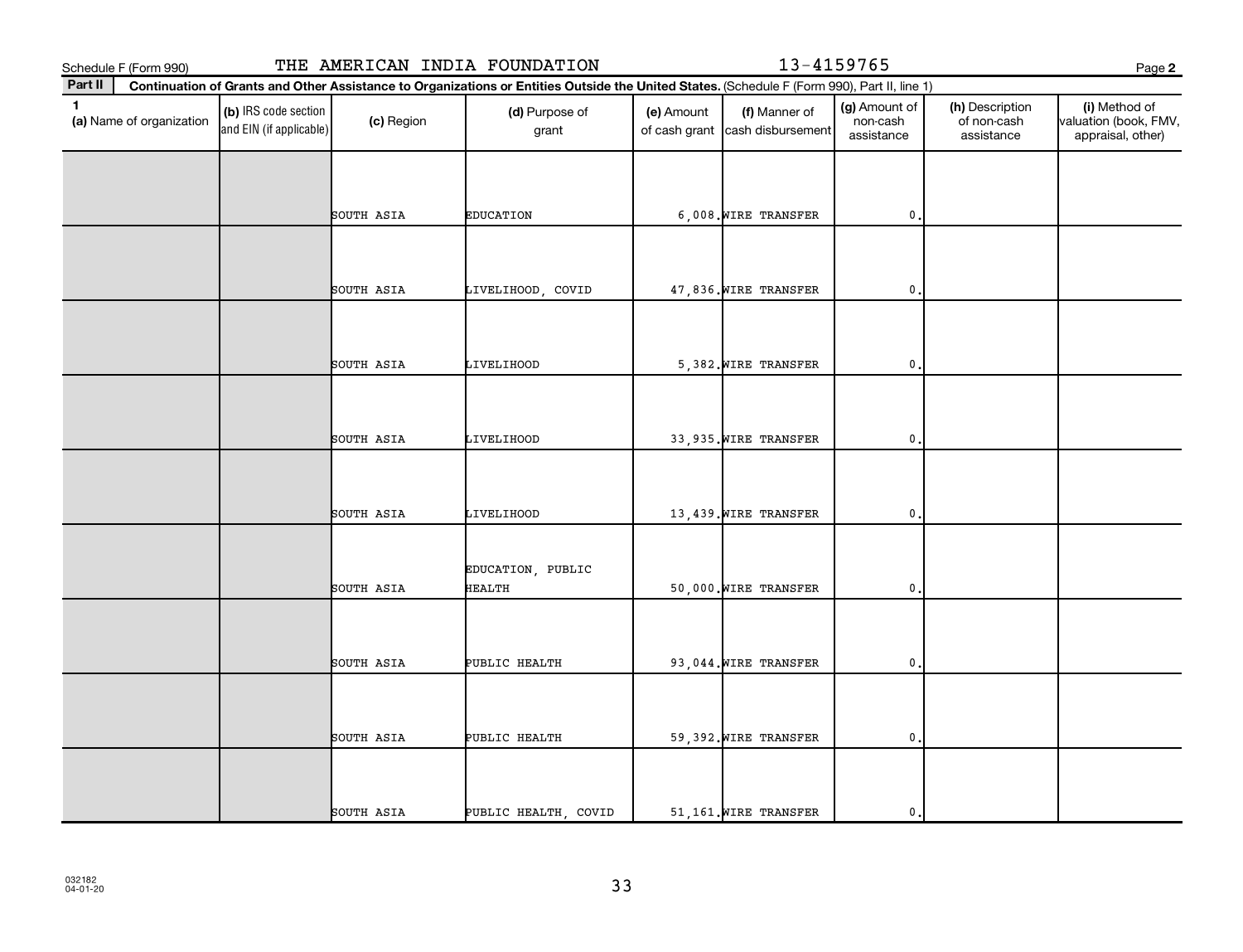Schedule F (Form 990) THE AMERICAN INDIA FOUNDATION 13-4159765

**Part II** Continuation of Grants and Other Assistance to Organizations or Entities Outside the United States. (Schedule F (Form 990), Part II, line 1)

| 1 (a) Name of organization | (b) IRS code section and EIN (if applicable) | (c) Region | (d) Purpose of grant | (e) Amount of cash grant | (f) Manner of cash disbursement | (g) Amount of non-cash assistance | (h) Description of non-cash assistance | (i) Method of valuation (book, FMV, appraisal, other) |
|---|---|---|---|---|---|---|---|---|
| | | SOUTH ASIA | EDUCATION | 6,008. | WIRE TRANSFER | 0. | | |
| | | SOUTH ASIA | LIVELIHOOD, COVID | 47,836. | WIRE TRANSFER | 0. | | |
| | | SOUTH ASIA | LIVELIHOOD | 5,382. | WIRE TRANSFER | 0. | | |
| | | SOUTH ASIA | LIVELIHOOD | 33,935. | WIRE TRANSFER | 0. | | |
| | | SOUTH ASIA | LIVELIHOOD | 13,439. | WIRE TRANSFER | 0. | | |
| | | SOUTH ASIA | EDUCATION, PUBLIC HEALTH | 50,000. | WIRE TRANSFER | 0. | | |
| | | SOUTH ASIA | PUBLIC HEALTH | 93,044. | WIRE TRANSFER | 0. | | |
| | | SOUTH ASIA | PUBLIC HEALTH | 59,392. | WIRE TRANSFER | 0. | | |
| | | SOUTH ASIA | PUBLIC HEALTH, COVID | 51,161. | WIRE TRANSFER | 0. | | |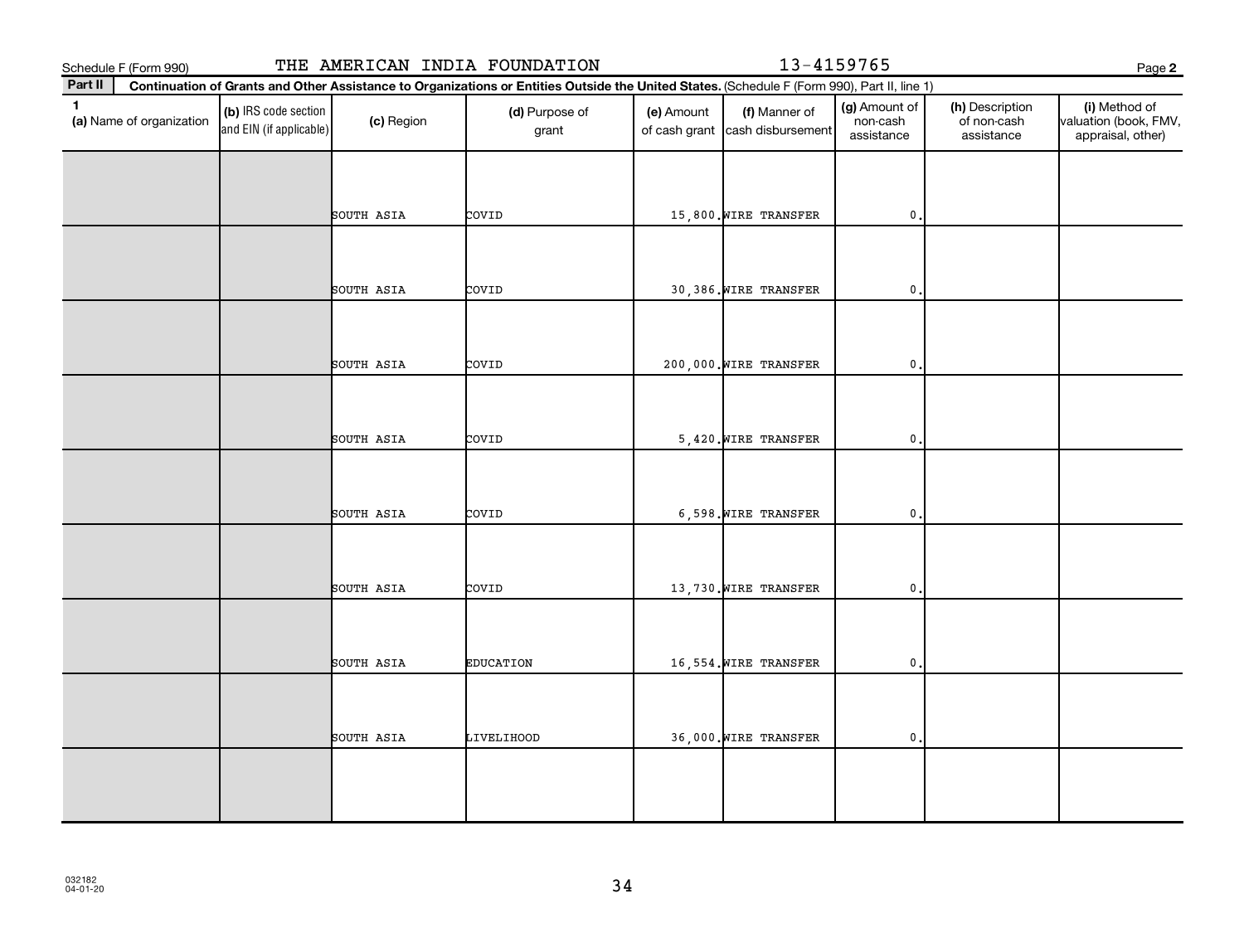Schedule F (Form 990) THE AMERICAN INDIA FOUNDATION 13-4159765

**Part II** Continuation of Grants and Other Assistance to Organizations or Entities Outside the United States. (Schedule F (Form 990), Part II, line 1)

| 1 (a) Name of organization | (b) IRS code section and EIN (if applicable) | (c) Region | (d) Purpose of grant | (e) Amount of cash grant | (f) Manner of cash disbursement | (g) Amount of non-cash assistance | (h) Description of non-cash assistance | (i) Method of valuation (book, FMV, appraisal, other) |
|---|---|---|---|---|---|---|---|---|
| | | SOUTH ASIA | COVID | 15,800. | WIRE TRANSFER | 0. | | |
| | | SOUTH ASIA | COVID | 30,386. | WIRE TRANSFER | 0. | | |
| | | SOUTH ASIA | COVID | 200,000. | WIRE TRANSFER | 0. | | |
| | | SOUTH ASIA | COVID | 5,420. | WIRE TRANSFER | 0. | | |
| | | SOUTH ASIA | COVID | 6,598. | WIRE TRANSFER | 0. | | |
| | | SOUTH ASIA | COVID | 13,730. | WIRE TRANSFER | 0. | | |
| | | SOUTH ASIA | EDUCATION | 16,554. | WIRE TRANSFER | 0. | | |
| | | SOUTH ASIA | LIVELIHOOD | 36,000. | WIRE TRANSFER | 0. | | |
| | | | | | | | | |

032182 04-01-20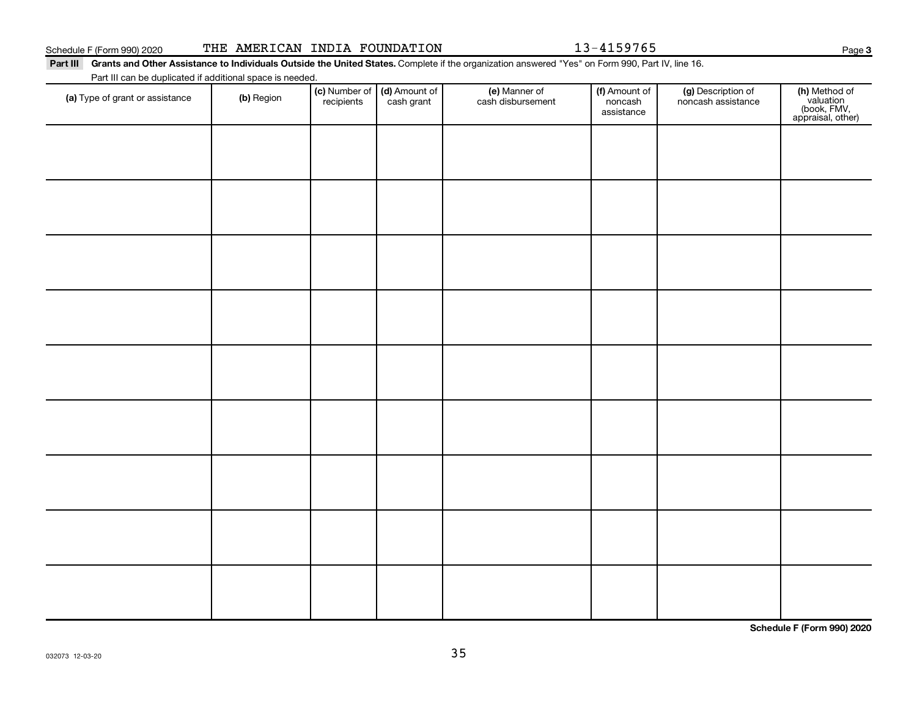Schedule F (Form 990) 2020 THE AMERICAN INDIA FOUNDATION 13-4159765

**Part III** **Grants and Other Assistance to Individuals Outside the United States.** Complete if the organization answered "Yes" on Form 990, Part IV, line 16.

Part III can be duplicated if additional space is needed.

| **(a)** Type of grant or assistance | **(b)** Region | **(c)** Number of recipients | **(d)** Amount of cash grant | **(e)** Manner of cash disbursement | **(f)** Amount of noncash assistance | **(g)** Description of noncash assistance | **(h)** Method of valuation (book, FMV, appraisal, other) |
|---|---|---|---|---|---|---|---|
| | | | | | | | |
| | | | | | | | |
| | | | | | | | |
| | | | | | | | |
| | | | | | | | |
| | | | | | | | |
| | | | | | | | |
| | | | | | | | |
| | | | | | | | |

**Schedule F (Form 990) 2020**

032073 12-03-20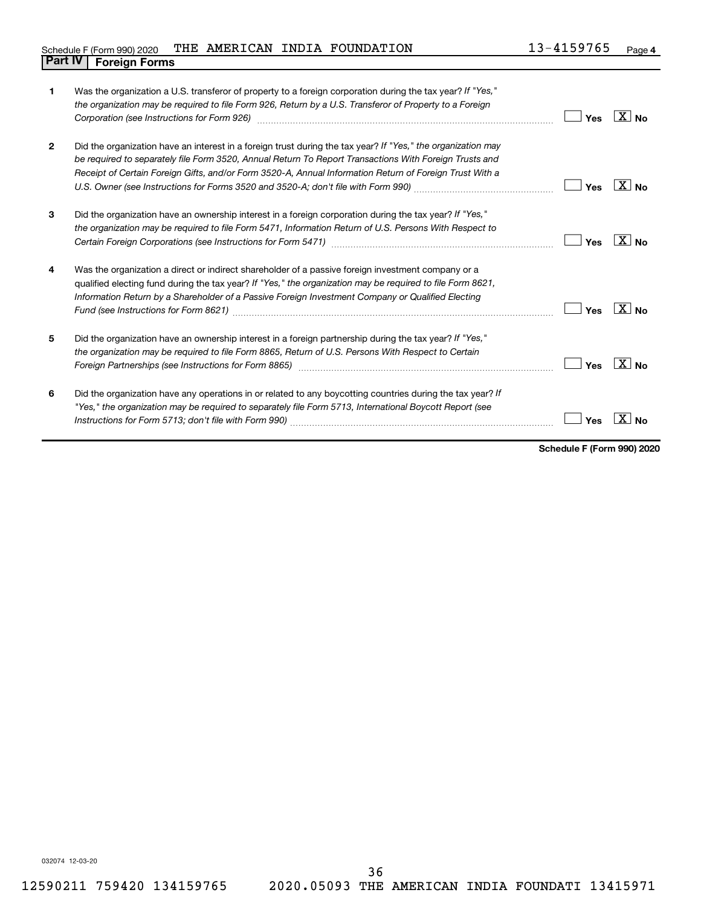Schedule F (Form 990) 2020 THE AMERICAN INDIA FOUNDATION 13-4159765

## Part IV Foreign Forms

| | | | |
|---|---|---|---|
| 1 | Was the organization a U.S. transferor of property to a foreign corporation during the tax year? *If "Yes," the organization may be required to file Form 926, Return by a U.S. Transferor of Property to a Foreign Corporation (see Instructions for Form 926)* | Yes | [X] No |
| 2 | Did the organization have an interest in a foreign trust during the tax year? *If "Yes," the organization may be required to separately file Form 3520, Annual Return To Report Transactions With Foreign Trusts and Receipt of Certain Foreign Gifts, and/or Form 3520-A, Annual Information Return of Foreign Trust With a U.S. Owner (see Instructions for Forms 3520 and 3520-A; don't file with Form 990)* | Yes | [X] No |
| 3 | Did the organization have an ownership interest in a foreign corporation during the tax year? *If "Yes," the organization may be required to file Form 5471, Information Return of U.S. Persons With Respect to Certain Foreign Corporations (see Instructions for Form 5471)* | Yes | [X] No |
| 4 | Was the organization a direct or indirect shareholder of a passive foreign investment company or a qualified electing fund during the tax year? *If "Yes," the organization may be required to file Form 8621, Information Return by a Shareholder of a Passive Foreign Investment Company or Qualified Electing Fund (see Instructions for Form 8621)* | Yes | [X] No |
| 5 | Did the organization have an ownership interest in a foreign partnership during the tax year? *If "Yes," the organization may be required to file Form 8865, Return of U.S. Persons With Respect to Certain Foreign Partnerships (see Instructions for Form 8865)* | Yes | [X] No |
| 6 | Did the organization have any operations in or related to any boycotting countries during the tax year? *If "Yes," the organization may be required to separately file Form 5713, International Boycott Report (see Instructions for Form 5713; don't file with Form 990)* | Yes | [X] No |

**Schedule F (Form 990) 2020**

032074 12-03-20

12590211 759420 134159765 2020.05093 THE AMERICAN INDIA FOUNDATI 13415971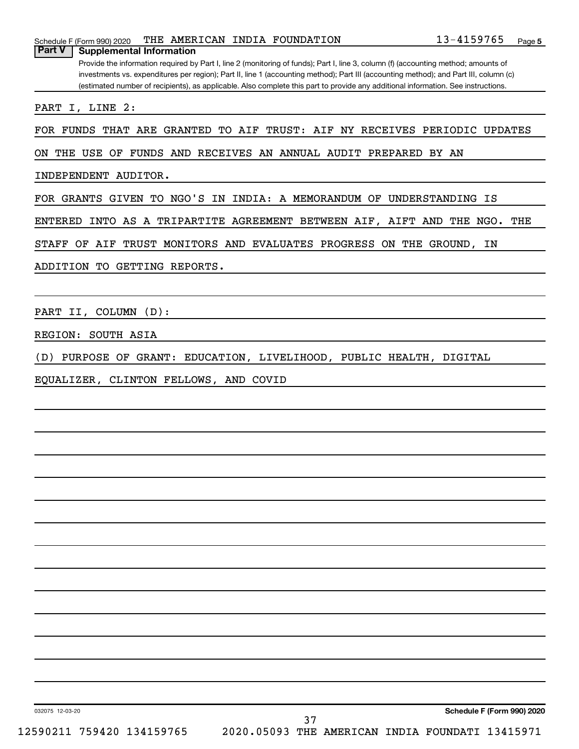Schedule F (Form 990) 2020 THE AMERICAN INDIA FOUNDATION 13-4159765

## Part V Supplemental Information

Provide the information required by Part I, line 2 (monitoring of funds); Part I, line 3, column (f) (accounting method; amounts of investments vs. expenditures per region); Part II, line 1 (accounting method); Part III (accounting method); and Part III, column (c) (estimated number of recipients), as applicable. Also complete this part to provide any additional information. See instructions.

PART I, LINE 2:

FOR FUNDS THAT ARE GRANTED TO AIF TRUST: AIF NY RECEIVES PERIODIC UPDATES ON THE USE OF FUNDS AND RECEIVES AN ANNUAL AUDIT PREPARED BY AN INDEPENDENT AUDITOR.

FOR GRANTS GIVEN TO NGO'S IN INDIA: A MEMORANDUM OF UNDERSTANDING IS ENTERED INTO AS A TRIPARTITE AGREEMENT BETWEEN AIF, AIFT AND THE NGO. THE STAFF OF AIF TRUST MONITORS AND EVALUATES PROGRESS ON THE GROUND, IN ADDITION TO GETTING REPORTS.

PART II, COLUMN (D):

REGION: SOUTH ASIA

(D) PURPOSE OF GRANT: EDUCATION, LIVELIHOOD, PUBLIC HEALTH, DIGITAL EQUALIZER, CLINTON FELLOWS, AND COVID

032075 12-03-20

Schedule F (Form 990) 2020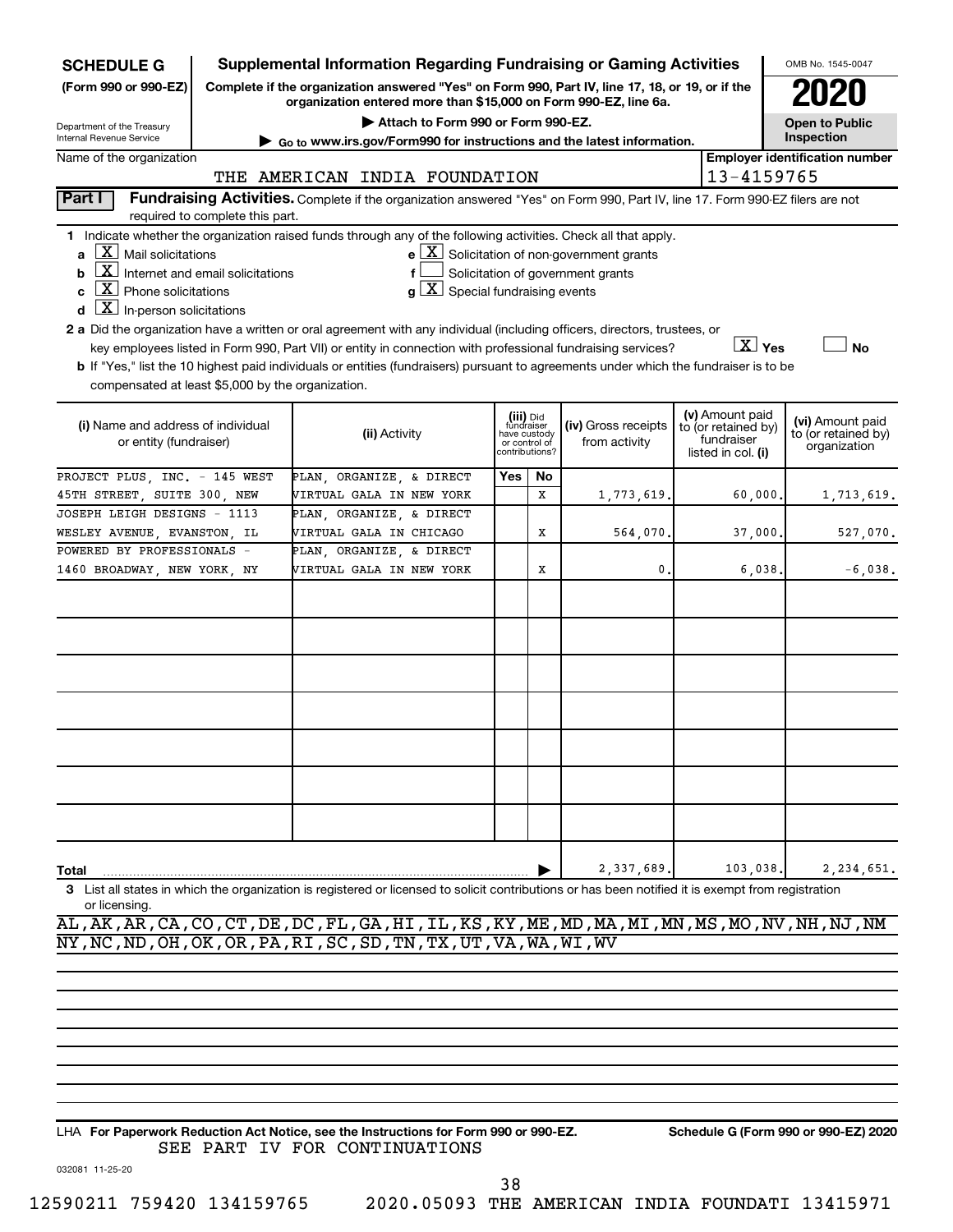**SCHEDULE G**
**(Form 990 or 990-EZ)**

Department of the Treasury
Internal Revenue Service

# Supplemental Information Regarding Fundraising or Gaming Activities

**Complete if the organization answered "Yes" on Form 990, Part IV, line 17, 18, or 19, or if the organization entered more than $15,000 on Form 990-EZ, line 6a.**

▶ Attach to Form 990 or Form 990-EZ.

▶ Go to www.irs.gov/Form990 for instructions and the latest information.

OMB No. 1545-0047

**2020**

**Open to Public Inspection**

Name of the organization: THE AMERICAN INDIA FOUNDATION

Employer identification number: 13-4159765

**Part I — Fundraising Activities.** Complete if the organization answered "Yes" on Form 990, Part IV, line 17. Form 990-EZ filers are not required to complete this part.

1 Indicate whether the organization raised funds through any of the following activities. Check all that apply.

- a [X] Mail solicitations
- b [X] Internet and email solicitations
- c [X] Phone solicitations
- d [X] In-person solicitations
- e [X] Solicitation of non-government grants
- f [ ] Solicitation of government grants
- g [X] Special fundraising events

2 a Did the organization have a written or oral agreement with any individual (including officers, directors, trustees, or key employees listed in Form 990, Part VII) or entity in connection with professional fundraising services? [X] Yes [ ] No

b If "Yes," list the 10 highest paid individuals or entities (fundraisers) pursuant to agreements under which the fundraiser is to be compensated at least $5,000 by the organization.

| (i) Name and address of individual or entity (fundraiser) | (ii) Activity | (iii) Did fundraiser have custody or control of contributions? Yes | No | (iv) Gross receipts from activity | (v) Amount paid to (or retained by) fundraiser listed in col. (i) | (vi) Amount paid to (or retained by) organization |
|---|---|---|---|---|---|---|
| PROJECT PLUS, INC. - 145 WEST 45TH STREET, SUITE 300, NEW | PLAN, ORGANIZE, & DIRECT VIRTUAL GALA IN NEW YORK | | X | 1,773,619. | 60,000. | 1,713,619. |
| JOSEPH LEIGH DESIGNS - 1113 WESLEY AVENUE, EVANSTON, IL | PLAN, ORGANIZE, & DIRECT VIRTUAL GALA IN CHICAGO | | X | 564,070. | 37,000. | 527,070. |
| POWERED BY PROFESSIONALS - 1460 BROADWAY, NEW YORK, NY | PLAN, ORGANIZE, & DIRECT VIRTUAL GALA IN NEW YORK | | X | 0. | 6,038. | -6,038. |
| **Total** | | | | 2,337,689. | 103,038. | 2,234,651. |

3 List all states in which the organization is registered or licensed to solicit contributions or has been notified it is exempt from registration or licensing.

AL,AK,AR,CA,CO,CT,DE,DC,FL,GA,HI,IL,KS,KY,ME,MD,MA,MI,MN,MS,MO,NV,NH,NJ,NM
NY,NC,ND,OH,OK,OR,PA,RI,SC,SD,TN,TX,UT,VA,WA,WI,WV

LHA **For Paperwork Reduction Act Notice, see the Instructions for Form 990 or 990-EZ.** **Schedule G (Form 990 or 990-EZ) 2020**

SEE PART IV FOR CONTINUATIONS

032081 11-25-20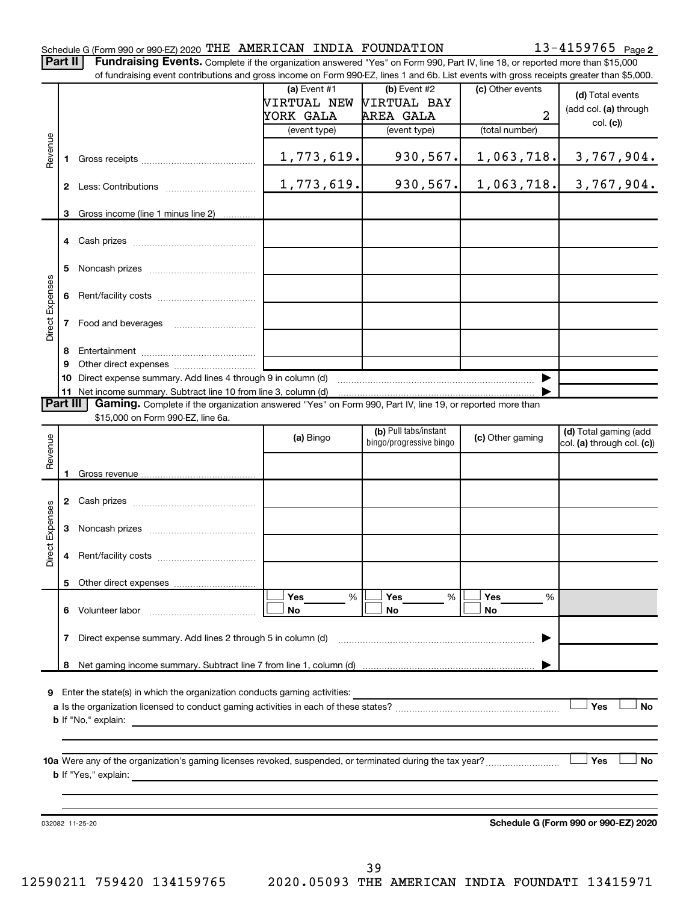Schedule G (Form 990 or 990-EZ) 2020 THE AMERICAN INDIA FOUNDATION 13-4159765 Page 2

**Part II** **Fundraising Events.** Complete if the organization answered "Yes" on Form 990, Part IV, line 18, or reported more than $15,000 of fundraising event contributions and gross income on Form 990-EZ, lines 1 and 6b. List events with gross receipts greater than $5,000.

| | | (a) Event #1 VIRTUAL NEW YORK GALA (event type) | (b) Event #2 VIRTUAL BAY AREA GALA (event type) | (c) Other events 2 (total number) | (d) Total events (add col. (a) through col. (c)) |
|---|---|---|---|---|---|
| Revenue | 1 Gross receipts | 1,773,619. | 930,567. | 1,063,718. | 3,767,904. |
| | 2 Less: Contributions | 1,773,619. | 930,567. | 1,063,718. | 3,767,904. |
| | 3 Gross income (line 1 minus line 2) | | | | |
| Direct Expenses | 4 Cash prizes | | | | |
| | 5 Noncash prizes | | | | |
| | 6 Rent/facility costs | | | | |
| | 7 Food and beverages | | | | |
| | 8 Entertainment | | | | |
| | 9 Other direct expenses | | | | |
| | 10 Direct expense summary. Add lines 4 through 9 in column (d) | | | ▶ | |
| | 11 Net income summary. Subtract line 10 from line 3, column (d) | | | ▶ | |

**Part III** **Gaming.** Complete if the organization answered "Yes" on Form 990, Part IV, line 19, or reported more than $15,000 on Form 990-EZ, line 6a.

| | | (a) Bingo | (b) Pull tabs/instant bingo/progressive bingo | (c) Other gaming | (d) Total gaming (add col. (a) through col. (c)) |
|---|---|---|---|---|---|
| Revenue | 1 Gross revenue | | | | |
| Direct Expenses | 2 Cash prizes | | | | |
| | 3 Noncash prizes | | | | |
| | 4 Rent/facility costs | | | | |
| | 5 Other direct expenses | | | | |
| | 6 Volunteer labor | Yes ___ % / No | Yes ___ % / No | Yes ___ % / No | |
| | 7 Direct expense summary. Add lines 2 through 5 in column (d) | | | ▶ | |
| | 8 Net gaming income summary. Subtract line 7 from line 1, column (d) | | | ▶ | |

9 Enter the state(s) in which the organization conducts gaming activities:

a Is the organization licensed to conduct gaming activities in each of these states? Yes No

b If "No," explain:

10a Were any of the organization's gaming licenses revoked, suspended, or terminated during the tax year? Yes No

b If "Yes," explain:

032082 11-25-20 **Schedule G (Form 990 or 990-EZ) 2020**

12590211 759420 134159765 2020.05093 THE AMERICAN INDIA FOUNDATI 13415971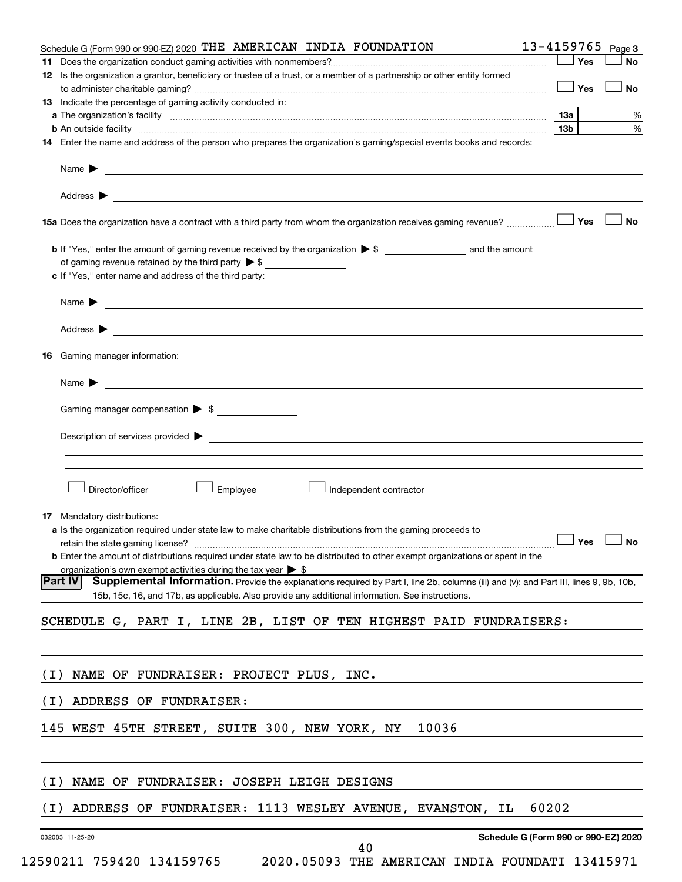Schedule G (Form 990 or 990-EZ) 2020 THE AMERICAN INDIA FOUNDATION 13-4159765 Page 3

**11** Does the organization conduct gaming activities with nonmembers? ☐ Yes ☐ No

**12** Is the organization a grantor, beneficiary or trustee of a trust, or a member of a partnership or other entity formed to administer charitable gaming? ☐ Yes ☐ No

**13** Indicate the percentage of gaming activity conducted in:

**a** The organization's facility **13a** %

**b** An outside facility **13b** %

**14** Enter the name and address of the person who prepares the organization's gaming/special events books and records:

Name ▶

Address ▶

**15a** Does the organization have a contract with a third party from whom the organization receives gaming revenue? ☐ Yes ☐ No

**b** If "Yes," enter the amount of gaming revenue received by the organization ▶ $ ______ and the amount of gaming revenue retained by the third party ▶ $ ______

**c** If "Yes," enter name and address of the third party:

Name ▶

Address ▶

**16** Gaming manager information:

Name ▶

Gaming manager compensation ▶ $

Description of services provided ▶

☐ Director/officer ☐ Employee ☐ Independent contractor

**17** Mandatory distributions:

**a** Is the organization required under state law to make charitable distributions from the gaming proceeds to retain the state gaming license? ☐ Yes ☐ No

**b** Enter the amount of distributions required under state law to be distributed to other exempt organizations or spent in the organization's own exempt activities during the tax year ▶ $

**Part IV** **Supplemental Information.** Provide the explanations required by Part I, line 2b, columns (iii) and (v); and Part III, lines 9, 9b, 10b, 15b, 15c, 16, and 17b, as applicable. Also provide any additional information. See instructions.

SCHEDULE G, PART I, LINE 2B, LIST OF TEN HIGHEST PAID FUNDRAISERS:

(I) NAME OF FUNDRAISER: PROJECT PLUS, INC.

(I) ADDRESS OF FUNDRAISER:

145 WEST 45TH STREET, SUITE 300, NEW YORK, NY 10036

(I) NAME OF FUNDRAISER: JOSEPH LEIGH DESIGNS

(I) ADDRESS OF FUNDRAISER: 1113 WESLEY AVENUE, EVANSTON, IL 60202

032083 11-25-20 **Schedule G (Form 990 or 990-EZ) 2020**

12590211 759420 134159765 2020.05093 THE AMERICAN INDIA FOUNDATI 13415971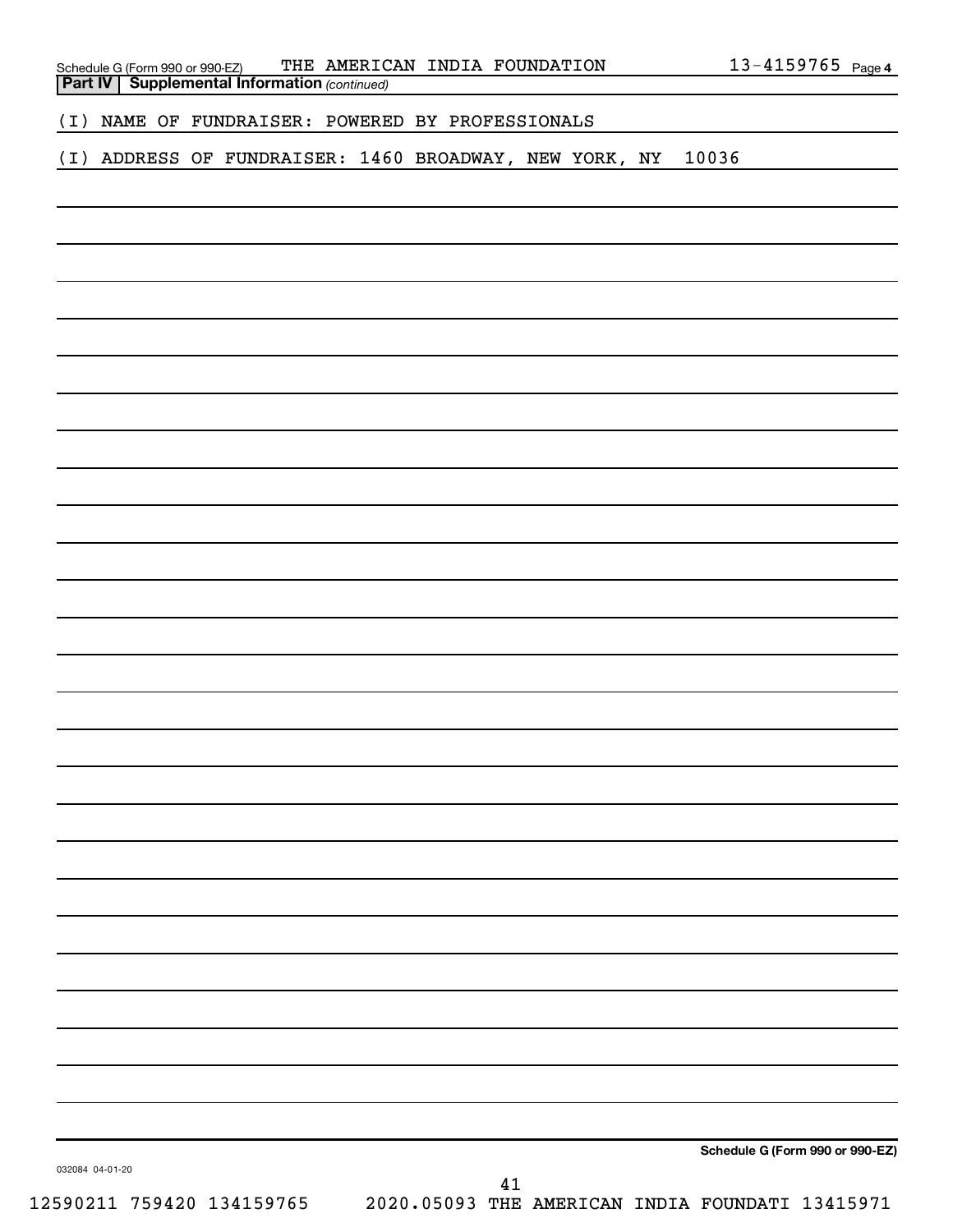Schedule G (Form 990 or 990-EZ) THE AMERICAN INDIA FOUNDATION 13-4159765 Page 4

**Part IV | Supplemental Information** *(continued)*

(I) NAME OF FUNDRAISER: POWERED BY PROFESSIONALS

(I) ADDRESS OF FUNDRAISER: 1460 BROADWAY, NEW YORK, NY 10036

**Schedule G (Form 990 or 990-EZ)**

032084 04-01-20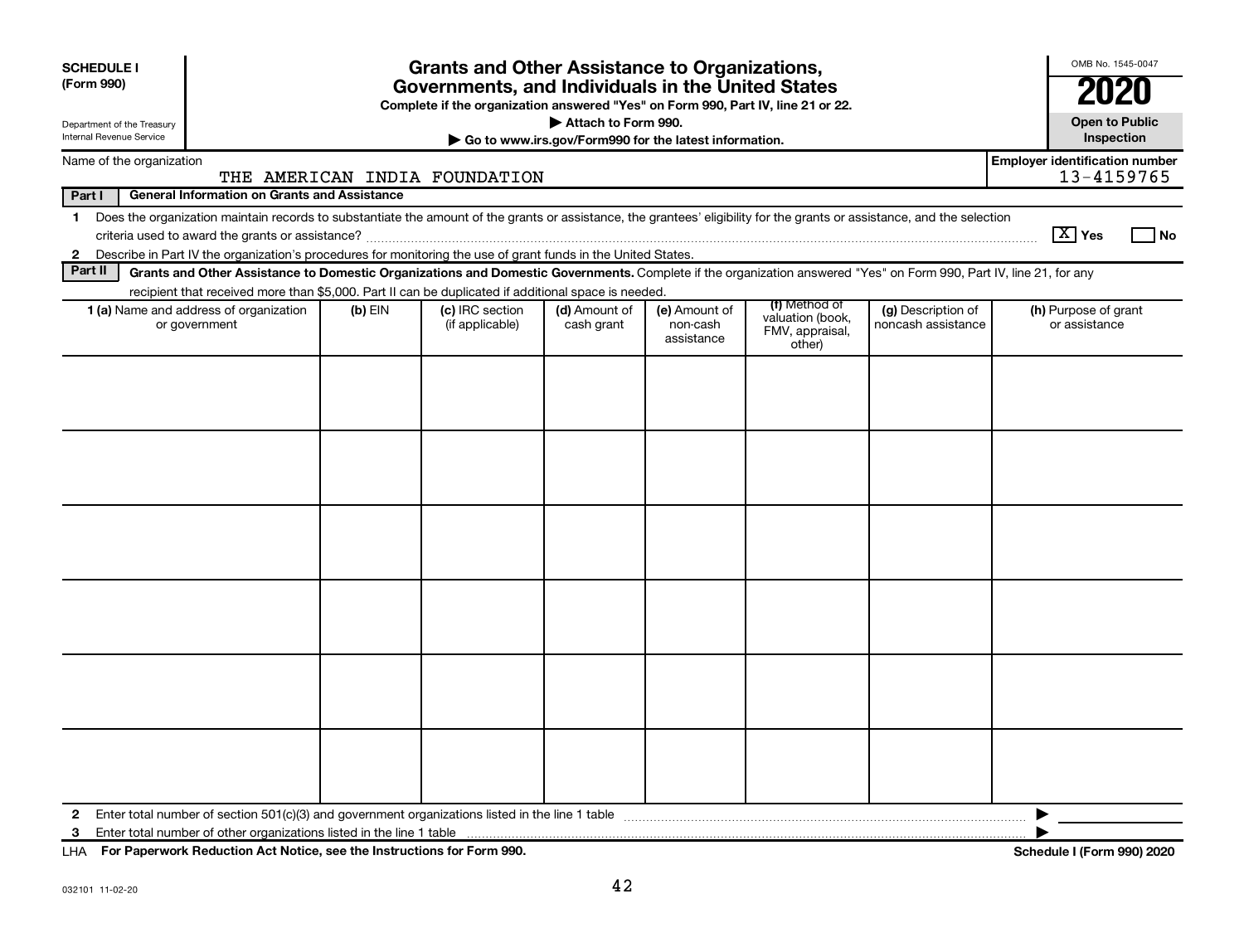**SCHEDULE I (Form 990)**

Department of the Treasury
Internal Revenue Service

# Grants and Other Assistance to Organizations, Governments, and Individuals in the United States

**Complete if the organization answered "Yes" on Form 990, Part IV, line 21 or 22.**

**▶ Attach to Form 990.**

**▶ Go to www.irs.gov/Form990 for the latest information.**

OMB No. 1545-0047

**2020**

**Open to Public Inspection**

Name of the organization: THE AMERICAN INDIA FOUNDATION

**Employer identification number** 13-4159765

**Part I — General Information on Grants and Assistance**

1 Does the organization maintain records to substantiate the amount of the grants or assistance, the grantees' eligibility for the grants or assistance, and the selection criteria used to award the grants or assistance? [X] Yes [ ] No

2 Describe in Part IV the organization's procedures for monitoring the use of grant funds in the United States.

**Part II — Grants and Other Assistance to Domestic Organizations and Domestic Governments.** Complete if the organization answered "Yes" on Form 990, Part IV, line 21, for any recipient that received more than $5,000. Part II can be duplicated if additional space is needed.

| 1 (a) Name and address of organization or government | (b) EIN | (c) IRC section (if applicable) | (d) Amount of cash grant | (e) Amount of non-cash assistance | (f) Method of valuation (book, FMV, appraisal, other) | (g) Description of noncash assistance | (h) Purpose of grant or assistance |
|---|---|---|---|---|---|---|---|
| | | | | | | | |
| | | | | | | | |
| | | | | | | | |
| | | | | | | | |
| | | | | | | | |
| | | | | | | | |

2 Enter total number of section 501(c)(3) and government organizations listed in the line 1 table ▶

3 Enter total number of other organizations listed in the line 1 table ▶

LHA **For Paperwork Reduction Act Notice, see the Instructions for Form 990.** **Schedule I (Form 990) 2020**

032101 11-02-20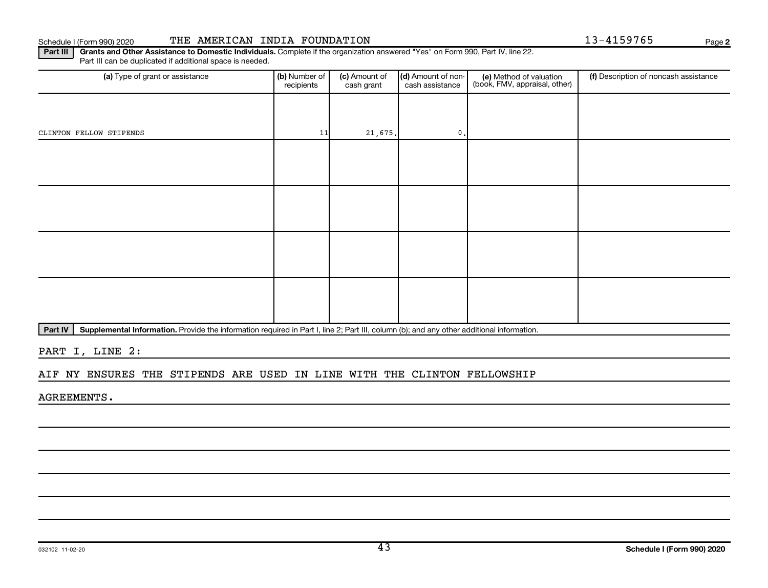Schedule I (Form 990) 2020 THE AMERICAN INDIA FOUNDATION 13-4159765

**Part III** **Grants and Other Assistance to Domestic Individuals.** Complete if the organization answered "Yes" on Form 990, Part IV, line 22. Part III can be duplicated if additional space is needed.

| (a) Type of grant or assistance | (b) Number of recipients | (c) Amount of cash grant | (d) Amount of non-cash assistance | (e) Method of valuation (book, FMV, appraisal, other) | (f) Description of noncash assistance |
|---|---|---|---|---|---|
| CLINTON FELLOW STIPENDS | 11 | 21,675. | 0. | | |
| | | | | | |
| | | | | | |
| | | | | | |
| | | | | | |

**Part IV** **Supplemental Information.** Provide the information required in Part I, line 2; Part III, column (b); and any other additional information.

PART I, LINE 2:

AIF NY ENSURES THE STIPENDS ARE USED IN LINE WITH THE CLINTON FELLOWSHIP AGREEMENTS.

032102 11-02-20

**Schedule I (Form 990) 2020**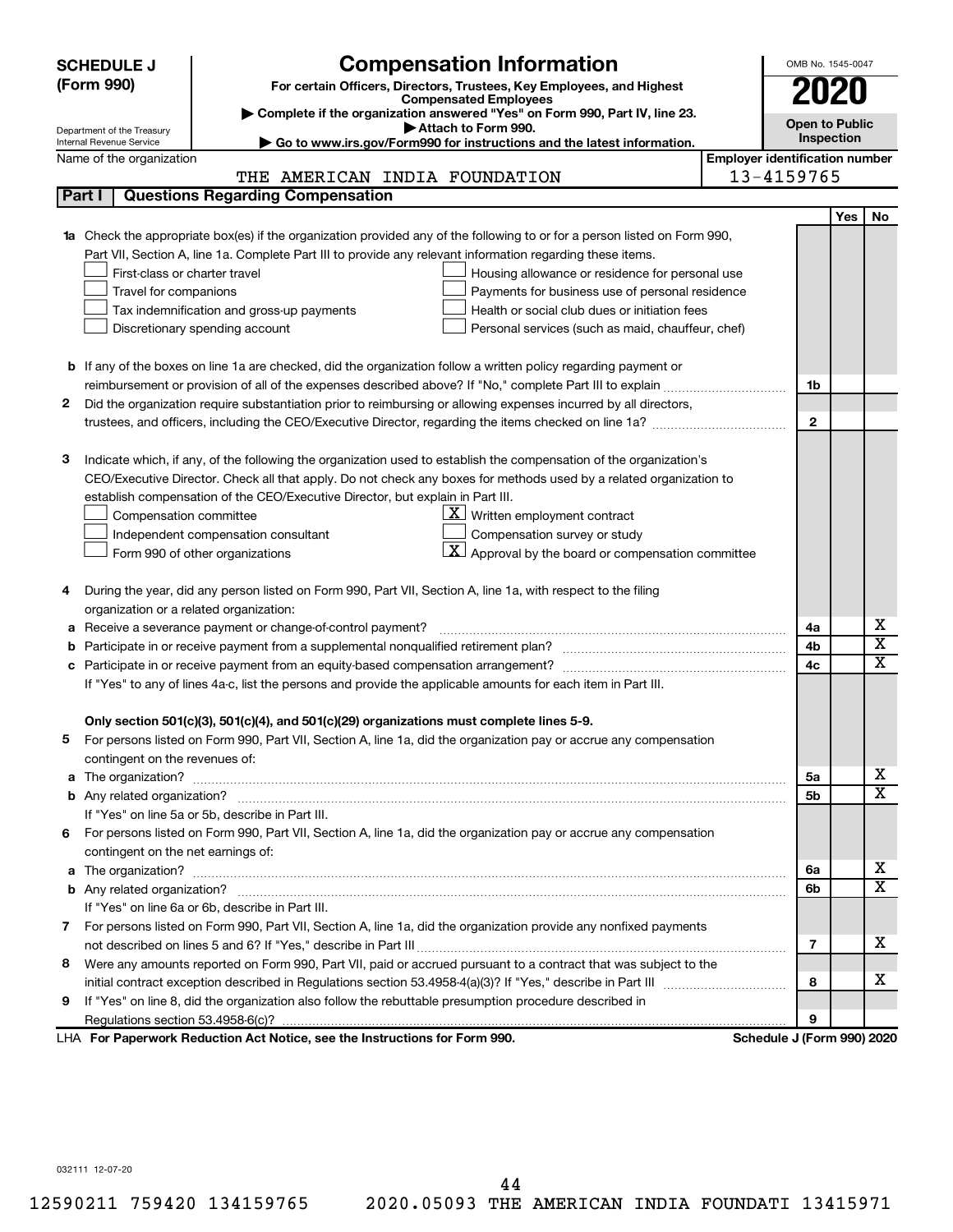# SCHEDULE J (Form 990)

Department of the Treasury
Internal Revenue Service

## Compensation Information

**For certain Officers, Directors, Trustees, Key Employees, and Highest Compensated Employees**

▶ Complete if the organization answered "Yes" on Form 990, Part IV, line 23.

▶ Attach to Form 990.

▶ Go to www.irs.gov/Form990 for instructions and the latest information.

OMB No. 1545-0047

**2020**

**Open to Public Inspection**

Name of the organization: THE AMERICAN INDIA FOUNDATION

Employer identification number: 13-4159765

## Part I Questions Regarding Compensation

| | | | Yes | No |
|---|---|---|---|---|
| **1a** | Check the appropriate box(es) if the organization provided any of the following to or for a person listed on Form 990, Part VII, Section A, line 1a. Complete Part III to provide any relevant information regarding these items.<br>☐ First-class or charter travel ☐ Housing allowance or residence for personal use<br>☐ Travel for companions ☐ Payments for business use of personal residence<br>☐ Tax indemnification and gross-up payments ☐ Health or social club dues or initiation fees<br>☐ Discretionary spending account ☐ Personal services (such as maid, chauffeur, chef) | | | |
| **b** | If any of the boxes on line 1a are checked, did the organization follow a written policy regarding payment or reimbursement or provision of all of the expenses described above? If "No," complete Part III to explain | 1b | | |
| **2** | Did the organization require substantiation prior to reimbursing or allowing expenses incurred by all directors, trustees, and officers, including the CEO/Executive Director, regarding the items checked on line 1a? | 2 | | |
| **3** | Indicate which, if any, of the following the organization used to establish the compensation of the organization's CEO/Executive Director. Check all that apply. Do not check any boxes for methods used by a related organization to establish compensation of the CEO/Executive Director, but explain in Part III.<br>☐ Compensation committee ☒ Written employment contract<br>☐ Independent compensation consultant ☐ Compensation survey or study<br>☐ Form 990 of other organizations ☒ Approval by the board or compensation committee | | | |
| **4** | During the year, did any person listed on Form 990, Part VII, Section A, line 1a, with respect to the filing organization or a related organization: | | | |
| **a** | Receive a severance payment or change-of-control payment? | 4a | | X |
| **b** | Participate in or receive payment from a supplemental nonqualified retirement plan? | 4b | | X |
| **c** | Participate in or receive payment from an equity-based compensation arrangement? | 4c | | X |
| | If "Yes" to any of lines 4a-c, list the persons and provide the applicable amounts for each item in Part III. | | | |
| | **Only section 501(c)(3), 501(c)(4), and 501(c)(29) organizations must complete lines 5-9.** | | | |
| **5** | For persons listed on Form 990, Part VII, Section A, line 1a, did the organization pay or accrue any compensation contingent on the revenues of: | | | |
| **a** | The organization? | 5a | | X |
| **b** | Any related organization? | 5b | | X |
| | If "Yes" on line 5a or 5b, describe in Part III. | | | |
| **6** | For persons listed on Form 990, Part VII, Section A, line 1a, did the organization pay or accrue any compensation contingent on the net earnings of: | | | |
| **a** | The organization? | 6a | | X |
| **b** | Any related organization? | 6b | | X |
| | If "Yes" on line 6a or 6b, describe in Part III. | | | |
| **7** | For persons listed on Form 990, Part VII, Section A, line 1a, did the organization provide any nonfixed payments not described on lines 5 and 6? If "Yes," describe in Part III | 7 | | X |
| **8** | Were any amounts reported on Form 990, Part VII, paid or accrued pursuant to a contract that was subject to the initial contract exception described in Regulations section 53.4958-4(a)(3)? If "Yes," describe in Part III | 8 | | X |
| **9** | If "Yes" on line 8, did the organization also follow the rebuttable presumption procedure described in Regulations section 53.4958-6(c)? | 9 | | |

LHA **For Paperwork Reduction Act Notice, see the Instructions for Form 990.** **Schedule J (Form 990) 2020**

032111 12-07-20

12590211 759420 134159765 2020.05093 THE AMERICAN INDIA FOUNDATI 13415971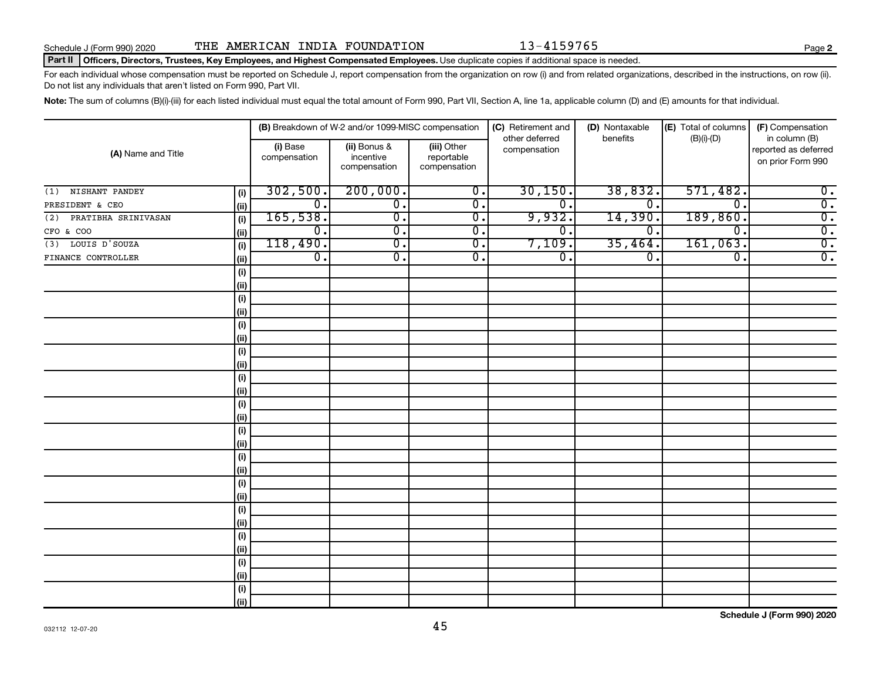Schedule J (Form 990) 2020 THE AMERICAN INDIA FOUNDATION 13-4159765

**Part II** **Officers, Directors, Trustees, Key Employees, and Highest Compensated Employees.** Use duplicate copies if additional space is needed.

For each individual whose compensation must be reported on Schedule J, report compensation from the organization on row (i) and from related organizations, described in the instructions, on row (ii). Do not list any individuals that aren't listed on Form 990, Part VII.

**Note:** The sum of columns (B)(i)-(iii) for each listed individual must equal the total amount of Form 990, Part VII, Section A, line 1a, applicable column (D) and (E) amounts for that individual.

| (A) Name and Title | | (B) Breakdown of W-2 and/or 1099-MISC compensation | | | (C) Retirement and other deferred compensation | (D) Nontaxable benefits | (E) Total of columns (B)(i)-(D) | (F) Compensation in column (B) reported as deferred on prior Form 990 |
|---|---|---|---|---|---|---|---|---|
| | | (i) Base compensation | (ii) Bonus & incentive compensation | (iii) Other reportable compensation | | | | |
| (1) NISHANT PANDEY | (i) | 302,500. | 200,000. | 0. | 30,150. | 38,832. | 571,482. | 0. |
| PRESIDENT & CEO | (ii) | 0. | 0. | 0. | 0. | 0. | 0. | 0. |
| (2) PRATIBHA SRINIVASAN | (i) | 165,538. | 0. | 0. | 9,932. | 14,390. | 189,860. | 0. |
| CFO & COO | (ii) | 0. | 0. | 0. | 0. | 0. | 0. | 0. |
| (3) LOUIS D'SOUZA | (i) | 118,490. | 0. | 0. | 7,109. | 35,464. | 161,063. | 0. |
| FINANCE CONTROLLER | (ii) | 0. | 0. | 0. | 0. | 0. | 0. | 0. |

Schedule J (Form 990) 2020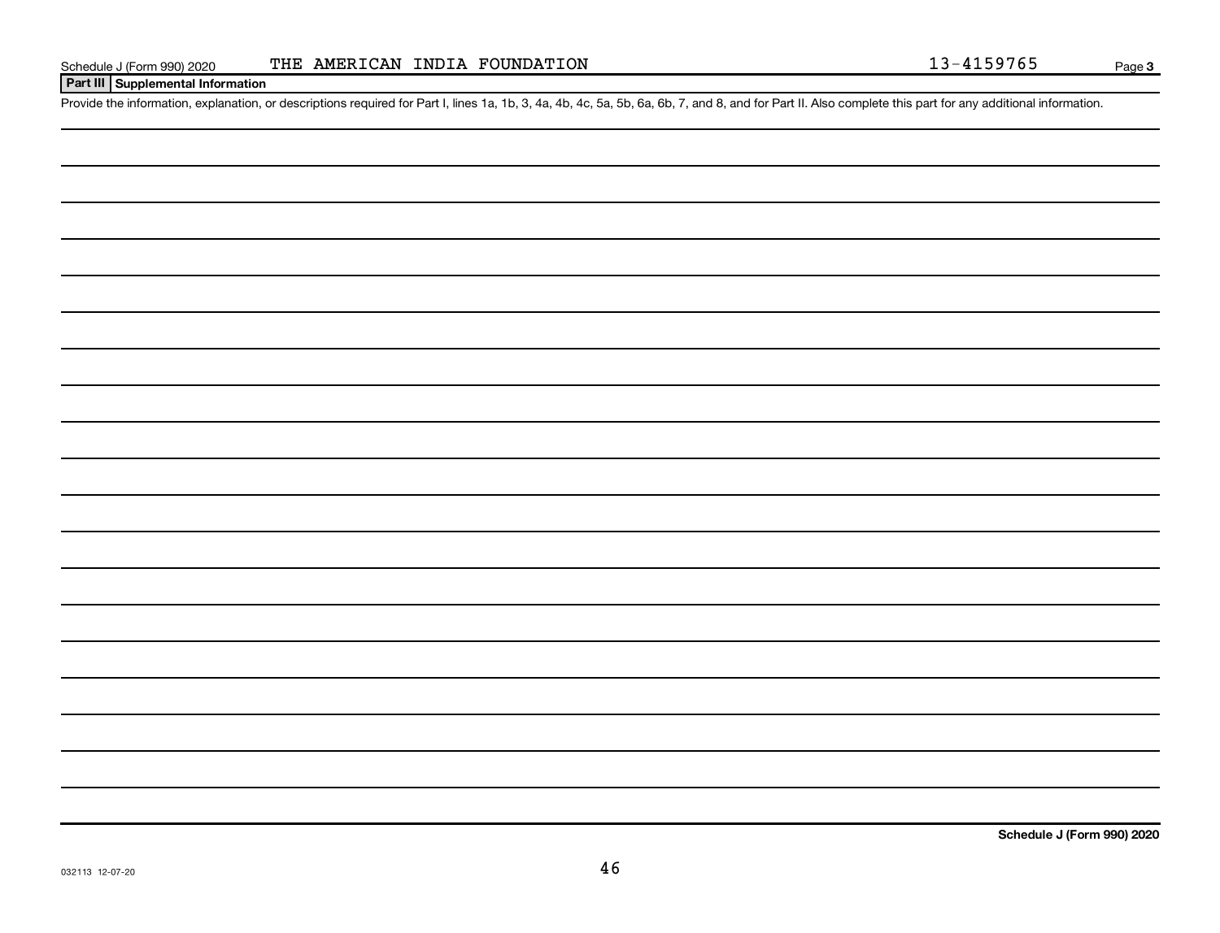Schedule J (Form 990) 2020 THE AMERICAN INDIA FOUNDATION 13-4159765

**Part III Supplemental Information**

Provide the information, explanation, or descriptions required for Part I, lines 1a, 1b, 3, 4a, 4b, 4c, 5a, 5b, 6a, 6b, 7, and 8, and for Part II. Also complete this part for any additional information.

**Schedule J (Form 990) 2020**

032113 12-07-20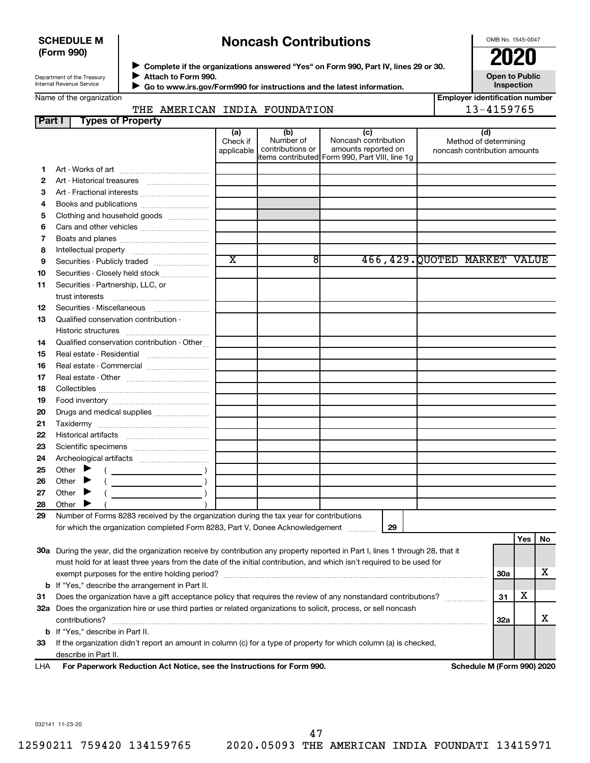**SCHEDULE M (Form 990)**

Department of the Treasury
Internal Revenue Service

# Noncash Contributions

▶ Complete if the organizations answered "Yes" on Form 990, Part IV, lines 29 or 30.
▶ Attach to Form 990.
▶ Go to www.irs.gov/Form990 for instructions and the latest information.

OMB No. 1545-0047

**2020**

**Open to Public Inspection**

Name of the organization: THE AMERICAN INDIA FOUNDATION

Employer identification number: 13-4159765

**Part I — Types of Property**

| | | (a) Check if applicable | (b) Number of contributions or items contributed | (c) Noncash contribution amounts reported on Form 990, Part VIII, line 1g | (d) Method of determining noncash contribution amounts |
|---|---|---|---|---|---|
| 1 | Art - Works of art | | | | |
| 2 | Art - Historical treasures | | | | |
| 3 | Art - Fractional interests | | | | |
| 4 | Books and publications | | | | |
| 5 | Clothing and household goods | | | | |
| 6 | Cars and other vehicles | | | | |
| 7 | Boats and planes | | | | |
| 8 | Intellectual property | | | | |
| 9 | Securities - Publicly traded | X | 8 | 466,429. | QUOTED MARKET VALUE |
| 10 | Securities - Closely held stock | | | | |
| 11 | Securities - Partnership, LLC, or trust interests | | | | |
| 12 | Securities - Miscellaneous | | | | |
| 13 | Qualified conservation contribution - Historic structures | | | | |
| 14 | Qualified conservation contribution - Other | | | | |
| 15 | Real estate - Residential | | | | |
| 16 | Real estate - Commercial | | | | |
| 17 | Real estate - Other | | | | |
| 18 | Collectibles | | | | |
| 19 | Food inventory | | | | |
| 20 | Drugs and medical supplies | | | | |
| 21 | Taxidermy | | | | |
| 22 | Historical artifacts | | | | |
| 23 | Scientific specimens | | | | |
| 24 | Archeological artifacts | | | | |
| 25 | Other ▶ ( ) | | | | |
| 26 | Other ▶ ( ) | | | | |
| 27 | Other ▶ ( ) | | | | |
| 28 | Other ▶ ( ) | | | | |

29 Number of Forms 8283 received by the organization during the tax year for contributions for which the organization completed Form 8283, Part V, Donee Acknowledgement ..... 29

| | | | Yes | No |
|---|---|---|---|---|
| 30a | During the year, did the organization receive by contribution any property reported in Part I, lines 1 through 28, that it must hold for at least three years from the date of the initial contribution, and which isn't required to be used for exempt purposes for the entire holding period? | 30a | | X |
| b | If "Yes," describe the arrangement in Part II. | | | |
| 31 | Does the organization have a gift acceptance policy that requires the review of any nonstandard contributions? | 31 | X | |
| 32a | Does the organization hire or use third parties or related organizations to solicit, process, or sell noncash contributions? | 32a | | X |
| b | If "Yes," describe in Part II. | | | |
| 33 | If the organization didn't report an amount in column (c) for a type of property for which column (a) is checked, describe in Part II. | | | |

LHA **For Paperwork Reduction Act Notice, see the Instructions for Form 990.** **Schedule M (Form 990) 2020**

032141 11-23-20

12590211 759420 134159765 2020.05093 THE AMERICAN INDIA FOUNDATI 13415971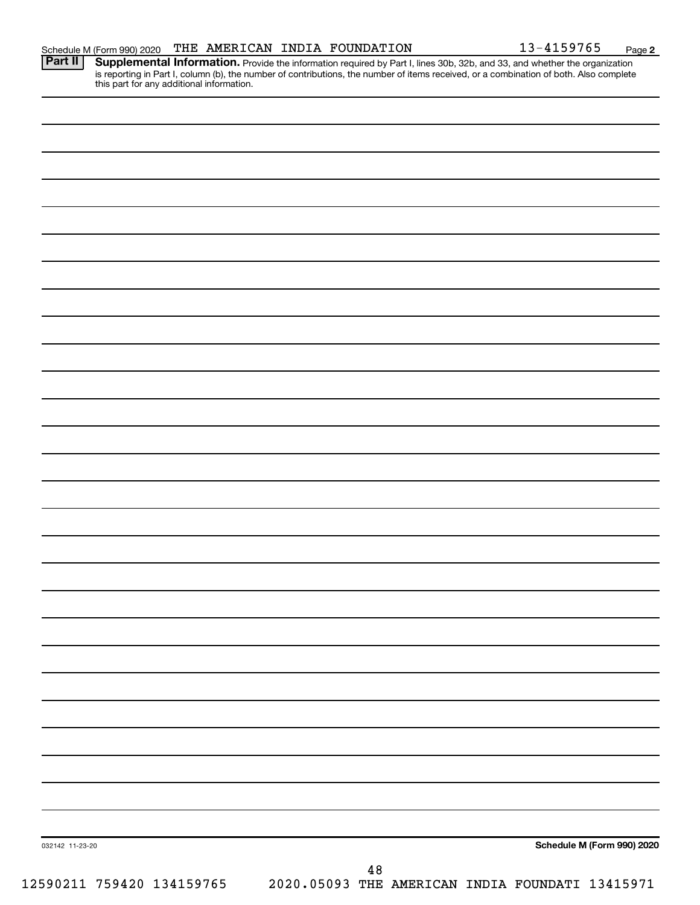Schedule M (Form 990) 2020 THE AMERICAN INDIA FOUNDATION 13-4159765 Page 2

**Part II** **Supplemental Information.** Provide the information required by Part I, lines 30b, 32b, and 33, and whether the organization is reporting in Part I, column (b), the number of contributions, the number of items received, or a combination of both. Also complete this part for any additional information.

032142 11-23-20 **Schedule M (Form 990) 2020**

12590211 759420 134159765 2020.05093 THE AMERICAN INDIA FOUNDATI 13415971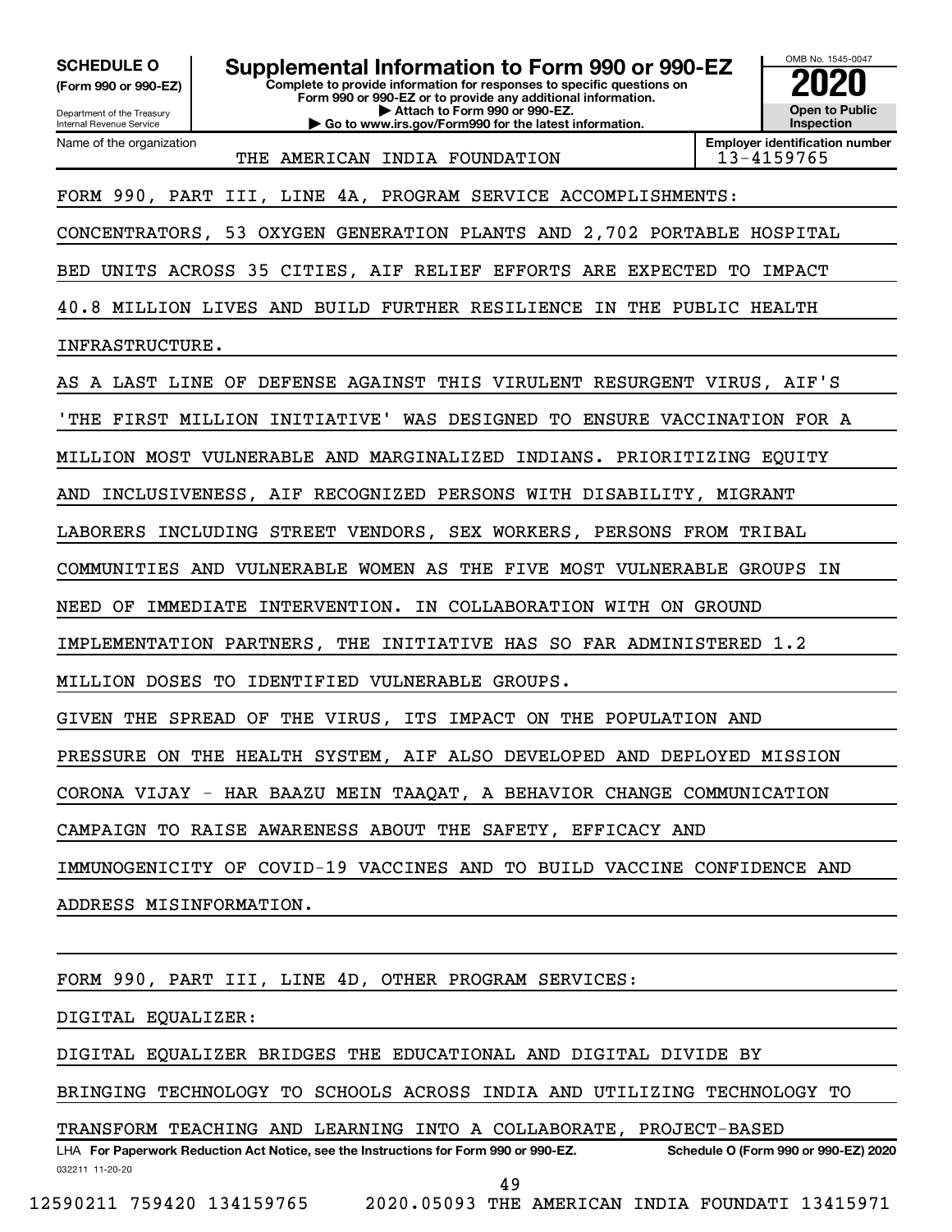**SCHEDULE O**
**(Form 990 or 990-EZ)**

Department of the Treasury
Internal Revenue Service

# Supplemental Information to Form 990 or 990-EZ

**Complete to provide information for responses to specific questions on Form 990 or 990-EZ or to provide any additional information.**
**▶ Attach to Form 990 or 990-EZ.**
**▶ Go to www.irs.gov/Form990 for the latest information.**

OMB No. 1545-0047
**2020**
**Open to Public Inspection**

Name of the organization: THE AMERICAN INDIA FOUNDATION
**Employer identification number:** 13-4159765

FORM 990, PART III, LINE 4A, PROGRAM SERVICE ACCOMPLISHMENTS:

CONCENTRATORS, 53 OXYGEN GENERATION PLANTS AND 2,702 PORTABLE HOSPITAL BED UNITS ACROSS 35 CITIES, AIF RELIEF EFFORTS ARE EXPECTED TO IMPACT 40.8 MILLION LIVES AND BUILD FURTHER RESILIENCE IN THE PUBLIC HEALTH INFRASTRUCTURE.

AS A LAST LINE OF DEFENSE AGAINST THIS VIRULENT RESURGENT VIRUS, AIF'S 'THE FIRST MILLION INITIATIVE' WAS DESIGNED TO ENSURE VACCINATION FOR A MILLION MOST VULNERABLE AND MARGINALIZED INDIANS. PRIORITIZING EQUITY AND INCLUSIVENESS, AIF RECOGNIZED PERSONS WITH DISABILITY, MIGRANT LABORERS INCLUDING STREET VENDORS, SEX WORKERS, PERSONS FROM TRIBAL COMMUNITIES AND VULNERABLE WOMEN AS THE FIVE MOST VULNERABLE GROUPS IN NEED OF IMMEDIATE INTERVENTION. IN COLLABORATION WITH ON GROUND IMPLEMENTATION PARTNERS, THE INITIATIVE HAS SO FAR ADMINISTERED 1.2 MILLION DOSES TO IDENTIFIED VULNERABLE GROUPS.

GIVEN THE SPREAD OF THE VIRUS, ITS IMPACT ON THE POPULATION AND PRESSURE ON THE HEALTH SYSTEM, AIF ALSO DEVELOPED AND DEPLOYED MISSION CORONA VIJAY - HAR BAAZU MEIN TAAQAT, A BEHAVIOR CHANGE COMMUNICATION CAMPAIGN TO RAISE AWARENESS ABOUT THE SAFETY, EFFICACY AND IMMUNOGENICITY OF COVID-19 VACCINES AND TO BUILD VACCINE CONFIDENCE AND ADDRESS MISINFORMATION.

FORM 990, PART III, LINE 4D, OTHER PROGRAM SERVICES:

DIGITAL EQUALIZER:

DIGITAL EQUALIZER BRIDGES THE EDUCATIONAL AND DIGITAL DIVIDE BY BRINGING TECHNOLOGY TO SCHOOLS ACROSS INDIA AND UTILIZING TECHNOLOGY TO TRANSFORM TEACHING AND LEARNING INTO A COLLABORATE, PROJECT-BASED

LHA **For Paperwork Reduction Act Notice, see the Instructions for Form 990 or 990-EZ.** **Schedule O (Form 990 or 990-EZ) 2020**
032211 11-20-20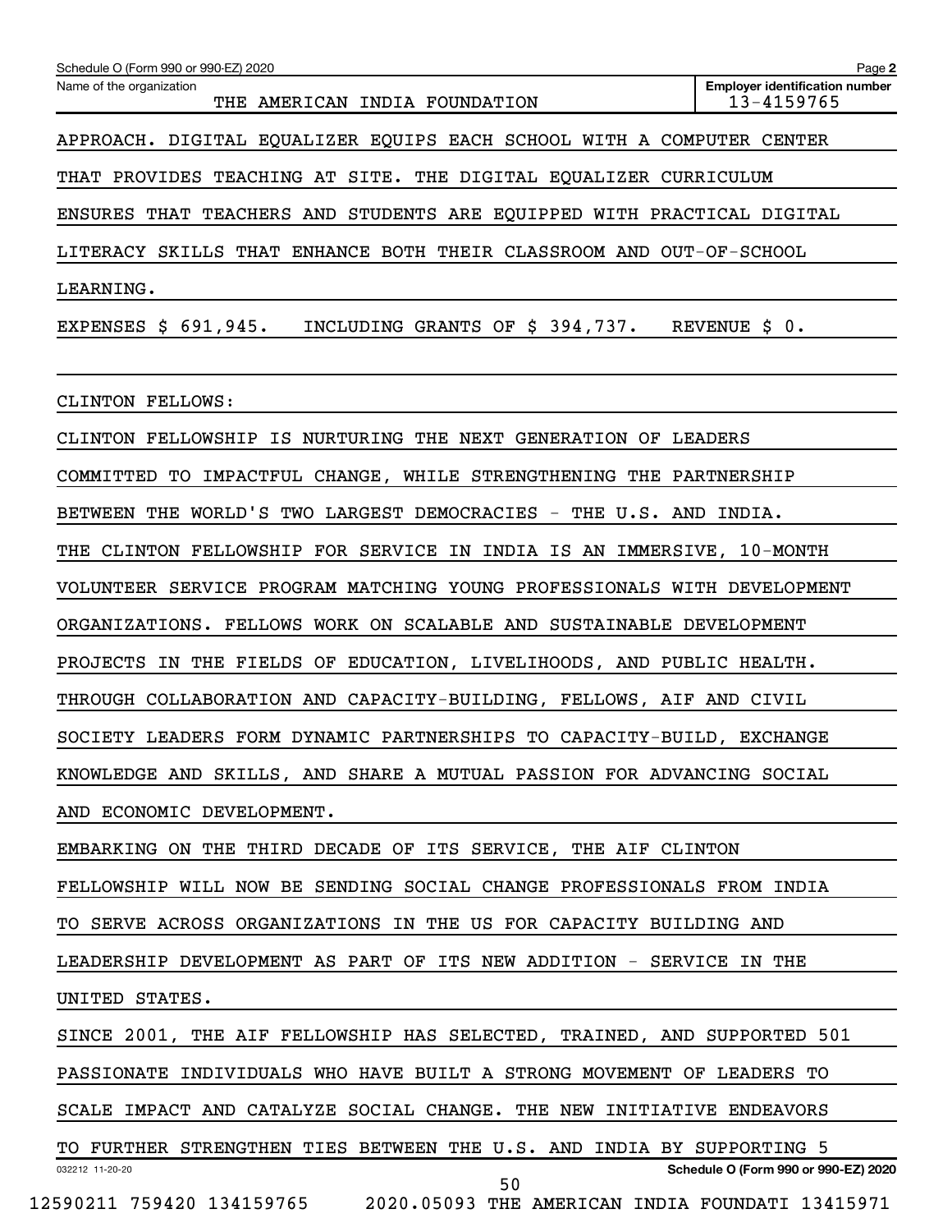APPROACH. DIGITAL EQUALIZER EQUIPS EACH SCHOOL WITH A COMPUTER CENTER THAT PROVIDES TEACHING AT SITE. THE DIGITAL EQUALIZER CURRICULUM ENSURES THAT TEACHERS AND STUDENTS ARE EQUIPPED WITH PRACTICAL DIGITAL LITERACY SKILLS THAT ENHANCE BOTH THEIR CLASSROOM AND OUT-OF-SCHOOL LEARNING.

EXPENSES $ 691,945. INCLUDING GRANTS OF $ 394,737. REVENUE $ 0.

CLINTON FELLOWS:

CLINTON FELLOWSHIP IS NURTURING THE NEXT GENERATION OF LEADERS COMMITTED TO IMPACTFUL CHANGE, WHILE STRENGTHENING THE PARTNERSHIP BETWEEN THE WORLD'S TWO LARGEST DEMOCRACIES - THE U.S. AND INDIA. THE CLINTON FELLOWSHIP FOR SERVICE IN INDIA IS AN IMMERSIVE, 10-MONTH VOLUNTEER SERVICE PROGRAM MATCHING YOUNG PROFESSIONALS WITH DEVELOPMENT ORGANIZATIONS. FELLOWS WORK ON SCALABLE AND SUSTAINABLE DEVELOPMENT PROJECTS IN THE FIELDS OF EDUCATION, LIVELIHOODS, AND PUBLIC HEALTH. THROUGH COLLABORATION AND CAPACITY-BUILDING, FELLOWS, AIF AND CIVIL SOCIETY LEADERS FORM DYNAMIC PARTNERSHIPS TO CAPACITY-BUILD, EXCHANGE KNOWLEDGE AND SKILLS, AND SHARE A MUTUAL PASSION FOR ADVANCING SOCIAL AND ECONOMIC DEVELOPMENT.

EMBARKING ON THE THIRD DECADE OF ITS SERVICE, THE AIF CLINTON FELLOWSHIP WILL NOW BE SENDING SOCIAL CHANGE PROFESSIONALS FROM INDIA TO SERVE ACROSS ORGANIZATIONS IN THE US FOR CAPACITY BUILDING AND LEADERSHIP DEVELOPMENT AS PART OF ITS NEW ADDITION - SERVICE IN THE UNITED STATES.

SINCE 2001, THE AIF FELLOWSHIP HAS SELECTED, TRAINED, AND SUPPORTED 501 PASSIONATE INDIVIDUALS WHO HAVE BUILT A STRONG MOVEMENT OF LEADERS TO SCALE IMPACT AND CATALYZE SOCIAL CHANGE. THE NEW INITIATIVE ENDEAVORS TO FURTHER STRENGTHEN TIES BETWEEN THE U.S. AND INDIA BY SUPPORTING 5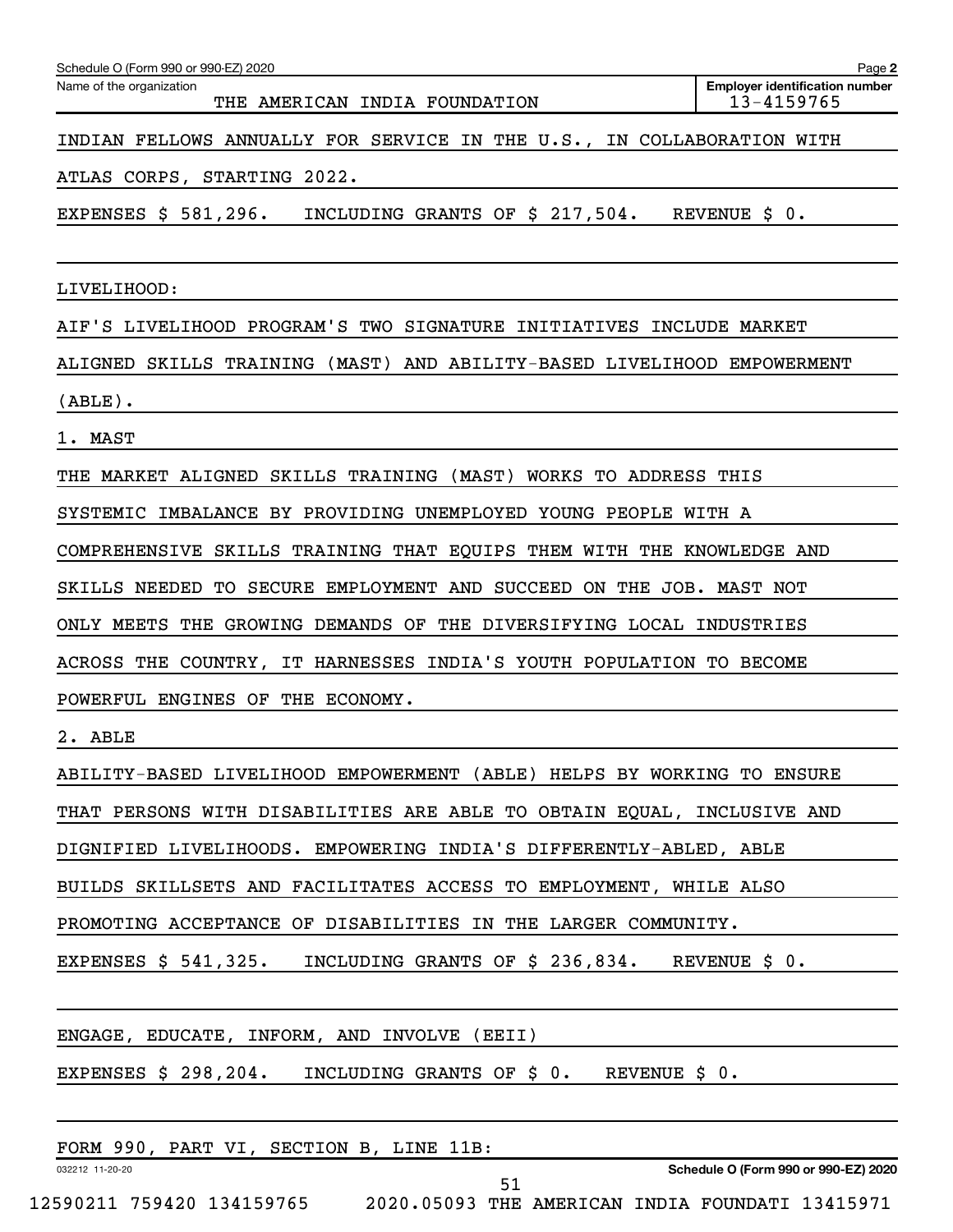Schedule O (Form 990 or 990-EZ) 2020

Name of the organization: THE AMERICAN INDIA FOUNDATION

Employer identification number: 13-4159765

INDIAN FELLOWS ANNUALLY FOR SERVICE IN THE U.S., IN COLLABORATION WITH ATLAS CORPS, STARTING 2022.

EXPENSES $ 581,296. INCLUDING GRANTS OF $ 217,504. REVENUE $ 0.

LIVELIHOOD:

AIF'S LIVELIHOOD PROGRAM'S TWO SIGNATURE INITIATIVES INCLUDE MARKET ALIGNED SKILLS TRAINING (MAST) AND ABILITY-BASED LIVELIHOOD EMPOWERMENT (ABLE).

1. MAST

THE MARKET ALIGNED SKILLS TRAINING (MAST) WORKS TO ADDRESS THIS SYSTEMIC IMBALANCE BY PROVIDING UNEMPLOYED YOUNG PEOPLE WITH A COMPREHENSIVE SKILLS TRAINING THAT EQUIPS THEM WITH THE KNOWLEDGE AND SKILLS NEEDED TO SECURE EMPLOYMENT AND SUCCEED ON THE JOB. MAST NOT ONLY MEETS THE GROWING DEMANDS OF THE DIVERSIFYING LOCAL INDUSTRIES ACROSS THE COUNTRY, IT HARNESSES INDIA'S YOUTH POPULATION TO BECOME POWERFUL ENGINES OF THE ECONOMY.

2. ABLE

ABILITY-BASED LIVELIHOOD EMPOWERMENT (ABLE) HELPS BY WORKING TO ENSURE THAT PERSONS WITH DISABILITIES ARE ABLE TO OBTAIN EQUAL, INCLUSIVE AND DIGNIFIED LIVELIHOODS. EMPOWERING INDIA'S DIFFERENTLY-ABLED, ABLE BUILDS SKILLSETS AND FACILITATES ACCESS TO EMPLOYMENT, WHILE ALSO PROMOTING ACCEPTANCE OF DISABILITIES IN THE LARGER COMMUNITY.

EXPENSES $ 541,325. INCLUDING GRANTS OF $ 236,834. REVENUE $ 0.

ENGAGE, EDUCATE, INFORM, AND INVOLVE (EEII)

EXPENSES $ 298,204. INCLUDING GRANTS OF $ 0. REVENUE $ 0.

FORM 990, PART VI, SECTION B, LINE 11B: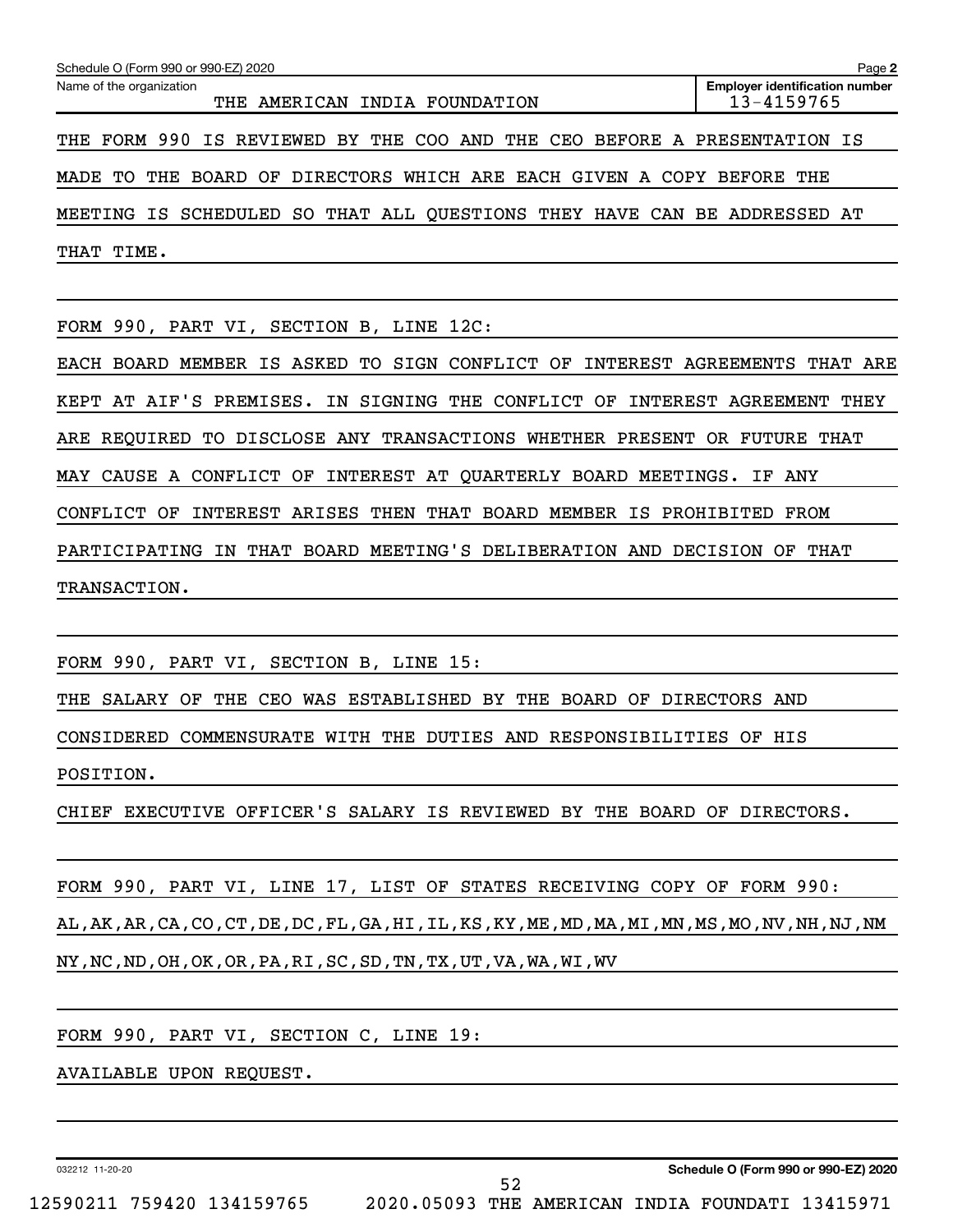Schedule O (Form 990 or 990-EZ) 2020

Name of the organization: THE AMERICAN INDIA FOUNDATION

Employer identification number: 13-4159765

THE FORM 990 IS REVIEWED BY THE COO AND THE CEO BEFORE A PRESENTATION IS MADE TO THE BOARD OF DIRECTORS WHICH ARE EACH GIVEN A COPY BEFORE THE MEETING IS SCHEDULED SO THAT ALL QUESTIONS THEY HAVE CAN BE ADDRESSED AT THAT TIME.

FORM 990, PART VI, SECTION B, LINE 12C:

EACH BOARD MEMBER IS ASKED TO SIGN CONFLICT OF INTEREST AGREEMENTS THAT ARE KEPT AT AIF'S PREMISES. IN SIGNING THE CONFLICT OF INTEREST AGREEMENT THEY ARE REQUIRED TO DISCLOSE ANY TRANSACTIONS WHETHER PRESENT OR FUTURE THAT MAY CAUSE A CONFLICT OF INTEREST AT QUARTERLY BOARD MEETINGS. IF ANY CONFLICT OF INTEREST ARISES THEN THAT BOARD MEMBER IS PROHIBITED FROM PARTICIPATING IN THAT BOARD MEETING'S DELIBERATION AND DECISION OF THAT TRANSACTION.

FORM 990, PART VI, SECTION B, LINE 15:

THE SALARY OF THE CEO WAS ESTABLISHED BY THE BOARD OF DIRECTORS AND CONSIDERED COMMENSURATE WITH THE DUTIES AND RESPONSIBILITIES OF HIS POSITION.

CHIEF EXECUTIVE OFFICER'S SALARY IS REVIEWED BY THE BOARD OF DIRECTORS.

FORM 990, PART VI, LINE 17, LIST OF STATES RECEIVING COPY OF FORM 990:

AL,AK,AR,CA,CO,CT,DE,DC,FL,GA,HI,IL,KS,KY,ME,MD,MA,MI,MN,MS,MO,NV,NH,NJ,NM NY,NC,ND,OH,OK,OR,PA,RI,SC,SD,TN,TX,UT,VA,WA,WI,WV

FORM 990, PART VI, SECTION C, LINE 19:

AVAILABLE UPON REQUEST.

Schedule O (Form 990 or 990-EZ) 2020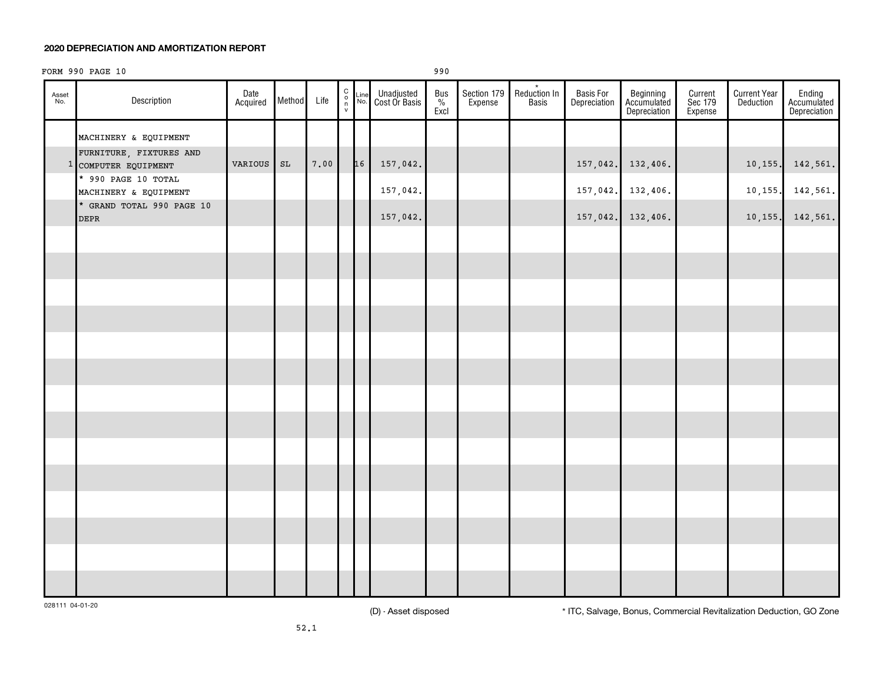## 2020 DEPRECIATION AND AMORTIZATION REPORT

FORM 990 PAGE 10 990

| Asset No. | Description | Date Acquired | Method | Life | C o n v | Line No. | Unadjusted Cost Or Basis | Bus % Excl | Section 179 Expense | * Reduction In Basis | Basis For Depreciation | Beginning Accumulated Depreciation | Current Sec 179 Expense | Current Year Deduction | Ending Accumulated Depreciation |
|---|---|---|---|---|---|---|---|---|---|---|---|---|---|---|---|
| | MACHINERY & EQUIPMENT | | | | | | | | | | | | | | |
| 1 | FURNITURE, FIXTURES AND COMPUTER EQUIPMENT | VARIOUS | SL | 7.00 | | 16 | 157,042. | | | | 157,042. | 132,406. | | 10,155. | 142,561. |
| | * 990 PAGE 10 TOTAL MACHINERY & EQUIPMENT | | | | | | 157,042. | | | | 157,042. | 132,406. | | 10,155. | 142,561. |
| | * GRAND TOTAL 990 PAGE 10 DEPR | | | | | | 157,042. | | | | 157,042. | 132,406. | | 10,155. | 142,561. |

028111 04-01-20

(D) - Asset disposed

* ITC, Salvage, Bonus, Commercial Revitalization Deduction, GO Zone

52.1